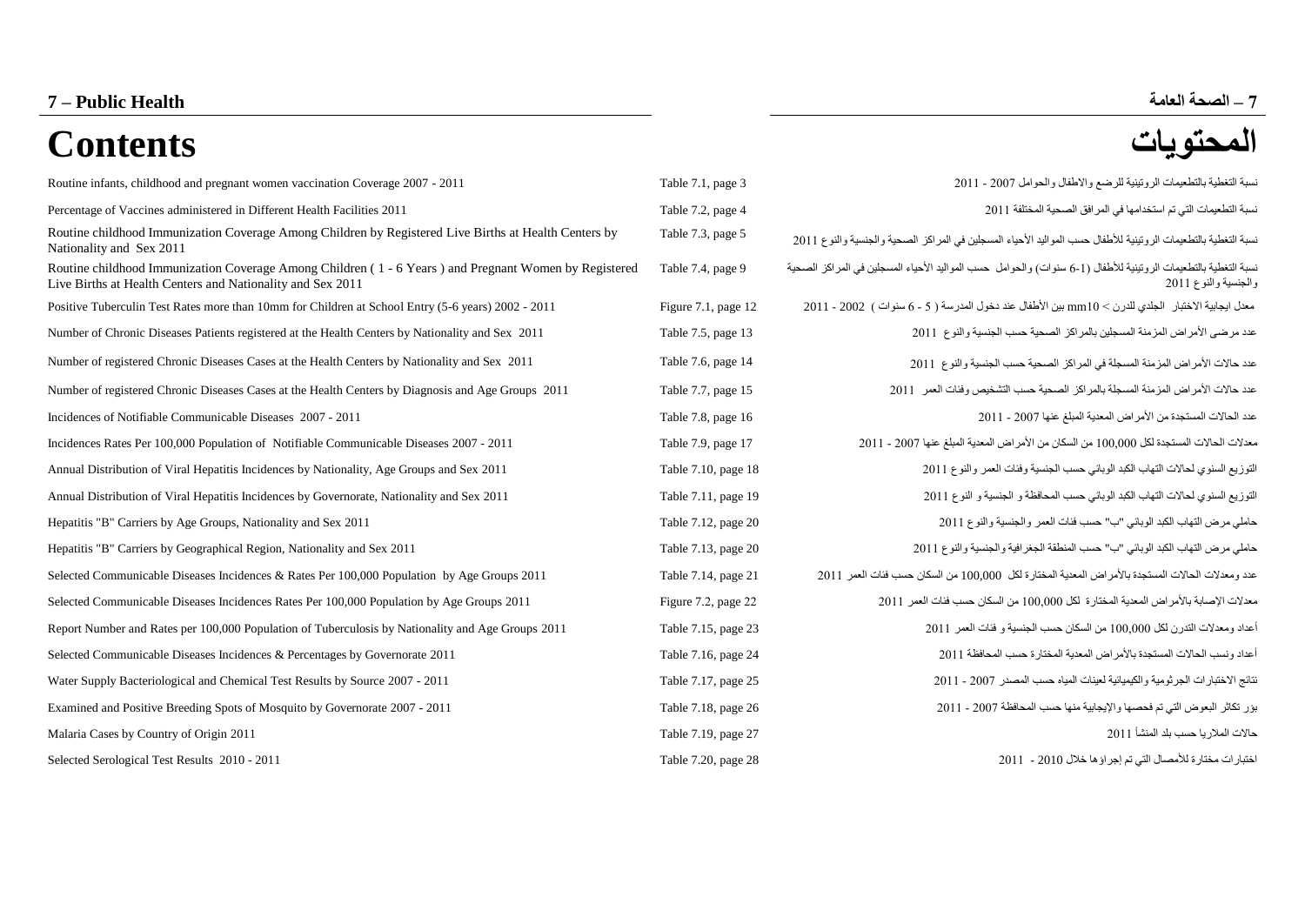# 7 – Public Health

# 7 – الصحة العامة

# Contents

# المحتويات

| English | Reference | العربية |
|---|---|---|
| Routine infants, childhood and pregnant women vaccination Coverage 2007 - 2011 | Table 7.1, page 3 | نسبة التغطية بالتطعيمات الروتينية للرضع والاطفال والحوامل 2007 - 2011 |
| Percentage of Vaccines administered in Different Health Facilities 2011 | Table 7.2, page 4 | نسبة التطعيمات التي تم استخدامها في المرافق الصحية المختلفة 2011 |
| Routine childhood Immunization Coverage Among Children by Registered Live Births at Health Centers by Nationality and Sex 2011 | Table 7.3, page 5 | نسبة التغطية بالتطعيمات الروتينية للأطفال حسب المواليد الأحياء المسجلين في المراكز الصحية والجنسية والنوع 2011 |
| Routine childhood Immunization Coverage Among Children ( 1 - 6 Years ) and Pregnant Women by Registered Live Births at Health Centers and Nationality and Sex 2011 | Table 7.4, page 9 | نسبة التغطية بالتطعيمات الروتينية للأطفال (1-6 سنوات) والحوامل حسب المواليد الأحياء المسجلين في المراكز الصحية والجنسية والنوع 2011 |
| Positive Tuberculin Test Rates more than 10mm for Children at School Entry (5-6 years) 2002 - 2011 | Figure 7.1, page 12 | معدل ايجابية الاختبار الجلدي للدرن < mm10 بين الأطفال عند دخول المدرسة ( 5 - 6 سنوات ) 2002 - 2011 |
| Number of Chronic Diseases Patients registered at the Health Centers by Nationality and Sex 2011 | Table 7.5, page 13 | عدد مرضى الأمراض المزمنة المسجلين بالمراكز الصحية حسب الجنسية والنوع 2011 |
| Number of registered Chronic Diseases Cases at the Health Centers by Nationality and Sex 2011 | Table 7.6, page 14 | عدد حالات الأمراض المزمنة المسجلة في المراكز الصحية حسب الجنسية والنوع 2011 |
| Number of registered Chronic Diseases Cases at the Health Centers by Diagnosis and Age Groups 2011 | Table 7.7, page 15 | عدد حالات الأمراض المزمنة المسجلة بالمراكز الصحية حسب التشخيص وفئات العمر 2011 |
| Incidences of Notifiable Communicable Diseases 2007 - 2011 | Table 7.8, page 16 | عدد الحالات المستجدة من الأمراض المعدية المبلغ عنها 2007 - 2011 |
| Incidences Rates Per 100,000 Population of Notifiable Communicable Diseases 2007 - 2011 | Table 7.9, page 17 | معدلات الحالات المستجدة لكل 100,000 من السكان من الأمراض المعدية المبلغ عنها 2007 - 2011 |
| Annual Distribution of Viral Hepatitis Incidences by Nationality, Age Groups and Sex 2011 | Table 7.10, page 18 | التوزيع السنوي لحالات التهاب الكبد الوبائي حسب الجنسية وفئات العمر والنوع 2011 |
| Annual Distribution of Viral Hepatitis Incidences by Governorate, Nationality and Sex 2011 | Table 7.11, page 19 | التوزيع السنوي لحالات التهاب الكبد الوبائي حسب المحافظة و الجنسية و النوع 2011 |
| Hepatitis "B" Carriers by Age Groups, Nationality and Sex 2011 | Table 7.12, page 20 | حاملي مرض التهاب الكبد الوبائي "ب" حسب فئات العمر والجنسية والنوع 2011 |
| Hepatitis "B" Carriers by Geographical Region, Nationality and Sex 2011 | Table 7.13, page 20 | حاملي مرض التهاب الكبد الوبائي "ب" حسب المنطقة الجغرافية والجنسية والنوع 2011 |
| Selected Communicable Diseases Incidences & Rates Per 100,000 Population by Age Groups 2011 | Table 7.14, page 21 | عدد ومعدلات الحالات المستجدة بالأمراض المعدية المختارة لكل 100,000 من السكان حسب فئات العمر 2011 |
| Selected Communicable Diseases Incidences Rates Per 100,000 Population by Age Groups 2011 | Figure 7.2, page 22 | معدلات الإصابة بالأمراض المعدية المختارة لكل 100,000 من السكان حسب فئات العمر 2011 |
| Report Number and Rates per 100,000 Population of Tuberculosis by Nationality and Age Groups 2011 | Table 7.15, page 23 | أعداد ومعدلات التدرن لكل 100,000 من السكان حسب الجنسية و فئات العمر 2011 |
| Selected Communicable Diseases Incidences & Percentages by Governorate 2011 | Table 7.16, page 24 | أعداد ونسب الحالات المستجدة بالأمراض المعدية المختارة حسب المحافظة 2011 |
| Water Supply Bacteriological and Chemical Test Results by Source 2007 - 2011 | Table 7.17, page 25 | نتائج الاختبارات الجرثومية والكيميائية لعينات المياه حسب المصدر 2007 - 2011 |
| Examined and Positive Breeding Spots of Mosquito by Governorate 2007 - 2011 | Table 7.18, page 26 | بؤر تكاثر البعوض التي تم فحصها والإيجابية منها حسب المحافظة 2007 - 2011 |
| Malaria Cases by Country of Origin 2011 | Table 7.19, page 27 | حالات الملاريا حسب بلد المنشأ 2011 |
| Selected Serological Test Results 2010 - 2011 | Table 7.20, page 28 | اختبارات مختارة للأمصال التي تم إجراؤها خلال 2010 - 2011 |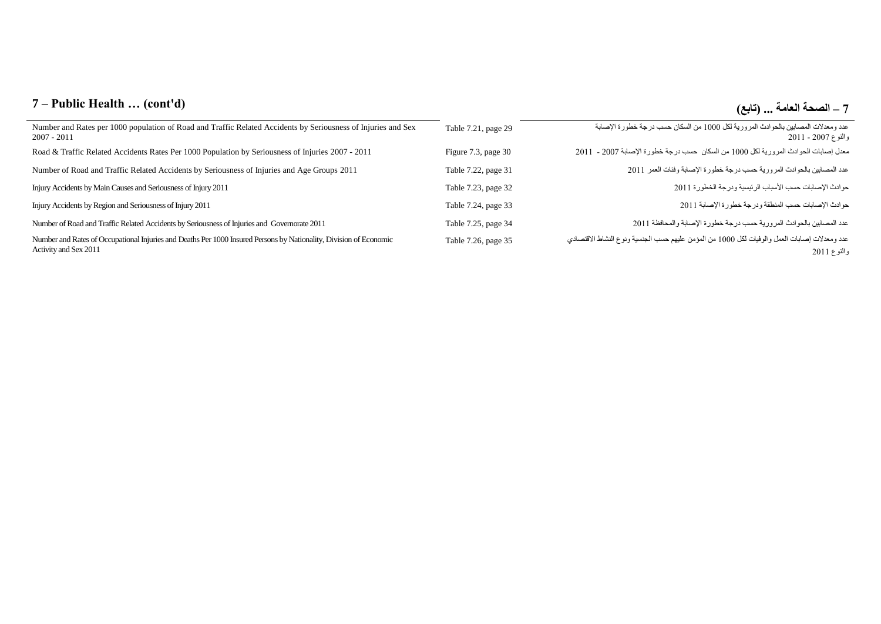# 7 – Public Health … (cont'd)

# 7 – الصحة العامة ... (تابع)

| | | |
|---|---|---|
| Number and Rates per 1000 population of Road and Traffic Related Accidents by Seriousness of Injuries and Sex 2007 - 2011 | Table 7.21, page 29 | عدد ومعدلات المصابين بالحوادث المرورية لكل 1000 من السكان حسب درجة خطورة الإصابة والنوع 2007 - 2011 |
| Road & Traffic Related Accidents Rates Per 1000 Population by Seriousness of Injuries 2007 - 2011 | Figure 7.3, page 30 | معدل إصابات الحوادث المرورية لكل 1000 من السكان حسب درجة خطورة الإصابة 2007 - 2011 |
| Number of Road and Traffic Related Accidents by Seriousness of Injuries and Age Groups 2011 | Table 7.22, page 31 | عدد المصابين بالحوادث المرورية حسب درجة خطورة الإصابة وفئات العمر 2011 |
| Injury Accidents by Main Causes and Seriousness of Injury 2011 | Table 7.23, page 32 | حوادث الإصابات حسب الأسباب الرئيسية ودرجة الخطورة 2011 |
| Injury Accidents by Region and Seriousness of Injury 2011 | Table 7.24, page 33 | حوادث الإصابات حسب المنطقة ودرجة خطورة الإصابة 2011 |
| Number of Road and Traffic Related Accidents by Seriousness of Injuries and Governorate 2011 | Table 7.25, page 34 | عدد المصابين بالحوادث المرورية حسب درجة خطورة الإصابة والمحافظة 2011 |
| Number and Rates of Occupational Injuries and Deaths Per 1000 Insured Persons by Nationality, Division of Economic Activity and Sex 2011 | Table 7.26, page 35 | عدد ومعدلات إصابات العمل والوفيات لكل 1000 من المؤمن عليهم حسب الجنسية ونوع النشاط الاقتصادي والنوع 2011 |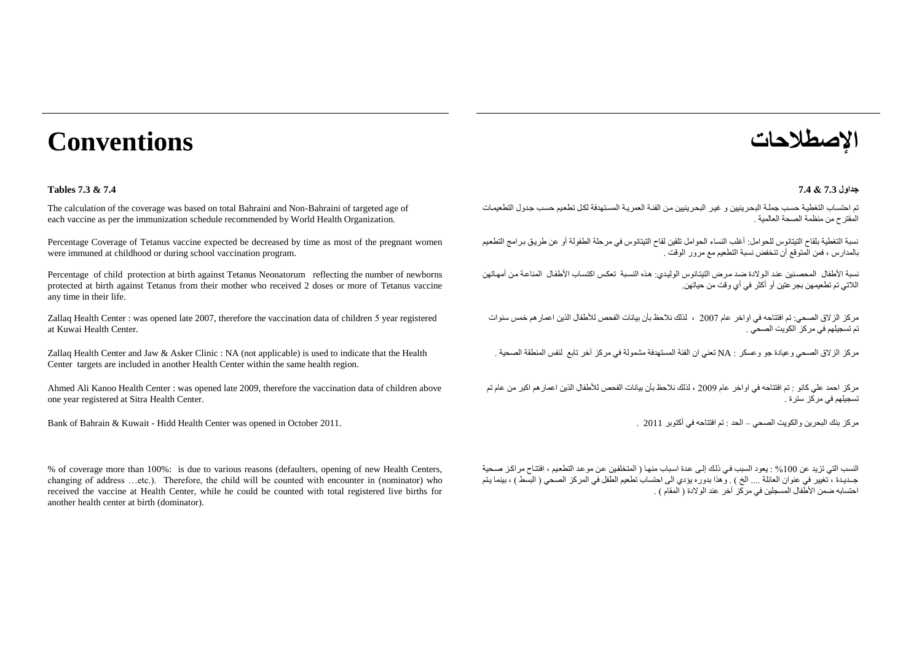# Conventions

**Tables 7.3 & 7.4**

The calculation of the coverage was based on total Bahraini and Non-Bahraini of targeted age of each vaccine as per the immunization schedule recommended by World Health Organization.

Percentage Coverage of Tetanus vaccine expected be decreased by time as most of the pregnant women were immuned at childhood or during school vaccination program.

Percentage of child protection at birth against Tetanus Neonatorum reflecting the number of newborns protected at birth against Tetanus from their mother who received 2 doses or more of Tetanus vaccine any time in their life.

Zallaq Health Center : was opened late 2007, therefore the vaccination data of children 5 year registered at Kuwai Health Center.

Zallaq Health Center and Jaw & Asker Clinic : NA (not applicable) is used to indicate that the Health Center targets are included in another Health Center within the same health region.

Ahmed Ali Kanoo Health Center : was opened late 2009, therefore the vaccination data of children above one year registered at Sitra Health Center.

Bank of Bahrain & Kuwait - Hidd Health Center was opened in October 2011.

% of coverage more than 100%: is due to various reasons (defaulters, opening of new Health Centers, changing of address …etc.). Therefore, the child will be counted with encounter in (nominator) who received the vaccine at Health Center, while he could be counted with total registered live births for another health center at birth (dominator).

# الإصطلاحات

**جداول 7.3 & 7.4**

تم احتساب التغطية حسب جملة البحرينيين و غير البحرينيين من الفئة العمرية المستهدفة لكل تطعيم حسب جدول التطعيمات المقترح من منظمة الصحة العالمية .

نسبة التغطية بلقاح التيتانوس للحوامل: أغلب النساء الحوامل تلقين لقاح التيتانوس في مرحلة الطفولة أو عن طريق برامج التطعيم بالمدارس ، فمن المتوقع أن تنخفض نسبة التطعيم مع مرور الوقت .

نسبة الأطفال المحصنين عند الولادة ضد مرض التيتانوس الوليدي: هذه النسبة تعكس اكتساب الأطفال المناعة من أمهاتهن اللاتي تم تطعيمهن بجرعتين أو أكثر في أي وقت من حياتهن.

مركز الزلاق الصحي: تم افتتاحه في اواخر عام 2007 ، لذلك نلاحظ بأن بيانات الفحص للأطفال الذين اعمارهم خمس سنوات تم تسجيلهم في مركز الكويت الصحي .

مركز الزلاق الصحي وعيادة جو وعسكر : NA تعني ان الفئة المستهدفة مشمولة في مركز آخر تابع لنفس المنطقة الصحية .

مركز احمد علي كانو : تم افتتاحه في اواخر عام 2009 ، لذلك نلاحظ بأن بيانات الفحص للأطفال الذين اعمارهم اكبر من عام تم تسجيلهم في مركز سترة .

مركز بنك البحرين والكويت الصحي – الحد : تم افتتاحه في أكتوبر 2011 .

النسب التي تزيد عن 100% : يعود السبب في ذلك إلى عدة اسباب منها ( المتخلفين عن موعد التطعيم ، افتتاح مراكز صحية جديدة ، تغيير في عنوان العائلة .... الخ ) . وهذا بدوره يؤدي الى احتساب تطعيم الطفل في المركز الصحي ( البسط ) ، بينما يتم احتسابه ضمن الأطفال المسجلين في مركز آخر عند الولادة ( المقام ) .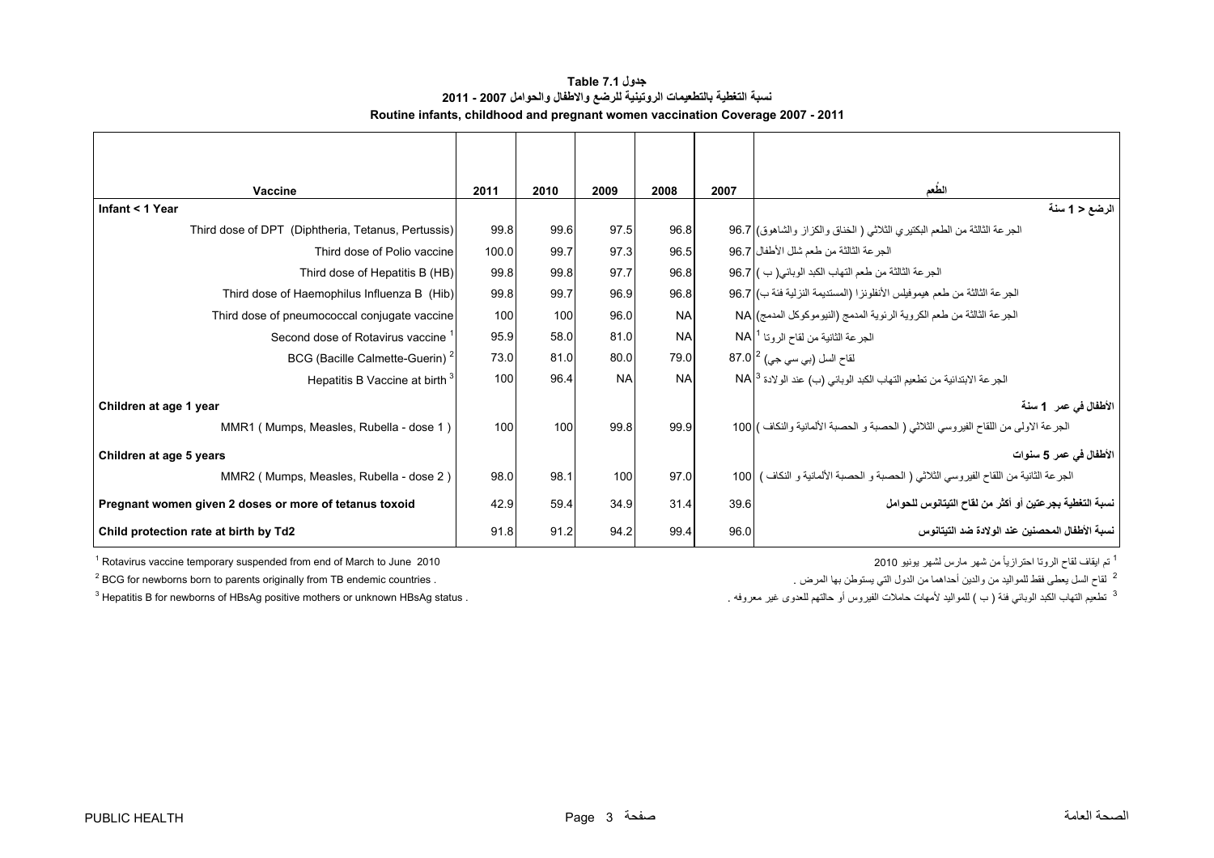**جدول Table 7.1**

**نسبة التغطية بالتطعيمات الروتينية للرضع والاطفال والحوامل 2007 - 2011**

**Routine infants, childhood and pregnant women vaccination Coverage 2007 - 2011**

| Vaccine | 2011 | 2010 | 2009 | 2008 | 2007 | الطُعم |
|---|---|---|---|---|---|---|
| **Infant < 1 Year** | | | | | | **الرضع < 1 سنة** |
| Third dose of DPT (Diphtheria, Tetanus, Pertussis) | 99.8 | 99.6 | 97.5 | 96.8 | 96.7 | الجرعة الثالثة من الطعم البكتيري الثلاثي ( الخناق والكزاز والشاهوق) |
| Third dose of Polio vaccine | 100.0 | 99.7 | 97.3 | 96.5 | 96.7 | الجرعة الثالثة من طعم شلل الأطفال |
| Third dose of Hepatitis B (HB) | 99.8 | 99.8 | 97.7 | 96.8 | 96.7 | الجرعة الثالثة من طعم التهاب الكبد الوبائي( ب ) |
| Third dose of Haemophilus Influenza B (Hib) | 99.8 | 99.7 | 96.9 | 96.8 | 96.7 | الجرعة الثالثة من طعم هيموفيلس الأنفلونزا (المستديمة النزلية فئة ب) |
| Third dose of pneumococcal conjugate vaccine | 100 | 100 | 96.0 | NA | NA | الجرعة الثالثة من طعم الكروية الرئوية المدمج (النيوموكوكل المدمج) |
| Second dose of Rotavirus vaccine [1] | 95.9 | 58.0 | 81.0 | NA | NA | الجرعة الثانية من لقاح الروتا [1] |
| BCG (Bacille Calmette-Guerin) [2] | 73.0 | 81.0 | 80.0 | 79.0 | 87.0 | لقاح السل (بي سي جي) [2] |
| Hepatitis B Vaccine at birth [3] | 100 | 96.4 | NA | NA | NA | الجرعة الابتدائية من تطعيم التهاب الكبد الوبائي (ب) عند الولادة [3] |
| **Children at age 1 year** | | | | | | **الأطفال في عمر 1 سنة** |
| MMR1 ( Mumps, Measles, Rubella - dose 1 ) | 100 | 100 | 99.8 | 99.9 | 100 | الجرعة الاولى من اللقاح الفيروسي الثلاثي ( الحصبة و الحصبة الألمانية والنكاف ) |
| **Children at age 5 years** | | | | | | **الأطفال في عمر 5 سنوات** |
| MMR2 ( Mumps, Measles, Rubella - dose 2 ) | 98.0 | 98.1 | 100 | 97.0 | 100 | الجرعة الثانية من اللقاح الفيروسي الثلاثي ( الحصبة و الحصبة الألمانية و النكاف ) |
| **Pregnant women given 2 doses or more of tetanus toxoid** | 42.9 | 59.4 | 34.9 | 31.4 | 39.6 | **نسبة التغطية بجرعتين أو أكثر من لقاح التيتانوس للحوامل** |
| **Child protection rate at birth by Td2** | 91.8 | 91.2 | 94.2 | 99.4 | 96.0 | **نسبة الأطفال المحصنين عند الولادة ضد التيتانوس** |

[1] Rotavirus vaccine temporary suspended from end of March to June 2010

[2] BCG for newborns born to parents originally from TB endemic countries .

[3] Hepatitis B for newborns of HBsAg positive mothers or unknown HBsAg status .

[1] تم ايقاف لقاح الروتا احترازياً من شهر مارس لشهر يونيو 2010

[2] لقاح السل يعطى فقط للمواليد من والدين أحداهما من الدول التي يستوطن بها المرض .

[3] تطعيم التهاب الكبد الوبائي فئة ( ب ) للمواليد لأمهات حاملات الفيروس أو حالتهم للعدوى غير معروفه .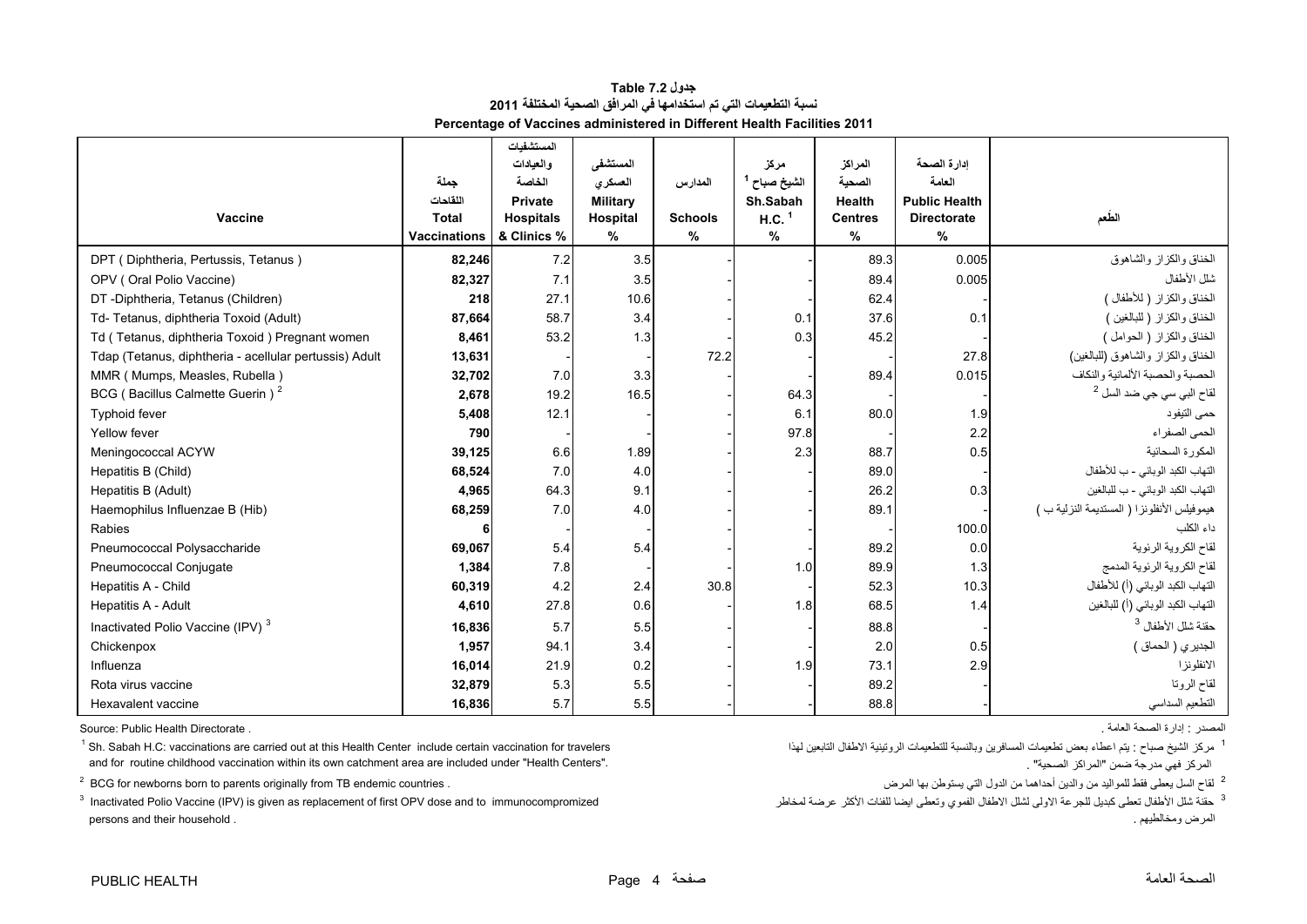# جدول Table 7.2

## نسبة التطعيمات التي تم استخدامها في المرافق الصحية المختلفة 2011

## Percentage of Vaccines administered in Different Health Facilities 2011

| Vaccine | جملة اللقاحات Total Vaccinations | المستشفيات والعيادات الخاصة Private Hospitals & Clinics % | المستشفى العسكري Military Hospital % | المدارس Schools % | مركز الشيخ صباح [1] Sh.Sabah H.C. [1] % | المراكز الصحية Health Centres % | إدارة الصحة العامة Public Health Directorate % | الطعم |
|---|---|---|---|---|---|---|---|---|
| DPT ( Diphtheria, Pertussis, Tetanus ) | **82,246** | 7.2 | 3.5 | - | - | 89.3 | 0.005 | الخناق والكزاز والشاهوق |
| OPV ( Oral Polio Vaccine) | **82,327** | 7.1 | 3.5 | - | - | 89.4 | 0.005 | شلل الأطفال |
| DT -Diphtheria, Tetanus (Children) | **218** | 27.1 | 10.6 | - | - | 62.4 | - | الخناق والكزاز ( للأطفال ) |
| Td- Tetanus, diphtheria Toxoid (Adult) | **87,664** | 58.7 | 3.4 | - | 0.1 | 37.6 | 0.1 | الخناق والكزاز ( للبالغين ) |
| Td ( Tetanus, diphtheria Toxoid ) Pregnant women | **8,461** | 53.2 | 1.3 | - | 0.3 | 45.2 | - | الخناق والكزاز ( الحوامل ) |
| Tdap (Tetanus, diphtheria - acellular pertussis) Adult | **13,631** | - | - | 72.2 | - | - | 27.8 | الخناق والكزاز والشاهوق (للبالغين) |
| MMR ( Mumps, Measles, Rubella ) | **32,702** | 7.0 | 3.3 | - | - | 89.4 | 0.015 | الحصبة والحصبة الألمانية والنكاف |
| BCG ( Bacillus Calmette Guerin ) [2] | **2,678** | 19.2 | 16.5 | - | 64.3 | - | - | لقاح البي سي جي ضد السل [2] |
| Typhoid fever | **5,408** | 12.1 | - | - | 6.1 | 80.0 | 1.9 | حمى التيفود |
| Yellow fever | **790** | - | - | - | 97.8 | - | 2.2 | الحمى الصفراء |
| Meningococcal ACYW | **39,125** | 6.6 | 1.89 | - | 2.3 | 88.7 | 0.5 | المكورة السحائية |
| Hepatitis B (Child) | **68,524** | 7.0 | 4.0 | - | - | 89.0 | - | التهاب الكبد الوبائي - ب للأطفال |
| Hepatitis B (Adult) | **4,965** | 64.3 | 9.1 | - | - | 26.2 | 0.3 | التهاب الكبد الوبائي - ب للبالغين |
| Haemophilus Influenzae B (Hib) | **68,259** | 7.0 | 4.0 | - | - | 89.1 | - | هيموفيلس الأنفلونزا ( المستديمة النزلية ب ) |
| Rabies | **6** | - | - | - | - | - | 100.0 | داء الكلب |
| Pneumococcal Polysaccharide | **69,067** | 5.4 | 5.4 | - | - | 89.2 | 0.0 | لقاح الكروية الرئوية |
| Pneumococcal Conjugate | **1,384** | 7.8 | - | - | 1.0 | 89.9 | 1.3 | لقاح الكروية الرئوية المدمج |
| Hepatitis A - Child | **60,319** | 4.2 | 2.4 | 30.8 | - | 52.3 | 10.3 | التهاب الكبد الوبائي (أ) للأطفال |
| Hepatitis A - Adult | **4,610** | 27.8 | 0.6 | - | 1.8 | 68.5 | 1.4 | التهاب الكبد الوبائي (أ) للبالغين |
| Inactivated Polio Vaccine (IPV) [3] | **16,836** | 5.7 | 5.5 | - | - | 88.8 | - | حقنة شلل الأطفال [3] |
| Chickenpox | **1,957** | 94.1 | 3.4 | - | - | 2.0 | 0.5 | الجديري ( الحماق ) |
| Influenza | **16,014** | 21.9 | 0.2 | - | 1.9 | 73.1 | 2.9 | الانفلونزا |
| Rota virus vaccine | **32,879** | 5.3 | 5.5 | - | - | 89.2 | - | لقاح الروتا |
| Hexavalent vaccine | **16,836** | 5.7 | 5.5 | - | - | 88.8 | - | التطعيم السداسي |

Source: Public Health Directorate .

المصدر : إدارة الصحة العامة .

[1] Sh. Sabah H.C: vaccinations are carried out at this Health Center include certain vaccination for travelers and for routine childhood vaccination within its own catchment area are included under "Health Centers".

[1] مركز الشيخ صباح : يتم اعطاء بعض تطعيمات المسافرين وبالنسبة للتطعيمات الروتينية الاطفال التابعين لهذا المركز فهي مدرجة ضمن "المراكز الصحية" .

[2] BCG for newborns born to parents originally from TB endemic countries .

[2] لقاح السل يعطى فقط للمواليد من والدين أحداهما من الدول التي يستوطن بها المرض

[3] Inactivated Polio Vaccine (IPV) is given as replacement of first OPV dose and to immunocompromized persons and their household .

[3] حقنة شلل الأطفال تعطى كبديل للجرعة الاولى لشلل الاطفال الفموي وتعطى ايضا للفئات الأكثر عرضة لمخاطر المرض ومخالطيهم .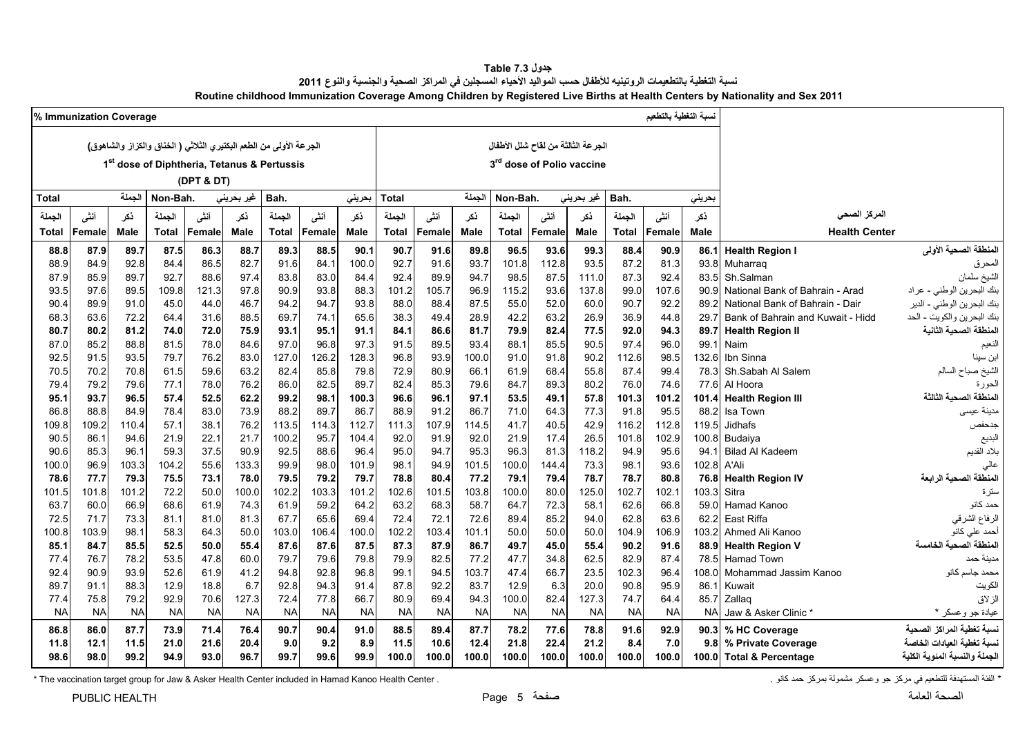# جدول Table 7.3

## نسبة التغطية بالتطعيمات الروتينيه للأطفال حسب المواليد الأحياء المسجلين في المراكز الصحية والجنسية والنوع 2011

## Routine childhood Immunization Coverage Among Children by Registered Live Births at Health Centers by Nationality and Sex 2011

% Immunization Coverage — نسبة التغطية بالتطعيم

| الجرعة الأولى من الطعم البكتيري الثلاثي ( الخناق والكزاز والشاهوق) 1st dose of Diphtheria, Tetanus & Pertussis (DPT & DT) | | | | | | | | | الجرعة الثالثة من لقاح شلل الأطفال 3rd dose of Polio vaccine | | | | | | | | | | |
|---|---|---|---|---|---|---|---|---|---|---|---|---|---|---|---|---|---|---|---|
| Total الجملة | | | Non-Bah. غير بحريني | | | Bah. بحريني | | | Total الجملة | | | Non-Bah. غير بحريني | | | Bah. بحريني | | | | |
| الجملة Total | أنثى Female | ذكر Male | الجملة Total | أنثى Female | ذكر Male | الجملة Total | أنثى Female | ذكر Male | الجملة Total | أنثى Female | ذكر Male | الجملة Total | أنثى Female | ذكر Male | الجملة Total | أنثى Female | ذكر Male | Health Center | المركز الصحي |
| **88.8** | **87.9** | **89.7** | **87.5** | **86.3** | **88.7** | **89.3** | **88.5** | **90.1** | **90.7** | **91.6** | **89.8** | **96.5** | **93.6** | **99.3** | **88.4** | **90.9** | **86.1** | **Health Region I** | **المنطقة الصحية الأولى** |
| 88.9 | 84.9 | 92.8 | 84.4 | 86.5 | 82.7 | 91.6 | 84.1 | 100.0 | 92.7 | 91.6 | 93.7 | 101.8 | 112.8 | 93.5 | 87.2 | 81.3 | 93.8 | Muharraq | المحرق |
| 87.9 | 85.9 | 89.7 | 92.7 | 88.6 | 97.4 | 83.8 | 83.0 | 84.4 | 92.4 | 89.9 | 94.7 | 98.5 | 87.5 | 111.0 | 87.3 | 92.4 | 83.5 | Sh.Salman | الشيخ سلمان |
| 93.5 | 97.6 | 89.5 | 109.8 | 121.3 | 97.8 | 90.9 | 93.8 | 88.3 | 101.2 | 105.7 | 96.9 | 115.2 | 93.6 | 137.8 | 99.0 | 107.6 | 90.9 | National Bank of Bahrain - Arad | بنك البحرين الوطني - عراد |
| 90.4 | 89.9 | 91.0 | 45.0 | 44.0 | 46.7 | 94.2 | 94.7 | 93.8 | 88.0 | 88.4 | 87.5 | 55.0 | 52.0 | 60.0 | 90.7 | 92.2 | 89.2 | National Bank of Bahrain - Dair | بنك البحرين الوطني - الدير |
| 68.3 | 63.6 | 72.2 | 64.4 | 31.6 | 88.5 | 69.7 | 74.1 | 65.6 | 38.3 | 49.4 | 28.9 | 42.2 | 63.2 | 26.9 | 36.9 | 44.8 | 29.7 | Bank of Bahrain and Kuwait - Hidd | بنك البحرين والكويت - الحد |
| **80.7** | **80.2** | **81.2** | **74.0** | **72.0** | **75.9** | **93.1** | **95.1** | **91.1** | **84.1** | **86.6** | **81.7** | **79.9** | **82.4** | **77.5** | **92.0** | **94.3** | **89.7** | **Health Region II** | **المنطقة الصحية الثانية** |
| 87.0 | 85.2 | 88.8 | 81.5 | 78.0 | 84.6 | 97.0 | 96.8 | 97.3 | 91.5 | 89.5 | 93.4 | 88.1 | 85.5 | 90.5 | 97.4 | 96.0 | 99.1 | Naim | النعيم |
| 92.5 | 91.5 | 93.5 | 79.7 | 76.2 | 83.0 | 127.0 | 126.2 | 128.3 | 96.8 | 93.9 | 100.0 | 91.0 | 91.8 | 90.2 | 112.6 | 98.5 | 132.6 | Ibn Sinna | ابن سينا |
| 70.5 | 70.2 | 70.8 | 61.5 | 59.6 | 63.2 | 82.4 | 85.8 | 79.8 | 72.9 | 80.9 | 66.1 | 61.9 | 68.4 | 55.8 | 87.4 | 99.4 | 78.3 | Sh.Sabah Al Salem | الشيخ صباح السالم |
| 79.4 | 79.2 | 79.6 | 77.1 | 78.0 | 76.2 | 86.0 | 82.5 | 89.7 | 82.4 | 85.3 | 79.6 | 84.7 | 89.3 | 80.2 | 76.0 | 74.6 | 77.6 | Al Hoora | الحورة |
| **95.1** | **93.7** | **96.5** | **57.4** | **52.5** | **62.2** | **99.2** | **98.1** | **100.3** | **96.6** | **96.1** | **97.1** | **53.5** | **49.1** | **57.8** | **101.3** | **101.2** | **101.4** | **Health Region III** | **المنطقة الصحية الثالثة** |
| 86.8 | 88.8 | 84.9 | 78.4 | 83.0 | 73.9 | 88.2 | 89.7 | 86.7 | 88.9 | 91.2 | 86.7 | 71.0 | 64.3 | 77.3 | 91.8 | 95.5 | 88.2 | Isa Town | مدينة عيسى |
| 109.8 | 109.2 | 110.4 | 57.1 | 38.1 | 76.2 | 113.5 | 114.3 | 112.7 | 111.3 | 107.9 | 114.5 | 41.7 | 40.5 | 42.9 | 116.2 | 112.8 | 119.5 | Jidhafs | جدحفص |
| 90.5 | 86.1 | 94.6 | 21.9 | 22.1 | 21.7 | 100.2 | 95.7 | 104.4 | 92.0 | 91.9 | 92.0 | 21.9 | 17.4 | 26.5 | 101.8 | 102.9 | 100.8 | Budaiya | البديع |
| 90.6 | 85.3 | 96.1 | 59.3 | 37.5 | 90.9 | 92.5 | 88.6 | 96.4 | 95.0 | 94.7 | 95.3 | 96.3 | 81.3 | 118.2 | 94.9 | 95.6 | 94.1 | Bilad Al Kadeem | بلاد القديم |
| 100.0 | 96.9 | 103.3 | 104.2 | 55.6 | 133.3 | 99.9 | 98.0 | 101.9 | 98.1 | 94.9 | 101.5 | 100.0 | 144.4 | 73.3 | 98.1 | 93.6 | 102.8 | A'Ali | عالي |
| **78.6** | **77.7** | **79.3** | **75.5** | **73.1** | **78.0** | **79.5** | **79.2** | **79.7** | **78.8** | **80.4** | **77.2** | **79.1** | **79.4** | **78.7** | **78.7** | **80.8** | **76.8** | **Health Region IV** | **المنطقة الصحية الرابعة** |
| 101.5 | 101.8 | 101.2 | 72.2 | 50.0 | 100.0 | 102.2 | 103.3 | 101.2 | 102.6 | 101.5 | 103.8 | 100.0 | 80.0 | 125.0 | 102.7 | 102.1 | 103.3 | Sitra | سترة |
| 63.7 | 60.0 | 66.9 | 68.6 | 61.9 | 74.3 | 61.9 | 59.2 | 64.2 | 63.2 | 68.3 | 58.7 | 64.7 | 72.3 | 58.1 | 62.6 | 66.8 | 59.0 | Hamad Kanoo | حمد كانو |
| 72.5 | 71.7 | 73.3 | 81.1 | 81.0 | 81.3 | 67.7 | 65.6 | 69.4 | 72.4 | 72.1 | 72.6 | 89.4 | 85.2 | 94.0 | 62.8 | 63.6 | 62.2 | East Riffa | الرفاع الشرقي |
| 100.8 | 103.9 | 98.1 | 58.3 | 64.3 | 50.0 | 103.0 | 106.4 | 100.0 | 102.2 | 103.4 | 101.1 | 50.0 | 50.0 | 50.0 | 104.9 | 106.9 | 103.2 | Ahmed Ali Kanoo | أحمد علي كانو |
| **85.1** | **84.7** | **85.5** | **52.5** | **50.0** | **55.4** | **87.6** | **87.6** | **87.5** | **87.3** | **87.9** | **86.7** | **49.7** | **45.0** | **55.4** | **90.2** | **91.6** | **88.9** | **Health Region V** | **المنطقة الصحية الخامسة** |
| 77.4 | 76.7 | 78.2 | 53.5 | 47.8 | 60.0 | 79.7 | 79.6 | 79.8 | 79.9 | 82.5 | 77.2 | 47.7 | 34.8 | 62.5 | 82.9 | 87.4 | 78.5 | Hamad Town | مدينة حمد |
| 92.4 | 90.9 | 93.9 | 52.6 | 61.9 | 41.2 | 94.8 | 92.8 | 96.8 | 99.1 | 94.5 | 103.7 | 47.4 | 66.7 | 23.5 | 102.3 | 96.4 | 108.0 | Mohammad Jassim Kanoo | محمد جاسم كانو |
| 89.7 | 91.1 | 88.3 | 12.9 | 18.8 | 6.7 | 92.8 | 94.3 | 91.4 | 87.8 | 92.2 | 83.7 | 12.9 | 6.3 | 20.0 | 90.8 | 95.9 | 86.1 | Kuwait | الكويت |
| 77.4 | 75.8 | 79.2 | 92.9 | 70.6 | 127.3 | 72.4 | 77.8 | 66.7 | 80.9 | 69.4 | 94.3 | 100.0 | 82.4 | 127.3 | 74.7 | 64.4 | 85.7 | Zallaq | الزلاق |
| NA | NA | NA | NA | NA | NA | NA | NA | NA | NA | NA | NA | NA | NA | NA | NA | NA | NA | Jaw & Asker Clinic * | عيادة جو وعسكر * |
| **86.8** | **86.0** | **87.7** | **73.9** | **71.4** | **76.4** | **90.7** | **90.4** | **91.0** | **88.5** | **89.4** | **87.7** | **78.2** | **77.6** | **78.8** | **91.6** | **92.9** | **90.3** | **% HC Coverage** | **نسبة تغطية المراكز الصحية** |
| **11.8** | **12.1** | **11.5** | **21.0** | **21.6** | **20.4** | **9.0** | **9.2** | **8.9** | **11.5** | **10.6** | **12.4** | **21.8** | **22.4** | **21.2** | **8.4** | **7.0** | **9.8** | **% Private Coverage** | **نسبة تغطية العيادات الخاصة** |
| **98.6** | **98.0** | **99.2** | **94.9** | **93.0** | **96.7** | **99.7** | **99.6** | **99.9** | **100.0** | **100.0** | **100.0** | **100.0** | **100.0** | **100.0** | **100.0** | **100.0** | **100.0** | **Total & Percentage** | **الجملة والنسبة المئوية الكلية** |

\* The vaccination target group for Jaw & Asker Health Center included in Hamad Kanoo Health Center .

\* الفئة المستهدفة للتطعيم في مركز جو وعسكر مشمولة بمركز حمد كانو .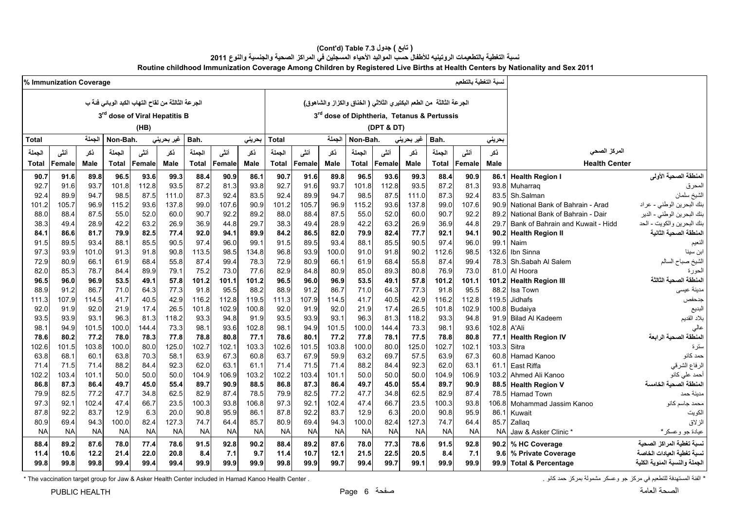**( تابع ) جدول 7.3 (Cont'd) Table**

**نسبة التغطية بالتطعيمات الروتينيه للأطفال حسب المواليد الأحياء المسجلين في المراكز الصحية والجنسية والنوع 2011**

**Routine childhood Immunization Coverage Among Children by Registered Live Births at Health Centers by Nationality and Sex 2011**

| % Immunization Coverage | | | | | | | | | | | | | | | | | | | نسبة التغطية بالتطعيم |
|---|---|---|---|---|---|---|---|---|---|---|---|---|---|---|---|---|---|---|---|
| الجرعة الثالثة من لقاح التهاب الكبد الوبائي فئة ب 3rd dose of Viral Hepatitis B (HB) | | | | | | | | | الجرعة الثالثة من الطعم البكتيري الثلاثي ( الخناق والكزاز والشاهوق) 3rd dose of Diphtheria, Tetanus & Pertussis (DPT & DT) | | | | | | | | | | |
| Total الجملة | | | Non-Bah. غير بحريني | | | Bah. بحريني | | | Total الجملة | | | Non-Bah. غير بحريني | | | Bah. بحريني | | | | |
| الجملة Total | أنثى Female | ذكر Male | الجملة Total | أنثى Female | ذكر Male | الجملة Total | أنثى Female | ذكر Male | الجملة Total | أنثى Female | ذكر Male | الجملة Total | أنثى Female | ذكر Male | الجملة Total | أنثى Female | ذكر Male | Health Center | المركز الصحي |
| **90.7** | **91.6** | **89.8** | **96.5** | **93.6** | **99.3** | **88.4** | **90.9** | **86.1** | **90.7** | **91.6** | **89.8** | **96.5** | **93.6** | **99.3** | **88.4** | **90.9** | **86.1** | **Health Region I** | **المنطقة الصحية الأولى** |
| 92.7 | 91.6 | 93.7 | 101.8 | 112.8 | 93.5 | 87.2 | 81.3 | 93.8 | 92.7 | 91.6 | 93.7 | 101.8 | 112.8 | 93.5 | 87.2 | 81.3 | 93.8 | Muharraq | المحرق |
| 92.4 | 89.9 | 94.7 | 98.5 | 87.5 | 111.0 | 87.3 | 92.4 | 83.5 | 92.4 | 89.9 | 94.7 | 98.5 | 87.5 | 111.0 | 87.3 | 92.4 | 83.5 | Sh.Salman | الشيخ سلمان |
| 101.2 | 105.7 | 96.9 | 115.2 | 93.6 | 137.8 | 99.0 | 107.6 | 90.9 | 101.2 | 105.7 | 96.9 | 115.2 | 93.6 | 137.8 | 99.0 | 107.6 | 90.9 | National Bank of Bahrain - Arad | بنك البحرين الوطني - عراد |
| 88.0 | 88.4 | 87.5 | 55.0 | 52.0 | 60.0 | 90.7 | 92.2 | 89.2 | 88.0 | 88.4 | 87.5 | 55.0 | 52.0 | 60.0 | 90.7 | 92.2 | 89.2 | National Bank of Bahrain - Dair | بنك البحرين الوطني - الدير |
| 38.3 | 49.4 | 28.9 | 42.2 | 63.2 | 26.9 | 36.9 | 44.8 | 29.7 | 38.3 | 49.4 | 28.9 | 42.2 | 63.2 | 26.9 | 36.9 | 44.8 | 29.7 | Bank of Bahrain and Kuwait - Hidd | بنك البحرين والكويت - الحد |
| **84.1** | **86.6** | **81.7** | **79.9** | **82.5** | **77.4** | **92.0** | **94.1** | **89.9** | **84.2** | **86.5** | **82.0** | **79.9** | **82.4** | **77.7** | **92.1** | **94.1** | **90.2** | **Health Region II** | **المنطقة الصحية الثانية** |
| 91.5 | 89.5 | 93.4 | 88.1 | 85.5 | 90.5 | 97.4 | 96.0 | 99.1 | 91.5 | 89.5 | 93.4 | 88.1 | 85.5 | 90.5 | 97.4 | 96.0 | 99.1 | Naim | النعيم |
| 97.3 | 93.9 | 101.0 | 91.3 | 91.8 | 90.8 | 113.5 | 98.5 | 134.8 | 96.8 | 93.9 | 100.0 | 91.0 | 91.8 | 90.2 | 112.6 | 98.5 | 132.6 | Ibn Sinna | ابن سينا |
| 72.9 | 80.9 | 66.1 | 61.9 | 68.4 | 55.8 | 87.4 | 99.4 | 78.3 | 72.9 | 80.9 | 66.1 | 61.9 | 68.4 | 55.8 | 87.4 | 99.4 | 78.3 | Sh.Sabah Al Salem | الشيخ صباح السالم |
| 82.0 | 85.3 | 78.7 | 84.4 | 89.9 | 79.1 | 75.2 | 73.0 | 77.6 | 82.9 | 84.8 | 80.9 | 85.0 | 89.3 | 80.8 | 76.9 | 73.0 | 81.0 | Al Hoora | الحورة |
| **96.5** | **96.0** | **96.9** | **53.5** | **49.1** | **57.8** | **101.2** | **101.1** | **101.2** | **96.5** | **96.0** | **96.9** | **53.5** | **49.1** | **57.8** | **101.2** | **101.1** | **101.2** | **Health Region III** | **المنطقة الصحية الثالثة** |
| 88.9 | 91.2 | 86.7 | 71.0 | 64.3 | 77.3 | 91.8 | 95.5 | 88.2 | 88.9 | 91.2 | 86.7 | 71.0 | 64.3 | 77.3 | 91.8 | 95.5 | 88.2 | Isa Town | مدينة عيسى |
| 111.3 | 107.9 | 114.5 | 41.7 | 40.5 | 42.9 | 116.2 | 112.8 | 119.5 | 111.3 | 107.9 | 114.5 | 41.7 | 40.5 | 42.9 | 116.2 | 112.8 | 119.5 | Jidhafs | جدحفص |
| 92.0 | 91.9 | 92.0 | 21.9 | 17.4 | 26.5 | 101.8 | 102.9 | 100.8 | 92.0 | 91.9 | 92.0 | 21.9 | 17.4 | 26.5 | 101.8 | 102.9 | 100.8 | Budaiya | البديع |
| 93.5 | 93.9 | 93.1 | 96.3 | 81.3 | 118.2 | 93.3 | 94.8 | 91.9 | 93.5 | 93.9 | 93.1 | 96.3 | 81.3 | 118.2 | 93.3 | 94.8 | 91.9 | Bilad Al Kadeem | بلاد القديم |
| 98.1 | 94.9 | 101.5 | 100.0 | 144.4 | 73.3 | 98.1 | 93.6 | 102.8 | 98.1 | 94.9 | 101.5 | 100.0 | 144.4 | 73.3 | 98.1 | 93.6 | 102.8 | A'Ali | عالي |
| **78.6** | **80.2** | **77.2** | **78.0** | **78.3** | **77.8** | **78.8** | **80.8** | **77.1** | **78.6** | **80.1** | **77.2** | **77.8** | **78.1** | **77.5** | **78.8** | **80.8** | **77.1** | **Health Region IV** | **المنطقة الصحية الرابعة** |
| 102.6 | 101.5 | 103.8 | 100.0 | 80.0 | 125.0 | 102.7 | 102.1 | 103.3 | 102.6 | 101.5 | 103.8 | 100.0 | 80.0 | 125.0 | 102.7 | 102.1 | 103.3 | Sitra | سترة |
| 63.8 | 68.1 | 60.1 | 63.8 | 70.3 | 58.1 | 63.9 | 67.3 | 60.8 | 63.7 | 67.9 | 59.9 | 63.2 | 69.7 | 57.5 | 63.9 | 67.3 | 60.8 | Hamad Kanoo | حمد كانو |
| 71.4 | 71.5 | 71.4 | 88.2 | 84.4 | 92.3 | 62.0 | 63.1 | 61.1 | 71.4 | 71.5 | 71.4 | 88.2 | 84.4 | 92.3 | 62.0 | 63.1 | 61.1 | East Riffa | الرفاع الشرقي |
| 102.2 | 103.4 | 101.1 | 50.0 | 50.0 | 50.0 | 104.9 | 106.9 | 103.2 | 102.2 | 103.4 | 101.1 | 50.0 | 50.0 | 50.0 | 104.9 | 106.9 | 103.2 | Ahmed Ali Kanoo | أحمد علي كانو |
| **86.8** | **87.3** | **86.4** | **49.7** | **45.0** | **55.4** | **89.7** | **90.9** | **88.5** | **86.8** | **87.3** | **86.4** | **49.7** | **45.0** | **55.4** | **89.7** | **90.9** | **88.5** | **Health Region V** | **المنطقة الصحية الخامسة** |
| 79.9 | 82.5 | 77.2 | 47.7 | 34.8 | 62.5 | 82.9 | 87.4 | 78.5 | 79.9 | 82.5 | 77.2 | 47.7 | 34.8 | 62.5 | 82.9 | 87.4 | 78.5 | Hamad Town | مدينة حمد |
| 97.3 | 92.1 | 102.4 | 47.4 | 66.7 | 23.5 | 100.3 | 93.8 | 106.8 | 97.3 | 92.1 | 102.4 | 47.4 | 66.7 | 23.5 | 100.3 | 93.8 | 106.8 | Mohammad Jassim Kanoo | محمد جاسم كانو |
| 87.8 | 92.2 | 83.7 | 12.9 | 6.3 | 20.0 | 90.8 | 95.9 | 86.1 | 87.8 | 92.2 | 83.7 | 12.9 | 6.3 | 20.0 | 90.8 | 95.9 | 86.1 | Kuwait | الكويت |
| 80.9 | 69.4 | 94.3 | 100.0 | 82.4 | 127.3 | 74.7 | 64.4 | 85.7 | 80.9 | 69.4 | 94.3 | 100.0 | 82.4 | 127.3 | 74.7 | 64.4 | 85.7 | Zallaq | الزلاق |
| NA | NA | NA | NA | NA | NA | NA | NA | NA | NA | NA | NA | NA | NA | NA | NA | NA | NA | Jaw & Asker Clinic * | عيادة جو وعسكر* |
| **88.4** | **89.2** | **87.6** | **78.0** | **77.4** | **78.6** | **91.5** | **92.8** | **90.2** | **88.4** | **89.2** | **87.6** | **78.0** | **77.3** | **78.6** | **91.5** | **92.8** | **90.2** | **% HC Coverage** | **نسبة تغطية المراكز الصحية** |
| **11.4** | **10.6** | **12.2** | **21.4** | **22.0** | **20.8** | **8.4** | **7.1** | **9.7** | **11.4** | **10.7** | **12.1** | **21.5** | **22.5** | **20.5** | **8.4** | **7.1** | **9.6** | **% Private Coverage** | **نسبة تغطية العيادات الخاصة** |
| **99.8** | **99.8** | **99.8** | **99.4** | **99.4** | **99.4** | **99.9** | **99.9** | **99.9** | **99.8** | **99.9** | **99.7** | **99.4** | **99.7** | **99.1** | **99.9** | **99.9** | **99.9** | **Total & Percentage** | **الجملة والنسبة المئوية الكلية** |

\* The vaccination target group for Jaw & Asker Health Center included in Hamad Kanoo Health Center .

\* الفئة المستهدفة للتطعيم في مركز جو وعسكر مشمولة بمركز حمد كانو .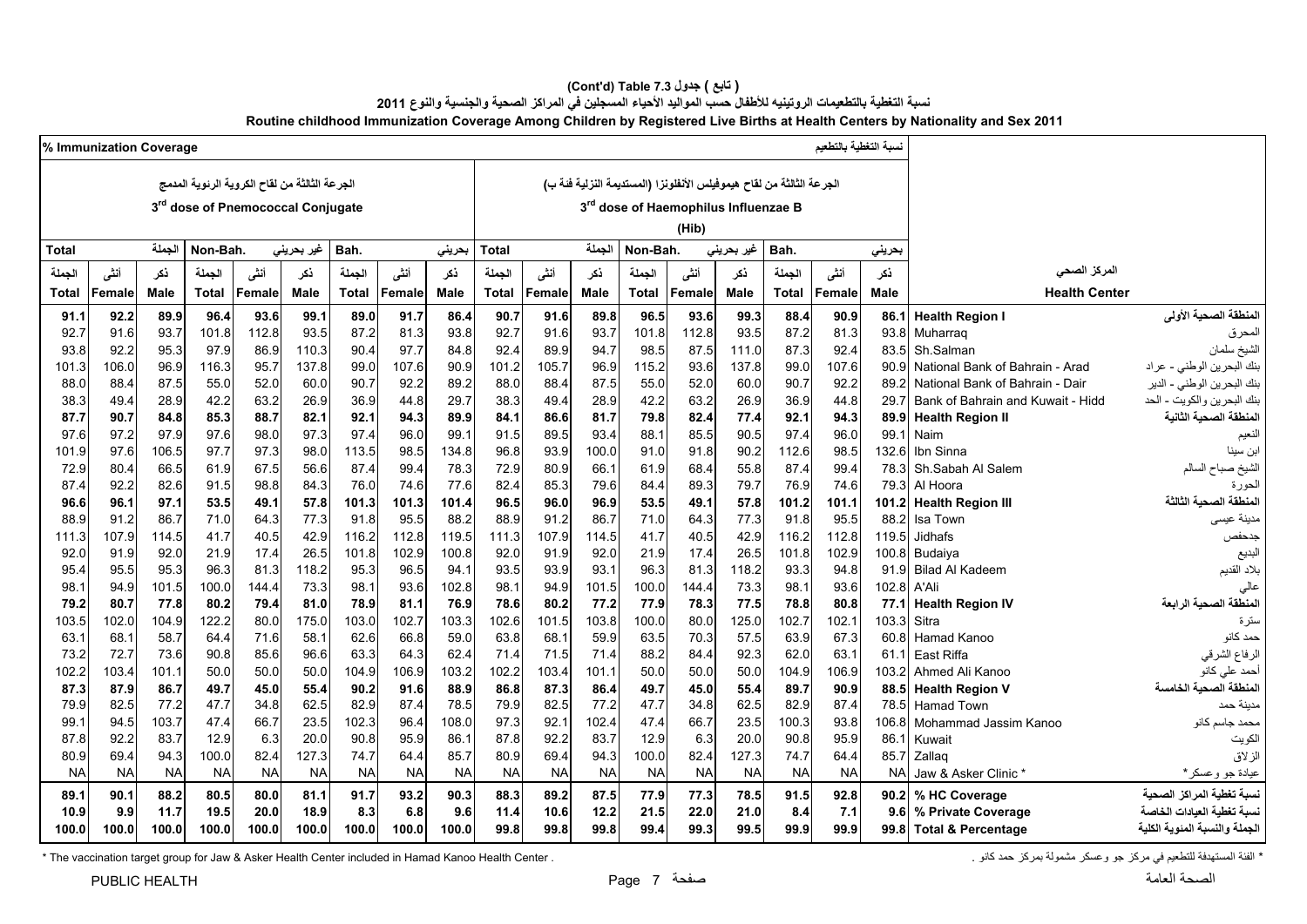**( تابع ) جدول 7.3 (Cont'd) Table**

**نسبة التغطية بالتطعيمات الروتينيه للأطفال حسب المواليد الأحياء المسجلين في المراكز الصحية والجنسية والنوع 2011**

**Routine childhood Immunization Coverage Among Children by Registered Live Births at Health Centers by Nationality and Sex 2011**

| % Immunization Coverage | | | | | | | | | | | | | | | | | | نسبة التغطية بالتطعيم | |
|---|---|---|---|---|---|---|---|---|---|---|---|---|---|---|---|---|---|---|---|
| الجرعة الثالثة من لقاح الكروية الرئوية المدمج 3[rd] dose of Pnemococcal Conjugate | | | | | | | | | الجرعة الثالثة من لقاح هيموفيلس الأنفلونزا (المستديمة النزلية فئة ب) 3[rd] dose of Haemophilus Influenzae B (Hib) | | | | | | | | | | |
| Total الجملة | | | Non-Bah. غير بحريني | | | Bah. بحريني | | | Total الجملة | | | Non-Bah. غير بحريني | | | Bah. بحريني | | | | |
| الجملة Total | أنثى Female | ذكر Male | الجملة Total | أنثى Female | ذكر Male | الجملة Total | أنثى Female | ذكر Male | الجملة Total | أنثى Female | ذكر Male | الجملة Total | أنثى Female | ذكر Male | الجملة Total | أنثى Female | ذكر Male | Health Center | المركز الصحي |
| **91.1** | **92.2** | **89.9** | **96.4** | **93.6** | **99.1** | **89.0** | **91.7** | **86.4** | **90.7** | **91.6** | **89.8** | **96.5** | **93.6** | **99.3** | **88.4** | **90.9** | **86.1** | **Health Region I** | **المنطقة الصحية الأولى** |
| 92.7 | 91.6 | 93.7 | 101.8 | 112.8 | 93.5 | 87.2 | 81.3 | 93.8 | 92.7 | 91.6 | 93.7 | 101.8 | 112.8 | 93.5 | 87.2 | 81.3 | 93.8 | Muharraq | المحرق |
| 93.8 | 92.2 | 95.3 | 97.9 | 86.9 | 110.3 | 90.4 | 97.7 | 84.8 | 92.4 | 89.9 | 94.7 | 98.5 | 87.5 | 111.0 | 87.3 | 92.4 | 83.5 | Sh.Salman | الشيخ سلمان |
| 101.3 | 106.0 | 96.9 | 116.3 | 95.7 | 137.8 | 99.0 | 107.6 | 90.9 | 101.2 | 105.7 | 96.9 | 115.2 | 93.6 | 137.8 | 99.0 | 107.6 | 90.9 | National Bank of Bahrain - Arad | بنك البحرين الوطني - عراد |
| 88.0 | 88.4 | 87.5 | 55.0 | 52.0 | 60.0 | 90.7 | 92.2 | 89.2 | 88.0 | 88.4 | 87.5 | 55.0 | 52.0 | 60.0 | 90.7 | 92.2 | 89.2 | National Bank of Bahrain - Dair | بنك البحرين الوطني - الدير |
| 38.3 | 49.4 | 28.9 | 42.2 | 63.2 | 26.9 | 36.9 | 44.8 | 29.7 | 38.3 | 49.4 | 28.9 | 42.2 | 63.2 | 26.9 | 36.9 | 44.8 | 29.7 | Bank of Bahrain and Kuwait - Hidd | بنك البحرين والكويت - الحد |
| **87.7** | **90.7** | **84.8** | **85.3** | **88.7** | **82.1** | **92.1** | **94.3** | **89.9** | **84.1** | **86.6** | **81.7** | **79.8** | **82.4** | **77.4** | **92.1** | **94.3** | **89.9** | **Health Region II** | **المنطقة الصحية الثانية** |
| 97.6 | 97.2 | 97.9 | 97.6 | 98.0 | 97.3 | 97.4 | 96.0 | 99.1 | 91.5 | 89.5 | 93.4 | 88.1 | 85.5 | 90.5 | 97.4 | 96.0 | 99.1 | Naim | النعيم |
| 101.9 | 97.6 | 106.5 | 97.7 | 97.3 | 98.0 | 113.5 | 98.5 | 134.8 | 96.8 | 93.9 | 100.0 | 91.0 | 91.8 | 90.2 | 112.6 | 98.5 | 132.6 | Ibn Sinna | ابن سينا |
| 72.9 | 80.4 | 66.5 | 61.9 | 67.5 | 56.6 | 87.4 | 99.4 | 78.3 | 72.9 | 80.9 | 66.1 | 61.9 | 68.4 | 55.8 | 87.4 | 99.4 | 78.3 | Sh.Sabah Al Salem | الشيخ صباح السالم |
| 87.4 | 92.2 | 82.6 | 91.5 | 98.8 | 84.3 | 76.0 | 74.6 | 77.6 | 82.4 | 85.3 | 79.6 | 84.4 | 89.3 | 79.7 | 76.9 | 74.6 | 79.3 | Al Hoora | الحورة |
| **96.6** | **96.1** | **97.1** | **53.5** | **49.1** | **57.8** | **101.3** | **101.3** | **101.4** | **96.5** | **96.0** | **96.9** | **53.5** | **49.1** | **57.8** | **101.2** | **101.1** | **101.2** | **Health Region III** | **المنطقة الصحية الثالثة** |
| 88.9 | 91.2 | 86.7 | 71.0 | 64.3 | 77.3 | 91.8 | 95.5 | 88.2 | 88.9 | 91.2 | 86.7 | 71.0 | 64.3 | 77.3 | 91.8 | 95.5 | 88.2 | Isa Town | مدينة عيسى |
| 111.3 | 107.9 | 114.5 | 41.7 | 40.5 | 42.9 | 116.2 | 112.8 | 119.5 | 111.3 | 107.9 | 114.5 | 41.7 | 40.5 | 42.9 | 116.2 | 112.8 | 119.5 | Jidhafs | جدحفص |
| 92.0 | 91.9 | 92.0 | 21.9 | 17.4 | 26.5 | 101.8 | 102.9 | 100.8 | 92.0 | 91.9 | 92.0 | 21.9 | 17.4 | 26.5 | 101.8 | 102.9 | 100.8 | Budaiya | البديع |
| 95.4 | 95.5 | 95.3 | 96.3 | 81.3 | 118.2 | 95.3 | 96.5 | 94.1 | 93.5 | 93.9 | 93.1 | 96.3 | 81.3 | 118.2 | 93.3 | 94.8 | 91.9 | Bilad Al Kadeem | بلاد القديم |
| 98.1 | 94.9 | 101.5 | 100.0 | 144.4 | 73.3 | 98.1 | 93.6 | 102.8 | 98.1 | 94.9 | 101.5 | 100.0 | 144.4 | 73.3 | 98.1 | 93.6 | 102.8 | A'Ali | عالي |
| **79.2** | **80.7** | **77.8** | **80.2** | **79.4** | **81.0** | **78.9** | **81.1** | **76.9** | **78.6** | **80.2** | **77.2** | **77.9** | **78.3** | **77.5** | **78.8** | **80.8** | **77.1** | **Health Region IV** | **المنطقة الصحية الرابعة** |
| 103.5 | 102.0 | 104.9 | 122.2 | 80.0 | 175.0 | 103.0 | 102.7 | 103.3 | 102.6 | 101.5 | 103.8 | 100.0 | 80.0 | 125.0 | 102.7 | 102.1 | 103.3 | Sitra | سترة |
| 63.1 | 68.1 | 58.7 | 64.4 | 71.6 | 58.1 | 62.6 | 66.8 | 59.0 | 63.8 | 68.1 | 59.9 | 63.5 | 70.3 | 57.5 | 63.9 | 67.3 | 60.8 | Hamad Kanoo | حمد كانو |
| 73.2 | 72.7 | 73.6 | 90.8 | 85.6 | 96.6 | 63.3 | 64.3 | 62.4 | 71.4 | 71.5 | 71.4 | 88.2 | 84.4 | 92.3 | 62.0 | 63.1 | 61.1 | East Riffa | الرفاع الشرقي |
| 102.2 | 103.4 | 101.1 | 50.0 | 50.0 | 50.0 | 104.9 | 106.9 | 103.2 | 102.2 | 103.4 | 101.1 | 50.0 | 50.0 | 50.0 | 104.9 | 106.9 | 103.2 | Ahmed Ali Kanoo | أحمد علي كانو |
| **87.3** | **87.9** | **86.7** | **49.7** | **45.0** | **55.4** | **90.2** | **91.6** | **88.9** | **86.8** | **87.3** | **86.4** | **49.7** | **45.0** | **55.4** | **89.7** | **90.9** | **88.5** | **Health Region V** | **المنطقة الصحية الخامسة** |
| 79.9 | 82.5 | 77.2 | 47.7 | 34.8 | 62.5 | 82.9 | 87.4 | 78.5 | 79.9 | 82.5 | 77.2 | 47.7 | 34.8 | 62.5 | 82.9 | 87.4 | 78.5 | Hamad Town | مدينة حمد |
| 99.1 | 94.5 | 103.7 | 47.4 | 66.7 | 23.5 | 102.3 | 96.4 | 108.0 | 97.3 | 92.1 | 102.4 | 47.4 | 66.7 | 23.5 | 100.3 | 93.8 | 106.8 | Mohammad Jassim Kanoo | محمد جاسم كانو |
| 87.8 | 92.2 | 83.7 | 12.9 | 6.3 | 20.0 | 90.8 | 95.9 | 86.1 | 87.8 | 92.2 | 83.7 | 12.9 | 6.3 | 20.0 | 90.8 | 95.9 | 86.1 | Kuwait | الكويت |
| 80.9 | 69.4 | 94.3 | 100.0 | 82.4 | 127.3 | 74.7 | 64.4 | 85.7 | 80.9 | 69.4 | 94.3 | 100.0 | 82.4 | 127.3 | 74.7 | 64.4 | 85.7 | Zallaq | الزلاق |
| NA | NA | NA | NA | NA | NA | NA | NA | NA | NA | NA | NA | NA | NA | NA | NA | NA | NA | Jaw & Asker Clinic * | عيادة جو وعسكر* |
| **89.1** | **90.1** | **88.2** | **80.5** | **80.0** | **81.1** | **91.7** | **93.2** | **90.3** | **88.3** | **89.2** | **87.5** | **77.9** | **77.3** | **78.5** | **91.5** | **92.8** | **90.2** | **% HC Coverage** | **نسبة تغطية المراكز الصحية** |
| **10.9** | **9.9** | **11.7** | **19.5** | **20.0** | **18.9** | **8.3** | **6.8** | **9.6** | **11.4** | **10.6** | **12.2** | **21.5** | **22.0** | **21.0** | **8.4** | **7.1** | **9.6** | **% Private Coverage** | **نسبة تغطية العيادات الخاصة** |
| **100.0** | **100.0** | **100.0** | **100.0** | **100.0** | **100.0** | **100.0** | **100.0** | **100.0** | **99.8** | **99.8** | **99.8** | **99.4** | **99.3** | **99.5** | **99.9** | **99.9** | **99.8** | **Total & Percentage** | **الجملة والنسبة المئوية الكلية** |

\* The vaccination target group for Jaw & Asker Health Center included in Hamad Kanoo Health Center .

\* الفئة المستهدفة للتطعيم في مركز جو وعسكر مشمولة بمركز حمد كانو .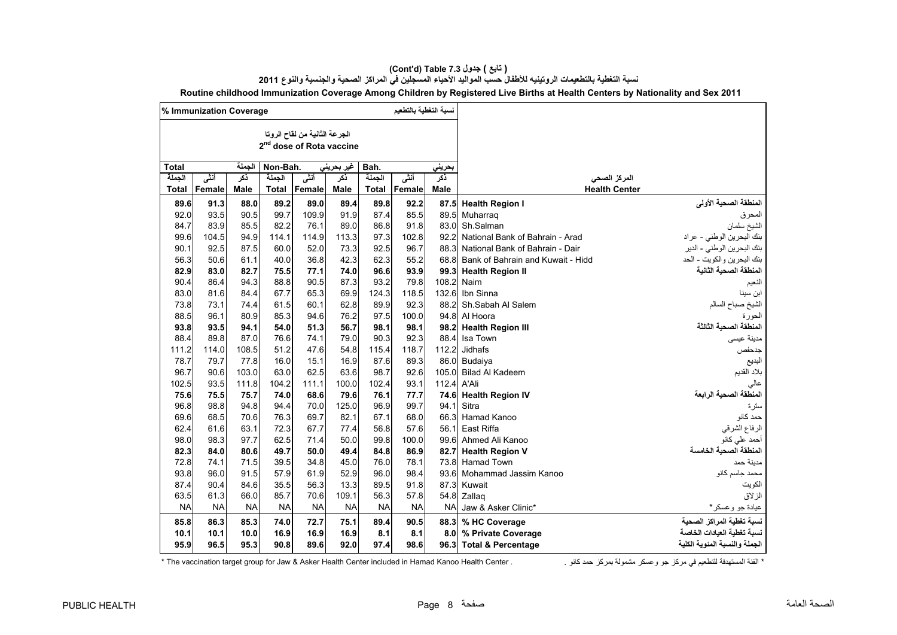**( تابع ) جدول 7.3 Table (Cont'd)**

**نسبة التغطية بالتطعيمات الروتينيه للأطفال حسب المواليد الأحياء المسجلين في المراكز الصحية والجنسية والنوع 2011**

**Routine childhood Immunization Coverage Among Children by Registered Live Births at Health Centers by Nationality and Sex 2011**

| % Immunization Coverage نسبة التغطية بالتطعيم | | | | | | | | | | |
|---|---|---|---|---|---|---|---|---|---|---|
| الجرعة الثانية من لقاح الروتا 2nd dose of Rota vaccine | | | | | | | | | | |
| Total الجملة | | | Non-Bah. غير بحريني | | | Bah. بحريني | | | | |
| الجملة Total | أنثى Female | ذكر Male | الجملة Total | أنثى Female | ذكر Male | الجملة Total | أنثى Female | ذكر Male | المركز الصحي Health Center | |
| **89.6** | **91.3** | **88.0** | **89.2** | **89.0** | **89.4** | **89.8** | **92.2** | **87.5** | **Health Region I** | **المنطقة الصحية الأولى** |
| 92.0 | 93.5 | 90.5 | 99.7 | 109.9 | 91.9 | 87.4 | 85.5 | 89.5 | Muharraq | المحرق |
| 84.7 | 83.9 | 85.5 | 82.2 | 76.1 | 89.0 | 86.8 | 91.8 | 83.0 | Sh.Salman | الشيخ سلمان |
| 99.6 | 104.5 | 94.9 | 114.1 | 114.9 | 113.3 | 97.3 | 102.8 | 92.2 | National Bank of Bahrain - Arad | بنك البحرين الوطني - عراد |
| 90.1 | 92.5 | 87.5 | 60.0 | 52.0 | 73.3 | 92.5 | 96.7 | 88.3 | National Bank of Bahrain - Dair | بنك البحرين الوطني - الدير |
| 56.3 | 50.6 | 61.1 | 40.0 | 36.8 | 42.3 | 62.3 | 55.2 | 68.8 | Bank of Bahrain and Kuwait - Hidd | بنك البحرين والكويت - الحد |
| **82.9** | **83.0** | **82.7** | **75.5** | **77.1** | **74.0** | **96.6** | **93.9** | **99.3** | **Health Region II** | **المنطقة الصحية الثانية** |
| 90.4 | 86.4 | 94.3 | 88.8 | 90.5 | 87.3 | 93.2 | 79.8 | 108.2 | Naim | النعيم |
| 83.0 | 81.6 | 84.4 | 67.7 | 65.3 | 69.9 | 124.3 | 118.5 | 132.6 | Ibn Sinna | ابن سينا |
| 73.8 | 73.1 | 74.4 | 61.5 | 60.1 | 62.8 | 89.9 | 92.3 | 88.2 | Sh.Sabah Al Salem | الشيخ صباح السالم |
| 88.5 | 96.1 | 80.9 | 85.3 | 94.6 | 76.2 | 97.5 | 100.0 | 94.8 | Al Hoora | الحورة |
| **93.8** | **93.5** | **94.1** | **54.0** | **51.3** | **56.7** | **98.1** | **98.1** | **98.2** | **Health Region III** | **المنطقة الصحية الثالثة** |
| 88.4 | 89.8 | 87.0 | 76.6 | 74.1 | 79.0 | 90.3 | 92.3 | 88.4 | Isa Town | مدينة عيسى |
| 111.2 | 114.0 | 108.5 | 51.2 | 47.6 | 54.8 | 115.4 | 118.7 | 112.2 | Jidhafs | جدحفص |
| 78.7 | 79.7 | 77.8 | 16.0 | 15.1 | 16.9 | 87.6 | 89.3 | 86.0 | Budaiya | البديع |
| 96.7 | 90.6 | 103.0 | 63.0 | 62.5 | 63.6 | 98.7 | 92.6 | 105.0 | Bilad Al Kadeem | بلاد القديم |
| 102.5 | 93.5 | 111.8 | 104.2 | 111.1 | 100.0 | 102.4 | 93.1 | 112.4 | A'Ali | عالي |
| **75.6** | **75.5** | **75.7** | **74.0** | **68.6** | **79.6** | **76.1** | **77.7** | **74.6** | **Health Region IV** | **المنطقة الصحية الرابعة** |
| 96.8 | 98.8 | 94.8 | 94.4 | 70.0 | 125.0 | 96.9 | 99.7 | 94.1 | Sitra | سترة |
| 69.6 | 68.5 | 70.6 | 76.3 | 69.7 | 82.1 | 67.1 | 68.0 | 66.3 | Hamad Kanoo | حمد كانو |
| 62.4 | 61.6 | 63.1 | 72.3 | 67.7 | 77.4 | 56.8 | 57.6 | 56.1 | East Riffa | الرفاع الشرقي |
| 98.0 | 98.3 | 97.7 | 62.5 | 71.4 | 50.0 | 99.8 | 100.0 | 99.6 | Ahmed Ali Kanoo | أحمد علي كانو |
| **82.3** | **84.0** | **80.6** | **49.7** | **50.0** | **49.4** | **84.8** | **86.9** | **82.7** | **Health Region V** | **المنطقة الصحية الخامسة** |
| 72.8 | 74.1 | 71.5 | 39.5 | 34.8 | 45.0 | 76.0 | 78.1 | 73.8 | Hamad Town | مدينة حمد |
| 93.8 | 96.0 | 91.5 | 57.9 | 61.9 | 52.9 | 96.0 | 98.4 | 93.6 | Mohammad Jassim Kanoo | محمد جاسم كانو |
| 87.4 | 90.4 | 84.6 | 35.5 | 56.3 | 13.3 | 89.5 | 91.8 | 87.3 | Kuwait | الكويت |
| 63.5 | 61.3 | 66.0 | 85.7 | 70.6 | 109.1 | 56.3 | 57.8 | 54.8 | Zallaq | الزلاق |
| NA | NA | NA | NA | NA | NA | NA | NA | NA | Jaw & Asker Clinic* | عيادة جو وعسكر* |
| **85.8** | **86.3** | **85.3** | **74.0** | **72.7** | **75.1** | **89.4** | **90.5** | **88.3** | **% HC Coverage** | **نسبة تغطية المراكز الصحية** |
| **10.1** | **10.1** | **10.0** | **16.9** | **16.9** | **16.9** | **8.1** | **8.1** | **8.0** | **% Private Coverage** | **نسبة تغطية العيادات الخاصة** |
| **95.9** | **96.5** | **95.3** | **90.8** | **89.6** | **92.0** | **97.4** | **98.6** | **96.3** | **Total & Percentage** | **الجملة والنسبة المئوية الكلية** |

\* The vaccination target group for Jaw & Asker Health Center included in Hamad Kanoo Health Center .

\* الفئة المستهدفة للتطعيم في مركز جو وعسكر مشمولة بمركز حمد كانو .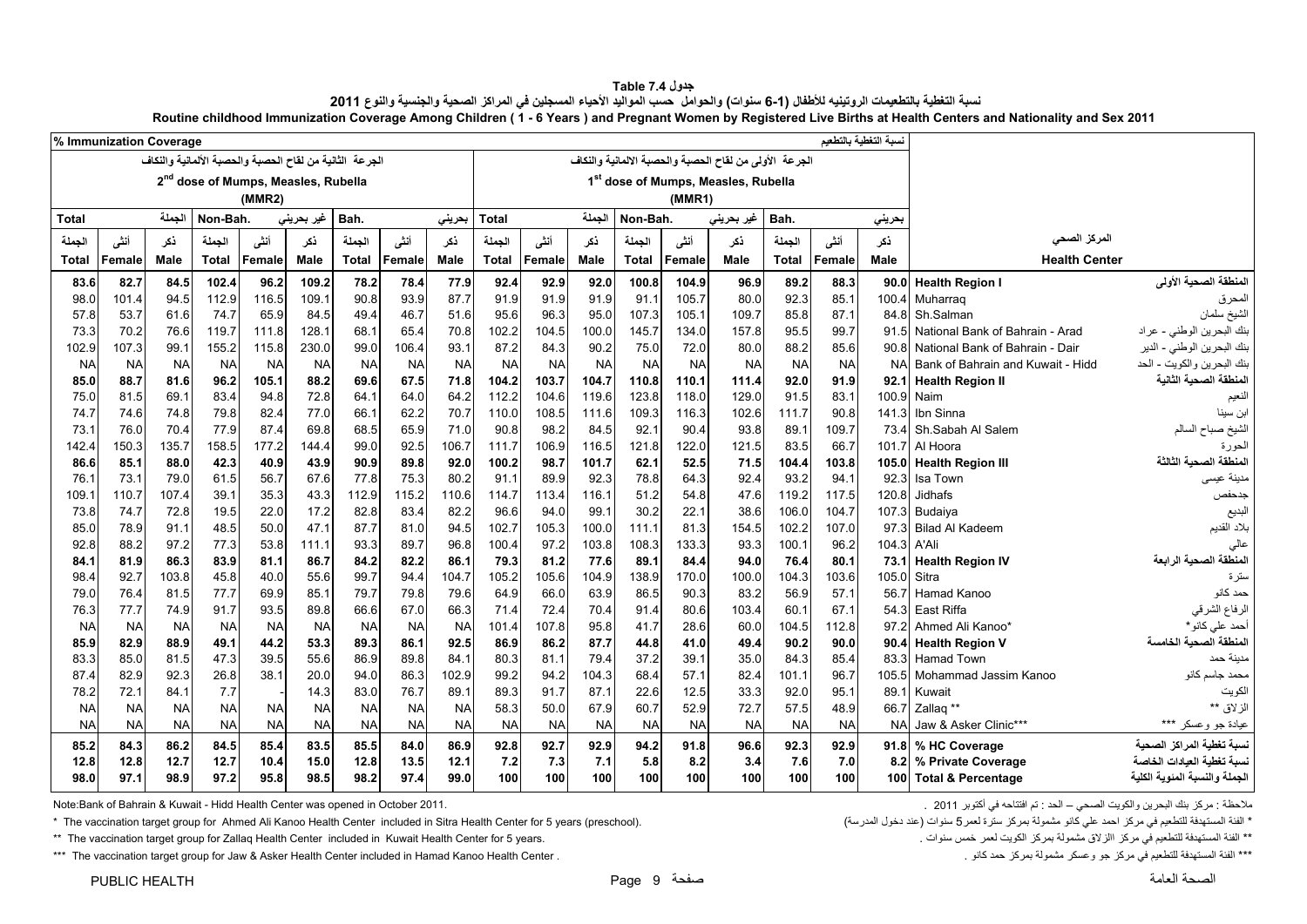# جدول Table 7.4

## نسبة التغطية بالتطعيمات الروتينيه للأطفال (1-6 سنوات) والحوامل حسب المواليد الأحياء المسجلين في المراكز الصحية والجنسية والنوع 2011

## Routine childhood Immunization Coverage Among Children ( 1 - 6 Years ) and Pregnant Women by Registered Live Births at Health Centers and Nationality and Sex 2011

| % Immunization Coverage نسبة التغطية بالتطعيم | | | | | | | | | | | | | | | | | | | |
|---|---|---|---|---|---|---|---|---|---|---|---|---|---|---|---|---|---|---|---|
| الجرعة الثانية من لقاح الحصبة والحصبة الألمانية والنكاف 2nd dose of Mumps, Measles, Rubella (MMR2) | | | | | | | | | الجرعة الأولى من لقاح الحصبة والحصبة الالمانية والنكاف 1st dose of Mumps, Measles, Rubella (MMR1) | | | | | | | | | | |
| Total الجملة | | | Non-Bah. غير بحريني | | | Bah. بحريني | | | Total الجملة | | | Non-Bah. غير بحريني | | | Bah. بحريني | | | | |
| الجملة Total | أنثى Female | ذكر Male | الجملة Total | أنثى Female | ذكر Male | الجملة Total | أنثى Female | ذكر Male | الجملة Total | أنثى Female | ذكر Male | الجملة Total | أنثى Female | ذكر Male | الجملة Total | أنثى Female | ذكر Male | Health Center | المركز الصحي |
| **83.6** | **82.7** | **84.5** | **102.4** | **96.2** | **109.2** | **78.2** | **78.4** | **77.9** | **92.4** | **92.9** | **92.0** | **100.8** | **104.9** | **96.9** | **89.2** | **88.3** | **90.0** | **Health Region I** | **المنطقة الصحية الأولى** |
| 98.0 | 101.4 | 94.5 | 112.9 | 116.5 | 109.1 | 90.8 | 93.9 | 87.7 | 91.9 | 91.9 | 91.9 | 91.1 | 105.7 | 80.0 | 92.3 | 85.1 | 100.4 | Muharraq | المحرق |
| 57.8 | 53.7 | 61.6 | 74.7 | 65.9 | 84.5 | 49.4 | 46.7 | 51.6 | 95.6 | 96.3 | 95.0 | 107.3 | 105.1 | 109.7 | 85.8 | 87.1 | 84.8 | Sh.Salman | الشيخ سلمان |
| 73.3 | 70.2 | 76.6 | 119.7 | 111.8 | 128.1 | 68.1 | 65.4 | 70.8 | 102.2 | 104.5 | 100.0 | 145.7 | 134.0 | 157.8 | 95.5 | 99.7 | 91.5 | National Bank of Bahrain - Arad | بنك البحرين الوطني - عراد |
| 102.9 | 107.3 | 99.1 | 155.2 | 115.8 | 230.0 | 99.0 | 106.4 | 93.1 | 87.2 | 84.3 | 90.2 | 75.0 | 72.0 | 80.0 | 88.2 | 85.6 | 90.8 | National Bank of Bahrain - Dair | بنك البحرين الوطني - الدير |
| NA | NA | NA | NA | NA | NA | NA | NA | NA | NA | NA | NA | NA | NA | NA | NA | NA | NA | Bank of Bahrain and Kuwait - Hidd | بنك البحرين والكويت - الحد |
| **85.0** | **88.7** | **81.6** | **96.2** | **105.1** | **88.2** | **69.6** | **67.5** | **71.8** | **104.2** | **103.7** | **104.7** | **110.8** | **110.1** | **111.4** | **92.0** | **91.9** | **92.1** | **Health Region II** | **المنطقة الصحية الثانية** |
| 75.0 | 81.5 | 69.1 | 83.4 | 94.8 | 72.8 | 64.1 | 64.0 | 64.2 | 112.2 | 104.6 | 119.6 | 123.8 | 118.0 | 129.0 | 91.5 | 83.1 | 100.9 | Naim | النعيم |
| 74.7 | 74.6 | 74.8 | 79.8 | 82.4 | 77.0 | 66.1 | 62.2 | 70.7 | 110.0 | 108.5 | 111.6 | 109.3 | 116.3 | 102.6 | 111.7 | 90.8 | 141.3 | Ibn Sinna | ابن سينا |
| 73.1 | 76.0 | 70.4 | 77.9 | 87.4 | 69.8 | 68.5 | 65.9 | 71.0 | 90.8 | 98.2 | 84.5 | 92.1 | 90.4 | 93.8 | 89.1 | 109.7 | 73.4 | Sh.Sabah Al Salem | الشيخ صباح السالم |
| 142.4 | 150.3 | 135.7 | 158.5 | 177.2 | 144.4 | 99.0 | 92.5 | 106.7 | 111.7 | 106.9 | 116.5 | 121.8 | 122.0 | 121.5 | 83.5 | 66.7 | 101.7 | Al Hoora | الحورة |
| **86.6** | **85.1** | **88.0** | **42.3** | **40.9** | **43.9** | **90.9** | **89.8** | **92.0** | **100.2** | **98.7** | **101.7** | **62.1** | **52.5** | **71.5** | **104.4** | **103.8** | **105.0** | **Health Region III** | **المنطقة الصحية الثالثة** |
| 76.1 | 73.1 | 79.0 | 61.5 | 56.7 | 67.6 | 77.8 | 75.3 | 80.2 | 91.1 | 89.9 | 92.3 | 78.8 | 64.3 | 92.4 | 93.2 | 94.1 | 92.3 | Isa Town | مدينة عيسى |
| 109.1 | 110.7 | 107.4 | 39.1 | 35.3 | 43.3 | 112.9 | 115.2 | 110.6 | 114.7 | 113.4 | 116.1 | 51.2 | 54.8 | 47.6 | 119.2 | 117.5 | 120.8 | Jidhafs | جدحفص |
| 73.8 | 74.7 | 72.8 | 19.5 | 22.0 | 17.2 | 82.8 | 83.4 | 82.2 | 96.6 | 94.0 | 99.1 | 30.2 | 22.1 | 38.6 | 106.0 | 104.7 | 107.3 | Budaiya | البديع |
| 85.0 | 78.9 | 91.1 | 48.5 | 50.0 | 47.1 | 87.7 | 81.0 | 94.5 | 102.7 | 105.3 | 100.0 | 111.1 | 81.3 | 154.5 | 102.2 | 107.0 | 97.3 | Bilad Al Kadeem | بلاد القديم |
| 92.8 | 88.2 | 97.2 | 77.3 | 53.8 | 111.1 | 93.3 | 89.7 | 96.8 | 100.4 | 97.2 | 103.8 | 108.3 | 133.3 | 93.3 | 100.1 | 96.2 | 104.3 | A'Ali | عالي |
| **84.1** | **81.9** | **86.3** | **83.9** | **81.1** | **86.7** | **84.2** | **82.2** | **86.1** | **79.3** | **81.2** | **77.6** | **89.1** | **84.4** | **94.0** | **76.4** | **80.1** | **73.1** | **Health Region IV** | **المنطقة الصحية الرابعة** |
| 98.4 | 92.7 | 103.8 | 45.8 | 40.0 | 55.6 | 99.7 | 94.4 | 104.7 | 105.2 | 105.6 | 104.9 | 138.9 | 170.0 | 100.0 | 104.3 | 103.6 | 105.0 | Sitra | سترة |
| 79.0 | 76.4 | 81.5 | 77.7 | 69.9 | 85.1 | 79.7 | 79.8 | 79.6 | 64.9 | 66.0 | 63.9 | 86.5 | 90.3 | 83.2 | 56.9 | 57.1 | 56.7 | Hamad Kanoo | حمد كانو |
| 76.3 | 77.7 | 74.9 | 91.7 | 93.5 | 89.8 | 66.6 | 67.0 | 66.3 | 71.4 | 72.4 | 70.4 | 91.4 | 80.6 | 103.4 | 60.1 | 67.1 | 54.3 | East Riffa | الرفاع الشرقي |
| NA | NA | NA | NA | NA | NA | NA | NA | NA | 101.4 | 107.8 | 95.8 | 41.7 | 28.6 | 60.0 | 104.5 | 112.8 | 97.2 | Ahmed Ali Kanoo* | أحمد علي كانو* |
| **85.9** | **82.9** | **88.9** | **49.1** | **44.2** | **53.3** | **89.3** | **86.1** | **92.5** | **86.9** | **86.2** | **87.7** | **44.8** | **41.0** | **49.4** | **90.2** | **90.0** | **90.4** | **Health Region V** | **المنطقة الصحية الخامسة** |
| 83.3 | 85.0 | 81.5 | 47.3 | 39.5 | 55.6 | 86.9 | 89.8 | 84.1 | 80.3 | 81.1 | 79.4 | 37.2 | 39.1 | 35.0 | 84.3 | 85.4 | 83.3 | Hamad Town | مدينة حمد |
| 87.4 | 82.9 | 92.3 | 26.8 | 38.1 | 20.0 | 94.0 | 86.3 | 102.9 | 99.2 | 94.2 | 104.3 | 68.4 | 57.1 | 82.4 | 101.1 | 96.7 | 105.5 | Mohammad Jassim Kanoo | محمد جاسم كانو |
| 78.2 | 72.1 | 84.1 | 7.7 | - | 14.3 | 83.0 | 76.7 | 89.1 | 89.3 | 91.7 | 87.1 | 22.6 | 12.5 | 33.3 | 92.0 | 95.1 | 89.1 | Kuwait | الكويت |
| NA | NA | NA | NA | NA | NA | NA | NA | NA | 58.3 | 50.0 | 67.9 | 60.7 | 52.9 | 72.7 | 57.5 | 48.9 | 66.7 | Zallaq ** | الزلاق ** |
| NA | NA | NA | NA | NA | NA | NA | NA | NA | NA | NA | NA | NA | NA | NA | NA | NA | NA | Jaw & Asker Clinic*** | عيادة جو وعسكر *** |
| **85.2** | **84.3** | **86.2** | **84.5** | **85.4** | **83.5** | **85.5** | **84.0** | **86.9** | **92.8** | **92.7** | **92.9** | **94.2** | **91.8** | **96.6** | **92.3** | **92.9** | **91.8** | **% HC Coverage** | **نسبة تغطية المراكز الصحية** |
| **12.8** | **12.8** | **12.7** | **12.7** | **10.4** | **15.0** | **12.8** | **13.5** | **12.1** | **7.2** | **7.3** | **7.1** | **5.8** | **8.2** | **3.4** | **7.6** | **7.0** | **8.2** | **% Private Coverage** | **نسبة تغطية العيادات الخاصة** |
| **98.0** | **97.1** | **98.9** | **97.2** | **95.8** | **98.5** | **98.2** | **97.4** | **99.0** | **100** | **100** | **100** | **100** | **100** | **100** | **100** | **100** | **100** | **Total & Percentage** | **الجملة والنسبة المئوية الكلية** |

Note:Bank of Bahrain & Kuwait - Hidd Health Center was opened in October 2011.

ملاحظة : مركز بنك البحرين والكويت الصحي – الحد : تم افتتاحه في أكتوبر 2011 .

* The vaccination target group for Ahmed Ali Kanoo Health Center included in Sitra Health Center for 5 years (preschool).

* الفئة المستهدفة للتطعيم في مركز احمد علي كانو مشمولة بمركز سترة لعمر 5 سنوات (عند دخول المدرسة)

** The vaccination target group for Zallaq Health Center included in Kuwait Health Center for 5 years.

** الفئة المستهدفة للتطعيم في مركز الزلاق مشمولة بمركز الكويت لعمر خمس سنوات .

*** The vaccination target group for Jaw & Asker Health Center included in Hamad Kanoo Health Center .

*** الفئة المستهدفة للتطعيم في مركز جو وعسكر مشمولة بمركز حمد كانو .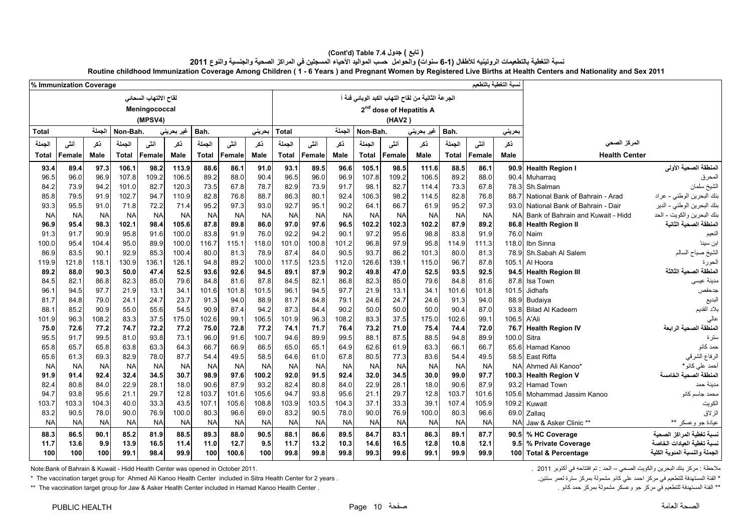**( تابع ) جدول 7.4 Table (Cont'd)**

**نسبة التغطية بالتطعيمات الروتينيه للأطفال (1-6 سنوات) والحوامل حسب المواليد الأحياء المسجلين في المراكز الصحية والجنسية والنوع 2011**

**Routine childhood Immunization Coverage Among Children ( 1 - 6 Years ) and Pregnant Women by Registered Live Births at Health Centers and Nationality and Sex 2011**

| % Immunization Coverage | | | | | | | | | | | | | | | | | | نسبة التغطية بالتطعيم | |
|---|---|---|---|---|---|---|---|---|---|---|---|---|---|---|---|---|---|---|---|
| لقاح الالتهاب السحائي Meningococcal (MPSV4) | | | | | | | | | الجرعة الثانية من لقاح التهاب الكبد الوبائي فئة أ 2nd dose of Hepatitis A (HAV2) | | | | | | | | | | |
| Total | | الجملة | Non-Bah. | | غير بحريني | Bah. | | بحريني | Total | | الجملة | Non-Bah. | | غير بحريني | Bah. | | بحريني | | |
| الجملة Total | أنثى Female | ذكر Male | الجملة Total | أنثى Female | ذكر Male | الجملة Total | أنثى Female | ذكر Male | الجملة Total | أنثى Female | ذكر Male | الجملة Total | أنثى Female | ذكر Male | الجملة Total | أنثى Female | ذكر Male | Health Center | المركز الصحي |
| **93.4** | **89.4** | **97.3** | **106.1** | **98.2** | **113.9** | **88.6** | **86.1** | **91.0** | **93.1** | **89.5** | **96.6** | **105.1** | **98.5** | **111.6** | **88.5** | **86.1** | **90.9** | **Health Region I** | **المنطقة الصحية الأولى** |
| 96.5 | 96.0 | 96.9 | 107.8 | 109.2 | 106.5 | 89.2 | 88.0 | 90.4 | 96.5 | 96.0 | 96.9 | 107.8 | 109.2 | 106.5 | 89.2 | 88.0 | 90.4 | Muharraq | المحرق |
| 84.2 | 73.9 | 94.2 | 101.0 | 82.7 | 120.3 | 73.5 | 67.8 | 78.7 | 82.9 | 73.9 | 91.7 | 98.1 | 82.7 | 114.4 | 73.3 | 67.8 | 78.3 | Sh.Salman | الشيخ سلمان |
| 85.8 | 79.5 | 91.9 | 102.7 | 94.7 | 110.9 | 82.8 | 76.8 | 88.7 | 86.3 | 80.1 | 92.4 | 106.3 | 98.2 | 114.5 | 82.8 | 76.8 | 88.7 | National Bank of Bahrain - Arad | بنك البحرين الوطني - عراد |
| 93.3 | 95.5 | 91.0 | 71.8 | 72.2 | 71.4 | 95.2 | 97.3 | 93.0 | 92.7 | 95.1 | 90.2 | 64.1 | 66.7 | 61.9 | 95.2 | 97.3 | 93.0 | National Bank of Bahrain - Dair | بنك البحرين الوطني - الدير |
| NA | NA | NA | NA | NA | NA | NA | NA | NA | NA | NA | NA | NA | NA | NA | NA | NA | NA | Bank of Bahrain and Kuwait - Hidd | بنك البحرين والكويت - الحد |
| **96.9** | **95.4** | **98.3** | **102.1** | **98.4** | **105.6** | **87.8** | **89.8** | **86.0** | **97.0** | **97.6** | **96.5** | **102.2** | **102.3** | **102.2** | **87.9** | **89.2** | **86.8** | **Health Region II** | **المنطقة الصحية الثانية** |
| 91.3 | 91.7 | 90.9 | 95.8 | 91.6 | 100.0 | 83.8 | 91.9 | 76.0 | 92.2 | 94.2 | 90.1 | 97.2 | 95.6 | 98.8 | 83.8 | 91.9 | 76.0 | Naim | النعيم |
| 100.0 | 95.4 | 104.4 | 95.0 | 89.9 | 100.0 | 116.7 | 115.1 | 118.0 | 101.0 | 100.8 | 101.2 | 96.8 | 97.9 | 95.8 | 114.9 | 111.3 | 118.0 | Ibn Sinna | ابن سينا |
| 86.9 | 83.5 | 90.1 | 92.9 | 85.3 | 100.4 | 80.0 | 81.3 | 78.9 | 87.4 | 84.0 | 90.5 | 93.7 | 86.2 | 101.3 | 80.0 | 81.3 | 78.9 | Sh.Sabah Al Salem | الشيخ صباح السالم |
| 119.9 | 121.8 | 118.1 | 130.9 | 136.1 | 126.1 | 94.8 | 89.2 | 100.0 | 117.5 | 123.5 | 112.0 | 126.6 | 139.1 | 115.0 | 96.7 | 87.8 | 105.1 | Al Hoora | الحورة |
| **89.2** | **88.0** | **90.3** | **50.0** | **47.4** | **52.5** | **93.6** | **92.6** | **94.5** | **89.1** | **87.9** | **90.2** | **49.8** | **47.0** | **52.5** | **93.5** | **92.5** | **94.5** | **Health Region III** | **المنطقة الصحية الثالثة** |
| 84.5 | 82.1 | 86.8 | 82.3 | 85.0 | 79.6 | 84.8 | 81.6 | 87.8 | 84.5 | 82.1 | 86.8 | 82.3 | 85.0 | 79.6 | 84.8 | 81.6 | 87.8 | Isa Town | مدينة عيسى |
| 96.1 | 94.5 | 97.7 | 21.9 | 13.1 | 34.1 | 101.6 | 101.8 | 101.5 | 96.1 | 94.5 | 97.7 | 21.9 | 13.1 | 34.1 | 101.6 | 101.8 | 101.5 | Jidhafs | جدحفص |
| 81.7 | 84.8 | 79.0 | 24.1 | 24.7 | 23.7 | 91.3 | 94.0 | 88.9 | 81.7 | 84.8 | 79.1 | 24.6 | 24.7 | 24.6 | 91.3 | 94.0 | 88.9 | Budaiya | البديع |
| 88.1 | 85.2 | 90.9 | 55.0 | 55.6 | 54.5 | 90.9 | 87.4 | 94.2 | 87.3 | 84.4 | 90.2 | 50.0 | 50.0 | 50.0 | 90.4 | 87.0 | 93.8 | Bilad Al Kadeem | بلاد القديم |
| 101.9 | 96.3 | 108.2 | 83.3 | 37.5 | 175.0 | 102.6 | 99.1 | 106.5 | 101.9 | 96.3 | 108.2 | 83.3 | 37.5 | 175.0 | 102.6 | 99.1 | 106.5 | A'Ali | عالي |
| **75.0** | **72.6** | **77.2** | **74.7** | **72.2** | **77.2** | **75.0** | **72.8** | **77.2** | **74.1** | **71.7** | **76.4** | **73.2** | **71.0** | **75.4** | **74.4** | **72.0** | **76.7** | **Health Region IV** | **المنطقة الصحية الرابعة** |
| 95.5 | 91.7 | 99.5 | 81.0 | 93.8 | 73.1 | 96.0 | 91.6 | 100.7 | 94.6 | 89.9 | 99.5 | 88.1 | 87.5 | 88.5 | 94.8 | 89.9 | 100.0 | Sitra | سترة |
| 65.8 | 65.7 | 65.8 | 63.8 | 63.3 | 64.3 | 66.7 | 66.9 | 66.5 | 65.0 | 65.1 | 64.9 | 62.6 | 61.9 | 63.3 | 66.1 | 66.7 | 65.6 | Hamad Kanoo | حمد كانو |
| 65.6 | 61.3 | 69.3 | 82.9 | 78.0 | 87.7 | 54.4 | 49.5 | 58.5 | 64.6 | 61.0 | 67.8 | 80.5 | 77.3 | 83.6 | 54.4 | 49.5 | 58.5 | East Riffa | الرفاع الشرقي |
| NA | NA | NA | NA | NA | NA | NA | NA | NA | NA | NA | NA | NA | NA | NA | NA | NA | NA | Ahmed Ali Kanoo* | أحمد علي كانو* |
| **91.9** | **91.4** | **92.4** | **32.4** | **34.5** | **30.7** | **98.9** | **97.6** | **100.2** | **92.0** | **91.5** | **92.4** | **32.0** | **34.5** | **30.0** | **99.0** | **97.7** | **100.3** | **Health Region V** | **المنطقة الصحية الخامسة** |
| 82.4 | 80.8 | 84.0 | 22.9 | 28.1 | 18.0 | 90.6 | 87.9 | 93.2 | 82.4 | 80.8 | 84.0 | 22.9 | 28.1 | 18.0 | 90.6 | 87.9 | 93.2 | Hamad Town | مدينة حمد |
| 94.7 | 93.8 | 95.6 | 21.1 | 29.7 | 12.8 | 103.7 | 101.6 | 105.6 | 94.7 | 93.8 | 95.6 | 21.1 | 29.7 | 12.8 | 103.7 | 101.6 | 105.6 | Mohammad Jassim Kanoo | محمد جاسم كانو |
| 103.7 | 103.3 | 104.3 | 40.0 | 33.3 | 43.5 | 107.1 | 105.6 | 108.8 | 103.9 | 103.5 | 104.3 | 37.1 | 33.3 | 39.1 | 107.4 | 105.9 | 109.2 | Kuwait | الكويت |
| 83.2 | 90.5 | 78.0 | 90.0 | 76.9 | 100.0 | 80.3 | 96.6 | 69.0 | 83.2 | 90.5 | 78.0 | 90.0 | 76.9 | 100.0 | 80.3 | 96.6 | 69.0 | Zallaq | الزلاق |
| NA | NA | NA | NA | NA | NA | NA | NA | NA | NA | NA | NA | NA | NA | NA | NA | NA | NA | Jaw & Asker Clinic ** | عيادة جو وعسكر ** |
| **88.3** | **86.5** | **90.1** | **85.2** | **81.9** | **88.5** | **89.3** | **88.0** | **90.5** | **88.1** | **86.6** | **89.5** | **84.7** | **83.1** | **86.3** | **89.1** | **87.7** | **90.5** | **% HC Coverage** | **نسبة تغطية المراكز الصحية** |
| **11.7** | **13.6** | **9.9** | **13.9** | **16.5** | **11.4** | **11.0** | **12.7** | **9.5** | **11.7** | **13.2** | **10.3** | **14.6** | **16.5** | **12.8** | **10.8** | **12.1** | **9.5** | **% Private Coverage** | **نسبة تغطية العيادات الخاصة** |
| **100** | **100** | **100** | **99.1** | **98.4** | **99.9** | **100** | **100.6** | **100** | **99.8** | **99.8** | **99.8** | **99.3** | **99.6** | **99.1** | **99.9** | **99.9** | **100** | **Total & Percentage** | **الجملة والنسبة المئوية الكلية** |

Note:Bank of Bahrain & Kuwait - Hidd Health Center was opened in October 2011.

ملاحظة : مركز بنك البحرين والكويت الصحي – الحد : تم افتتاحه في أكتوبر 2011 .

\* The vaccination target group for Ahmed Ali Kanoo Health Center included in Sitra Health Center for 2 years .

\* الفئة المستهدفة للتطعيم في مركز احمد علي كانو مشمولة بمركز سترة لعمر سنتين.

\*\* The vaccination target group for Jaw & Asker Health Center included in Hamad Kanoo Health Center .

\*\* الفئة المستهدفة للتطعيم في مركز جو وعسكر مشمولة بمركز حمد كانو .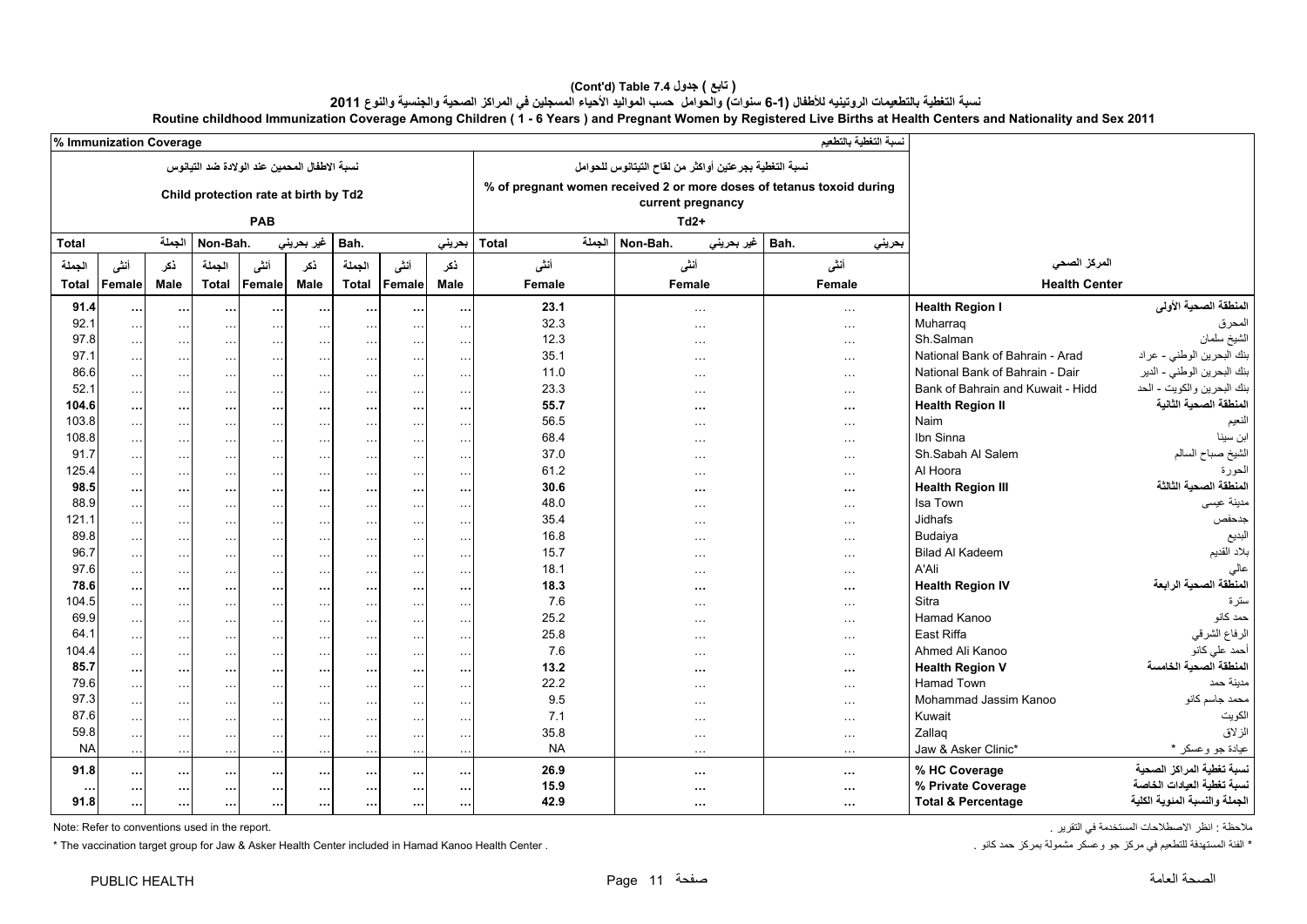**( تابع ) جدول 7.4 Table (Cont'd)**

**نسبة التغطية بالتطعيمات الروتينيه للأطفال (1-6 سنوات) والحوامل حسب المواليد الأحياء المسجلين في المراكز الصحية والجنسية والنوع 2011**

**Routine childhood Immunization Coverage Among Children ( 1 - 6 Years ) and Pregnant Women by Registered Live Births at Health Centers and Nationality and Sex 2011**

| % Immunization Coverage نسبة التغطية بالتطعيم | | | | | | | | | | | | | |
|---|---|---|---|---|---|---|---|---|---|---|---|---|---|
| نسبة الاطفال المحمين عند الولادة ضد التيانوس Child protection rate at birth by Td2 PAB | | | | | | | | | نسبة التغطية بجرعتين أواكثر من لقاح التيتانوس للحوامل % of pregnant women received 2 or more doses of tetanus toxoid during current pregnancy Td2+ | | | | |
| Total الجملة | | | Non-Bah. غير بحريني | | | Bah. بحريني | | | Total الجملة | Non-Bah. غير بحريني | Bah. بحريني | | |
| الجملة Total | أنثى Female | ذكر Male | الجملة Total | أنثى Female | ذكر Male | الجملة Total | أنثى Female | ذكر Male | أنثى Female | أنثى Female | أنثى Female | Health Center | المركز الصحي |
| **91.4** | **...** | **...** | **...** | **...** | **...** | **...** | **...** | **...** | **23.1** | ... | ... | **Health Region I** | **المنطقة الصحية الأولى** |
| 92.1 | ... | ... | ... | ... | ... | ... | ... | ... | 32.3 | ... | ... | Muharraq | المحرق |
| 97.8 | ... | ... | ... | ... | ... | ... | ... | ... | 12.3 | ... | ... | Sh.Salman | الشيخ سلمان |
| 97.1 | ... | ... | ... | ... | ... | ... | ... | ... | 35.1 | ... | ... | National Bank of Bahrain - Arad | بنك البحرين الوطني - عراد |
| 86.6 | ... | ... | ... | ... | ... | ... | ... | ... | 11.0 | ... | ... | National Bank of Bahrain - Dair | بنك البحرين الوطني - الدير |
| 52.1 | ... | ... | ... | ... | ... | ... | ... | ... | 23.3 | ... | ... | Bank of Bahrain and Kuwait - Hidd | بنك البحرين والكويت - الحد |
| **104.6** | **...** | **...** | **...** | **...** | **...** | **...** | **...** | **...** | **55.7** | **...** | **...** | **Health Region II** | **المنطقة الصحية الثانية** |
| 103.8 | ... | ... | ... | ... | ... | ... | ... | ... | 56.5 | ... | ... | Naim | النعيم |
| 108.8 | ... | ... | ... | ... | ... | ... | ... | ... | 68.4 | ... | ... | Ibn Sinna | ابن سينا |
| 91.7 | ... | ... | ... | ... | ... | ... | ... | ... | 37.0 | ... | ... | Sh.Sabah Al Salem | الشيخ صباح السالم |
| 125.4 | ... | ... | ... | ... | ... | ... | ... | ... | 61.2 | ... | ... | Al Hoora | الحورة |
| **98.5** | **...** | **...** | **...** | **...** | **...** | **...** | **...** | **...** | **30.6** | **...** | **...** | **Health Region III** | **المنطقة الصحية الثالثة** |
| 88.9 | ... | ... | ... | ... | ... | ... | ... | ... | 48.0 | ... | ... | Isa Town | مدينة عيسى |
| 121.1 | ... | ... | ... | ... | ... | ... | ... | ... | 35.4 | ... | ... | Jidhafs | جدحفص |
| 89.8 | ... | ... | ... | ... | ... | ... | ... | ... | 16.8 | ... | ... | Budaiya | البديع |
| 96.7 | ... | ... | ... | ... | ... | ... | ... | ... | 15.7 | ... | ... | Bilad Al Kadeem | بلاد القديم |
| 97.6 | ... | ... | ... | ... | ... | ... | ... | ... | 18.1 | ... | ... | A'Ali | عالي |
| **78.6** | **...** | **...** | **...** | **...** | **...** | **...** | **...** | **...** | **18.3** | **...** | **...** | **Health Region IV** | **المنطقة الصحية الرابعة** |
| 104.5 | ... | ... | ... | ... | ... | ... | ... | ... | 7.6 | ... | ... | Sitra | سترة |
| 69.9 | ... | ... | ... | ... | ... | ... | ... | ... | 25.2 | ... | ... | Hamad Kanoo | حمد كانو |
| 64.1 | ... | ... | ... | ... | ... | ... | ... | ... | 25.8 | ... | ... | East Riffa | الرفاع الشرقي |
| 104.4 | ... | ... | ... | ... | ... | ... | ... | ... | 7.6 | ... | ... | Ahmed Ali Kanoo | أحمد علي كانو |
| **85.7** | **...** | **...** | **...** | **...** | **...** | **...** | **...** | **...** | **13.2** | **...** | **...** | **Health Region V** | **المنطقة الصحية الخامسة** |
| 79.6 | ... | ... | ... | ... | ... | ... | ... | ... | 22.2 | ... | ... | Hamad Town | مدينة حمد |
| 97.3 | ... | ... | ... | ... | ... | ... | ... | ... | 9.5 | ... | ... | Mohammad Jassim Kanoo | محمد جاسم كانو |
| 87.6 | ... | ... | ... | ... | ... | ... | ... | ... | 7.1 | ... | ... | Kuwait | الكويت |
| 59.8 | ... | ... | ... | ... | ... | ... | ... | ... | 35.8 | ... | ... | Zallaq | الزلاق |
| NA | ... | ... | ... | ... | ... | ... | ... | ... | NA | ... | ... | Jaw & Asker Clinic* | عيادة جو وعسكر * |
| **91.8** | **...** | **...** | **...** | **...** | **...** | **...** | **...** | **...** | **26.9** | **...** | **...** | **% HC Coverage** | **نسبة تغطية المراكز الصحية** |
| **...** | **...** | **...** | **...** | **...** | **...** | **...** | **...** | **...** | **15.9** | **...** | **...** | **% Private Coverage** | **نسبة تغطية العيادات الخاصة** |
| **91.8** | **...** | **...** | **...** | **...** | **...** | **...** | **...** | **...** | **42.9** | **...** | **...** | **Total & Percentage** | **الجملة والنسبة المئوية الكلية** |

Note: Refer to conventions used in the report. ملاحظة : انظر الاصطلاحات المستخدمة في التقرير .

* The vaccination target group for Jaw & Asker Health Center included in Hamad Kanoo Health Center . * الفئة المستهدفة للتطعيم في مركز جو وعسكر مشمولة بمركز حمد كانو .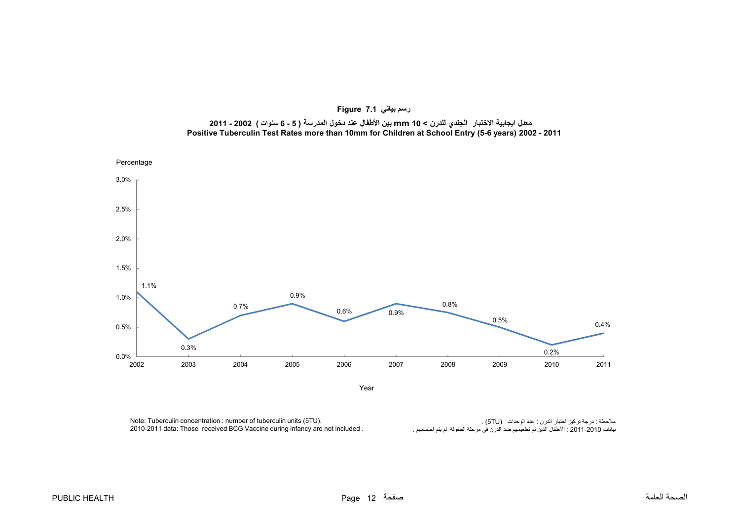**Figure 7.1 رسم بياني**

**معدل ايجابية الاختبار الجلدي للدرن > 10 mm بين الأطفال عند دخول المدرسة ( 5 - 6 سنوات ) 2002 - 2011**
**Positive Tuberculin Test Rates more than 10mm for Children at School Entry (5-6 years) 2002 - 2011**

| Year | Percentage |
|---|---|
| 2002 | 1.1% |
| 2003 | 0.3% |
| 2004 | 0.7% |
| 2005 | 0.9% |
| 2006 | 0.6% |
| 2007 | 0.9% |
| 2008 | 0.8% |
| 2009 | 0.5% |
| 2010 | 0.2% |
| 2011 | 0.4% |

Note: Tuberculin concentration : number of tuberculin units (5TU).
2010-2011 data: Those received BCG Vaccine during infancy are not included .

ملاحظة : درجة تركيز اختبار الدرن : عدد الوحدات (5TU) .
بيانات 2010-2011 : الأطفال الذين تم تطعيمهم ضد الدرن في مرحلة الطفولة لم يتم احتسابهم .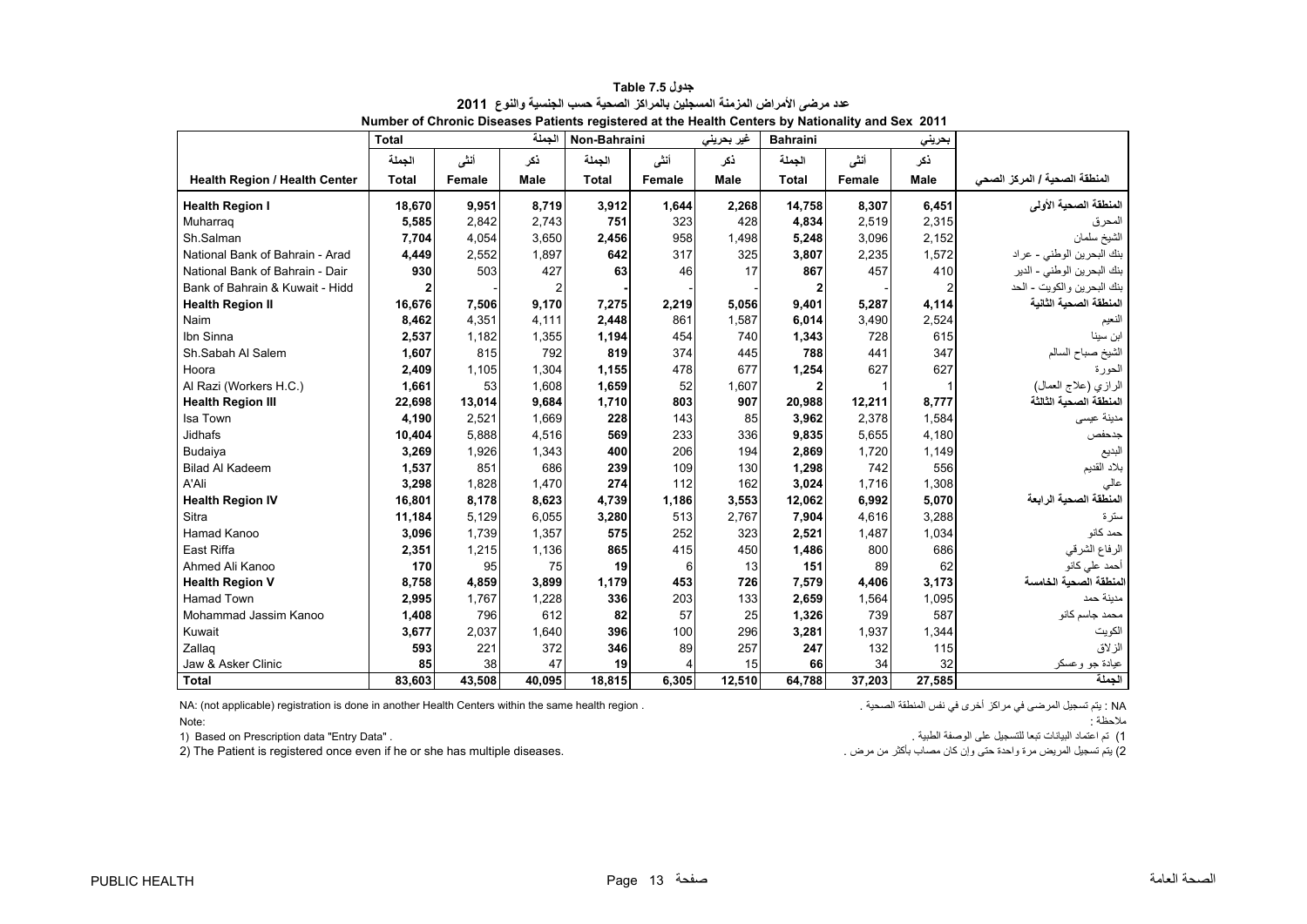**جدول Table 7.5**

**عدد مرضى الأمراض المزمنة المسجلين بالمراكز الصحية حسب الجنسية والنوع 2011**

**Number of Chronic Diseases Patients registered at the Health Centers by Nationality and Sex 2011**

| | Total | | الجملة | Non-Bahraini | | غير بحريني | Bahraini | | بحريني | |
|---|---|---|---|---|---|---|---|---|---|---|
| | الجملة | أنثى | ذكر | الجملة | أنثى | ذكر | الجملة | أنثى | ذكر | |
| **Health Region / Health Center** | **Total** | **Female** | **Male** | **Total** | **Female** | **Male** | **Total** | **Female** | **Male** | **المنطقة الصحية / المركز الصحي** |
| **Health Region I** | **18,670** | **9,951** | **8,719** | **3,912** | **1,644** | **2,268** | **14,758** | **8,307** | **6,451** | **المنطقة الصحية الأولى** |
| Muharraq | **5,585** | 2,842 | 2,743 | **751** | 323 | 428 | **4,834** | 2,519 | 2,315 | المحرق |
| Sh.Salman | **7,704** | 4,054 | 3,650 | **2,456** | 958 | 1,498 | **5,248** | 3,096 | 2,152 | الشيخ سلمان |
| National Bank of Bahrain - Arad | **4,449** | 2,552 | 1,897 | **642** | 317 | 325 | **3,807** | 2,235 | 1,572 | بنك البحرين الوطني - عراد |
| National Bank of Bahrain - Dair | **930** | 503 | 427 | **63** | 46 | 17 | **867** | 457 | 410 | بنك البحرين الوطني - الدير |
| Bank of Bahrain & Kuwait - Hidd | **2** | - | 2 | **-** | - | - | **2** | - | 2 | بنك البحرين والكويت - الحد |
| **Health Region II** | **16,676** | **7,506** | **9,170** | **7,275** | **2,219** | **5,056** | **9,401** | **5,287** | **4,114** | **المنطقة الصحية الثانية** |
| Naim | **8,462** | 4,351 | 4,111 | **2,448** | 861 | 1,587 | **6,014** | 3,490 | 2,524 | النعيم |
| Ibn Sinna | **2,537** | 1,182 | 1,355 | **1,194** | 454 | 740 | **1,343** | 728 | 615 | ابن سينا |
| Sh.Sabah Al Salem | **1,607** | 815 | 792 | **819** | 374 | 445 | **788** | 441 | 347 | الشيخ صباح السالم |
| Hoora | **2,409** | 1,105 | 1,304 | **1,155** | 478 | 677 | **1,254** | 627 | 627 | الحورة |
| Al Razi (Workers H.C.) | **1,661** | 53 | 1,608 | **1,659** | 52 | 1,607 | **2** | 1 | 1 | الرازي (علاج العمال) |
| **Health Region III** | **22,698** | **13,014** | **9,684** | **1,710** | **803** | **907** | **20,988** | **12,211** | **8,777** | **المنطقة الصحية الثالثة** |
| Isa Town | **4,190** | 2,521 | 1,669 | **228** | 143 | 85 | **3,962** | 2,378 | 1,584 | مدينة عيسى |
| Jidhafs | **10,404** | 5,888 | 4,516 | **569** | 233 | 336 | **9,835** | 5,655 | 4,180 | جدحفص |
| Budaiya | **3,269** | 1,926 | 1,343 | **400** | 206 | 194 | **2,869** | 1,720 | 1,149 | البديع |
| Bilad Al Kadeem | **1,537** | 851 | 686 | **239** | 109 | 130 | **1,298** | 742 | 556 | بلاد القديم |
| A'Ali | **3,298** | 1,828 | 1,470 | **274** | 112 | 162 | **3,024** | 1,716 | 1,308 | عالي |
| **Health Region IV** | **16,801** | **8,178** | **8,623** | **4,739** | **1,186** | **3,553** | **12,062** | **6,992** | **5,070** | **المنطقة الصحية الرابعة** |
| Sitra | **11,184** | 5,129 | 6,055 | **3,280** | 513 | 2,767 | **7,904** | 4,616 | 3,288 | سترة |
| Hamad Kanoo | **3,096** | 1,739 | 1,357 | **575** | 252 | 323 | **2,521** | 1,487 | 1,034 | حمد كانو |
| East Riffa | **2,351** | 1,215 | 1,136 | **865** | 415 | 450 | **1,486** | 800 | 686 | الرفاع الشرقي |
| Ahmed Ali Kanoo | **170** | 95 | 75 | **19** | 6 | 13 | **151** | 89 | 62 | أحمد علي كانو |
| **Health Region V** | **8,758** | **4,859** | **3,899** | **1,179** | **453** | **726** | **7,579** | **4,406** | **3,173** | **المنطقة الصحية الخامسة** |
| Hamad Town | **2,995** | 1,767 | 1,228 | **336** | 203 | 133 | **2,659** | 1,564 | 1,095 | مدينة حمد |
| Mohammad Jassim Kanoo | **1,408** | 796 | 612 | **82** | 57 | 25 | **1,326** | 739 | 587 | محمد جاسم كانو |
| Kuwait | **3,677** | 2,037 | 1,640 | **396** | 100 | 296 | **3,281** | 1,937 | 1,344 | الكويت |
| Zallaq | **593** | 221 | 372 | **346** | 89 | 257 | **247** | 132 | 115 | الزلاق |
| Jaw & Asker Clinic | **85** | 38 | 47 | **19** | 4 | 15 | **66** | 34 | 32 | عيادة جو وعسكر |
| **Total** | **83,603** | **43,508** | **40,095** | **18,815** | **6,305** | **12,510** | **64,788** | **37,203** | **27,585** | **الجملة** |

NA: (not applicable) registration is done in another Health Centers within the same health region .

NA : يتم تسجيل المرضى في مراكز أخرى في نفس المنطقة الصحية .

Note:

ملاحظة :

1) Based on Prescription data "Entry Data" .

1) تم اعتماد البيانات تبعا للتسجيل على الوصفة الطبية .

2) The Patient is registered once even if he or she has multiple diseases.

2) يتم تسجيل المريض مرة واحدة حتى وإن كان مصاب بأكثر من مرض .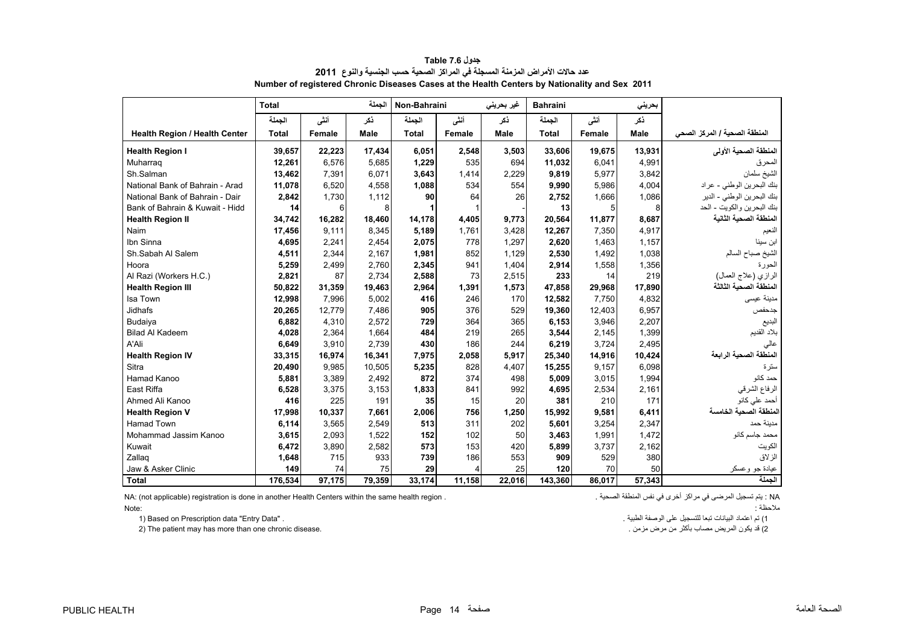**جدول Table 7.6**

**عدد حالات الأمراض المزمنة المسجلة في المراكز الصحية حسب الجنسية والنوع 2011**

**Number of registered Chronic Diseases Cases at the Health Centers by Nationality and Sex 2011**

| | Total | | الجملة | Non-Bahraini | | غير بحريني | Bahraini | | بحريني | |
|---|---|---|---|---|---|---|---|---|---|---|
| | الجملة | أنثى | ذكر | الجملة | أنثى | ذكر | الجملة | أنثى | ذكر | |
| **Health Region / Health Center** | **Total** | **Female** | **Male** | **Total** | **Female** | **Male** | **Total** | **Female** | **Male** | **المنطقة الصحية / المركز الصحي** |
| **Health Region I** | **39,657** | **22,223** | **17,434** | **6,051** | **2,548** | **3,503** | **33,606** | **19,675** | **13,931** | **المنطقة الصحية الأولى** |
| Muharraq | **12,261** | 6,576 | 5,685 | **1,229** | 535 | 694 | **11,032** | 6,041 | 4,991 | المحرق |
| Sh.Salman | **13,462** | 7,391 | 6,071 | **3,643** | 1,414 | 2,229 | **9,819** | 5,977 | 3,842 | الشيخ سلمان |
| National Bank of Bahrain - Arad | **11,078** | 6,520 | 4,558 | **1,088** | 534 | 554 | **9,990** | 5,986 | 4,004 | بنك البحرين الوطني - عراد |
| National Bank of Bahrain - Dair | **2,842** | 1,730 | 1,112 | **90** | 64 | 26 | **2,752** | 1,666 | 1,086 | بنك البحرين الوطني - الدير |
| Bank of Bahrain & Kuwait - Hidd | **14** | 6 | 8 | **1** | 1 | - | **13** | 5 | 8 | بنك البحرين والكويت - الحد |
| **Health Region II** | **34,742** | **16,282** | **18,460** | **14,178** | **4,405** | **9,773** | **20,564** | **11,877** | **8,687** | **المنطقة الصحية الثانية** |
| Naim | **17,456** | 9,111 | 8,345 | **5,189** | 1,761 | 3,428 | **12,267** | 7,350 | 4,917 | النعيم |
| Ibn Sinna | **4,695** | 2,241 | 2,454 | **2,075** | 778 | 1,297 | **2,620** | 1,463 | 1,157 | ابن سينا |
| Sh.Sabah Al Salem | **4,511** | 2,344 | 2,167 | **1,981** | 852 | 1,129 | **2,530** | 1,492 | 1,038 | الشيخ صباح السالم |
| Hoora | **5,259** | 2,499 | 2,760 | **2,345** | 941 | 1,404 | **2,914** | 1,558 | 1,356 | الحورة |
| Al Razi (Workers H.C.) | **2,821** | 87 | 2,734 | **2,588** | 73 | 2,515 | **233** | 14 | 219 | الرازي (علاج العمال) |
| **Health Region III** | **50,822** | **31,359** | **19,463** | **2,964** | **1,391** | **1,573** | **47,858** | **29,968** | **17,890** | **المنطقة الصحية الثالثة** |
| Isa Town | **12,998** | 7,996 | 5,002 | **416** | 246 | 170 | **12,582** | 7,750 | 4,832 | مدينة عيسى |
| Jidhafs | **20,265** | 12,779 | 7,486 | **905** | 376 | 529 | **19,360** | 12,403 | 6,957 | جدحفص |
| Budaiya | **6,882** | 4,310 | 2,572 | **729** | 364 | 365 | **6,153** | 3,946 | 2,207 | البديع |
| Bilad Al Kadeem | **4,028** | 2,364 | 1,664 | **484** | 219 | 265 | **3,544** | 2,145 | 1,399 | بلاد القديم |
| A'Ali | **6,649** | 3,910 | 2,739 | **430** | 186 | 244 | **6,219** | 3,724 | 2,495 | عالي |
| **Health Region IV** | **33,315** | **16,974** | **16,341** | **7,975** | **2,058** | **5,917** | **25,340** | **14,916** | **10,424** | **المنطقة الصحية الرابعة** |
| Sitra | **20,490** | 9,985 | 10,505 | **5,235** | 828 | 4,407 | **15,255** | 9,157 | 6,098 | سترة |
| Hamad Kanoo | **5,881** | 3,389 | 2,492 | **872** | 374 | 498 | **5,009** | 3,015 | 1,994 | حمد كانو |
| East Riffa | **6,528** | 3,375 | 3,153 | **1,833** | 841 | 992 | **4,695** | 2,534 | 2,161 | الرفاع الشرقي |
| Ahmed Ali Kanoo | **416** | 225 | 191 | **35** | 15 | 20 | **381** | 210 | 171 | أحمد علي كانو |
| **Health Region V** | **17,998** | **10,337** | **7,661** | **2,006** | **756** | **1,250** | **15,992** | **9,581** | **6,411** | **المنطقة الصحية الخامسة** |
| Hamad Town | **6,114** | 3,565 | 2,549 | **513** | 311 | 202 | **5,601** | 3,254 | 2,347 | مدينة حمد |
| Mohammad Jassim Kanoo | **3,615** | 2,093 | 1,522 | **152** | 102 | 50 | **3,463** | 1,991 | 1,472 | محمد جاسم كانو |
| Kuwait | **6,472** | 3,890 | 2,582 | **573** | 153 | 420 | **5,899** | 3,737 | 2,162 | الكويت |
| Zallaq | **1,648** | 715 | 933 | **739** | 186 | 553 | **909** | 529 | 380 | الزلاق |
| Jaw & Asker Clinic | **149** | 74 | 75 | **29** | 4 | 25 | **120** | 70 | 50 | عيادة جو وعسكر |
| **Total** | **176,534** | **97,175** | **79,359** | **33,174** | **11,158** | **22,016** | **143,360** | **86,017** | **57,343** | **الجملة** |

NA: (not applicable) registration is done in another Health Centers within the same health region .

NA : يتم تسجيل المرضى في مراكز أخرى في نفس المنطقة الصحية .

Note:

ملاحظة :

1) Based on Prescription data "Entry Data" .

1) تم اعتماد البيانات تبعا للتسجيل على الوصفة الطبية .

2) The patient may has more than one chronic disease.

2) قد يكون المريض مصاب بأكثر من مرض مزمن .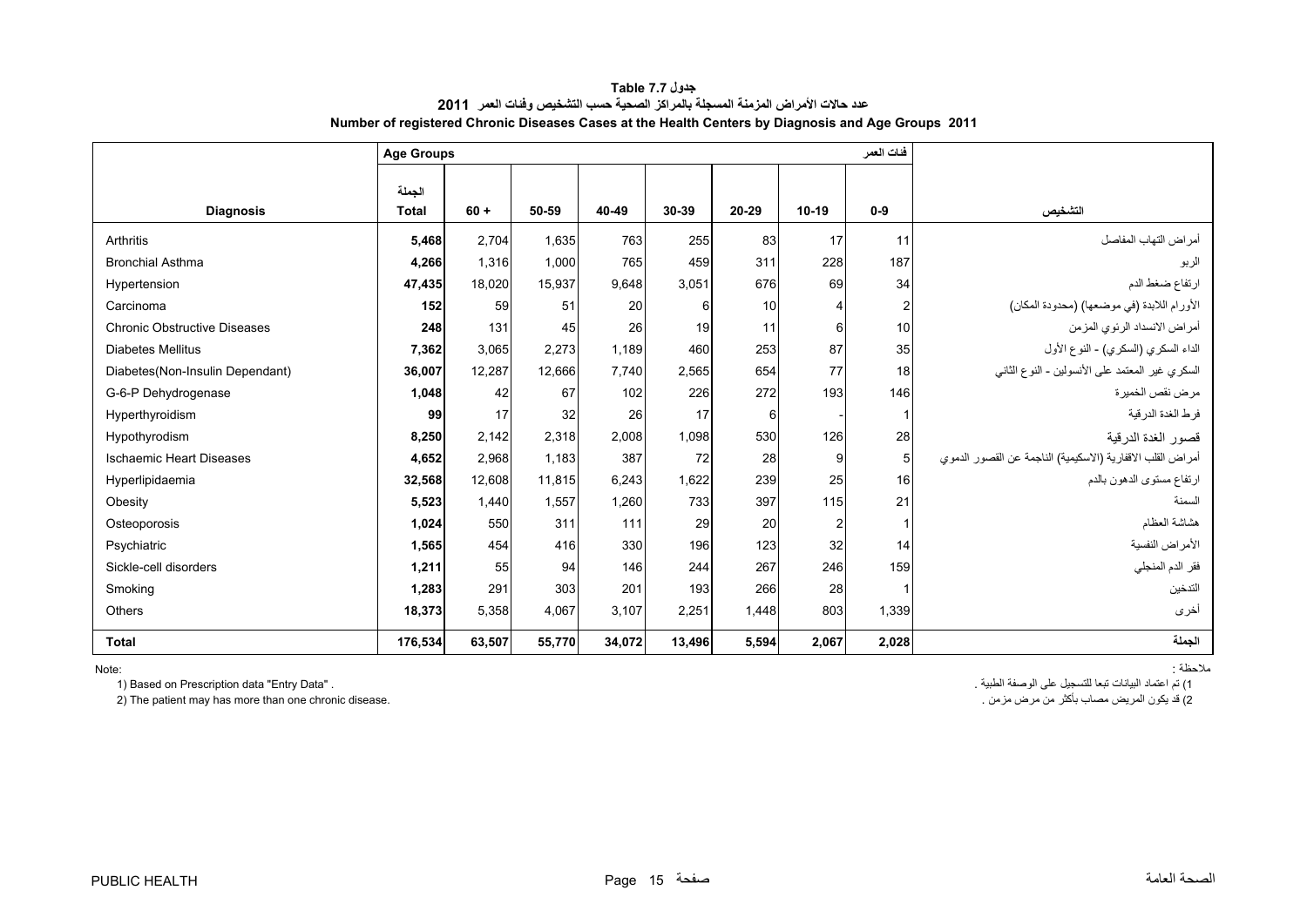# جدول Table 7.7

## عدد حالات الأمراض المزمنة المسجلة بالمراكز الصحية حسب التشخيص وفئات العمر 2011

## Number of registered Chronic Diseases Cases at the Health Centers by Diagnosis and Age Groups 2011

| Diagnosis | الجملة Total | 60 + | 50-59 | 40-49 | 30-39 | 20-29 | 10-19 | 0-9 | التشخيص |
|---|---|---|---|---|---|---|---|---|---|
| | Age Groups | | | | | | | فئات العمر | |
| Arthritis | **5,468** | 2,704 | 1,635 | 763 | 255 | 83 | 17 | 11 | أمراض التهاب المفاصل |
| Bronchial Asthma | **4,266** | 1,316 | 1,000 | 765 | 459 | 311 | 228 | 187 | الربو |
| Hypertension | **47,435** | 18,020 | 15,937 | 9,648 | 3,051 | 676 | 69 | 34 | ارتفاع ضغط الدم |
| Carcinoma | **152** | 59 | 51 | 20 | 6 | 10 | 4 | 2 | الأورام اللابدة (في موضعها) (محدودة المكان) |
| Chronic Obstructive Diseases | **248** | 131 | 45 | 26 | 19 | 11 | 6 | 10 | أمراض الانسداد الرئوي المزمن |
| Diabetes Mellitus | **7,362** | 3,065 | 2,273 | 1,189 | 460 | 253 | 87 | 35 | الداء السكري (السكري) - النوع الأول |
| Diabetes(Non-Insulin Dependant) | **36,007** | 12,287 | 12,666 | 7,740 | 2,565 | 654 | 77 | 18 | السكري غير المعتمد على الأنسولين - النوع الثاني |
| G-6-P Dehydrogenase | **1,048** | 42 | 67 | 102 | 226 | 272 | 193 | 146 | مرض نقص الخميرة |
| Hyperthyroidism | **99** | 17 | 32 | 26 | 17 | 6 | - | 1 | فرط الغدة الدرقية |
| Hypothyrodism | **8,250** | 2,142 | 2,318 | 2,008 | 1,098 | 530 | 126 | 28 | قصور الغدة الدرقية |
| Ischaemic Heart Diseases | **4,652** | 2,968 | 1,183 | 387 | 72 | 28 | 9 | 5 | أمراض القلب الاقفارية (الاسكيمية) الناجمة عن القصور الدموي |
| Hyperlipidaemia | **32,568** | 12,608 | 11,815 | 6,243 | 1,622 | 239 | 25 | 16 | ارتفاع مستوى الدهون بالدم |
| Obesity | **5,523** | 1,440 | 1,557 | 1,260 | 733 | 397 | 115 | 21 | السمنة |
| Osteoporosis | **1,024** | 550 | 311 | 111 | 29 | 20 | 2 | 1 | هشاشة العظام |
| Psychiatric | **1,565** | 454 | 416 | 330 | 196 | 123 | 32 | 14 | الأمراض النفسية |
| Sickle-cell disorders | **1,211** | 55 | 94 | 146 | 244 | 267 | 246 | 159 | فقر الدم المنجلي |
| Smoking | **1,283** | 291 | 303 | 201 | 193 | 266 | 28 | 1 | التدخين |
| Others | **18,373** | 5,358 | 4,067 | 3,107 | 2,251 | 1,448 | 803 | 1,339 | أخرى |
| **Total** | **176,534** | **63,507** | **55,770** | **34,072** | **13,496** | **5,594** | **2,067** | **2,028** | **الجملة** |

Note:

1) Based on Prescription data "Entry Data" .

2) The patient may has more than one chronic disease.

ملاحظة :

1) تم اعتماد البيانات تبعا للتسجيل على الوصفة الطبية .

2) قد يكون المريض مصاب بأكثر من مرض مزمن .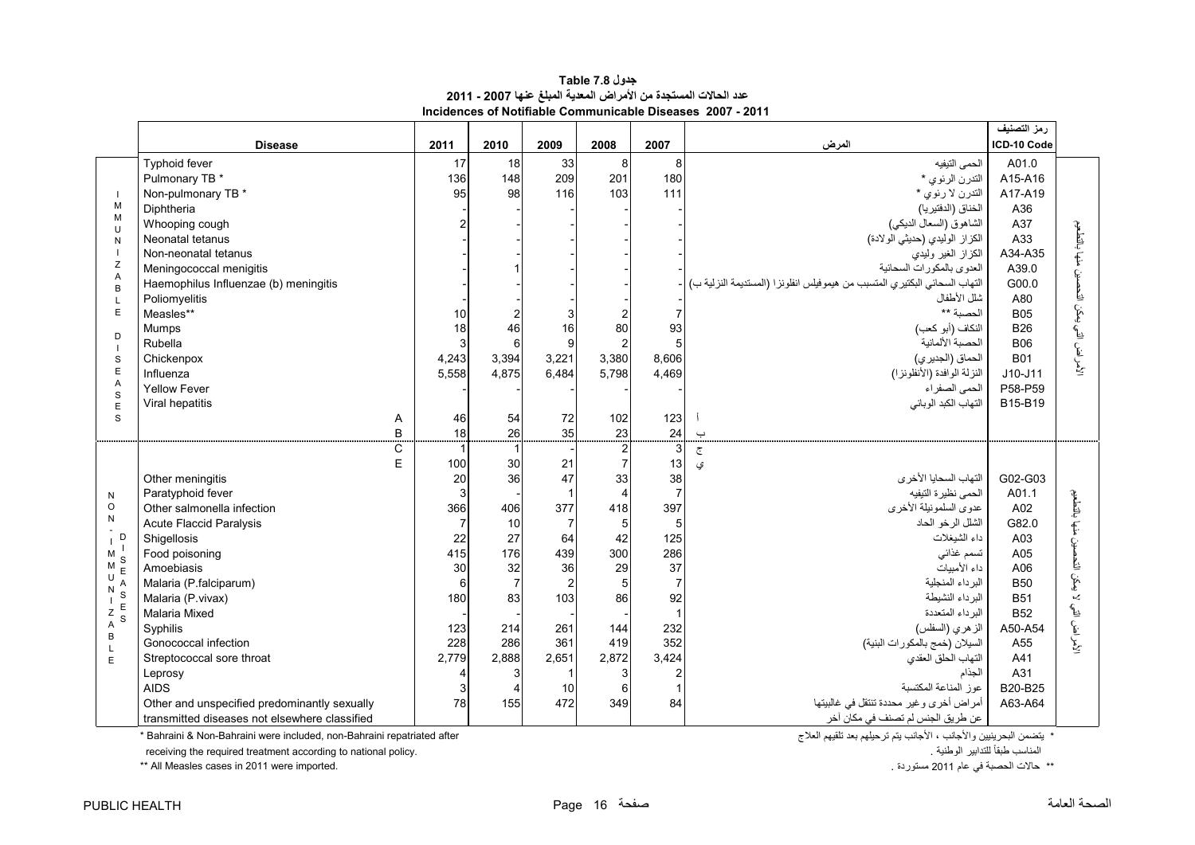# جدول Table 7.8

## عدد الحالات المستجدة من الأمراض المعدية المبلغ عنها 2007 - 2011

## Incidences of Notifiable Communicable Diseases 2007 - 2011

| | Disease | 2011 | 2010 | 2009 | 2008 | 2007 | المرض | رمز التصنيف ICD-10 Code | |
|---|---|---|---|---|---|---|---|---|---|
| IMMUNIZABLE DISEASES | Typhoid fever | 17 | 18 | 33 | 8 | 8 | الحمى التيفيه | A01.0 | الأمراض التي يمكن التحصين منها بالتطعيم |
| | Pulmonary TB * | 136 | 148 | 209 | 201 | 180 | التدرن الرئوي * | A15-A16 | |
| | Non-pulmonary TB * | 95 | 98 | 116 | 103 | 111 | التدرن لا رئوي * | A17-A19 | |
| | Diphtheria | - | - | - | - | - | الخناق (الدفتيريا) | A36 | |
| | Whooping cough | 2 | - | - | - | - | الشاهوق (السعال الديكي) | A37 | |
| | Neonatal tetanus | - | - | - | - | - | الكزاز الوليدي (حديثي الولادة) | A33 | |
| | Non-neonatal tetanus | - | - | - | - | - | الكزاز الغير وليدي | A34-A35 | |
| | Meningococcal menigitis | - | 1 | - | - | - | العدوى بالمكورات السحائية | A39.0 | |
| | Haemophilus Influenzae (b) meningitis | - | - | - | - | - | التهاب السحائي البكتيري المتسبب من هيموفيلس انفلونزا (المستديمة النزلية ب) | G00.0 | |
| | Poliomyelitis | - | - | - | - | - | شلل الأطفال | A80 | |
| | Measles** | 10 | 2 | 3 | 2 | 7 | الحصبة ** | B05 | |
| | Mumps | 18 | 46 | 16 | 80 | 93 | النكاف (أبو كعب) | B26 | |
| | Rubella | 3 | 6 | 9 | 2 | 5 | الحصبة الألمانية | B06 | |
| | Chickenpox | 4,243 | 3,394 | 3,221 | 3,380 | 8,606 | الحماق (الجديري) | B01 | |
| | Influenza | 5,558 | 4,875 | 6,484 | 5,798 | 4,469 | النزلة الوافدة (الأنفلونزا) | J10-J11 | |
| | Yellow Fever | - | - | - | - | - | الحمى الصفراء | P58-P59 | |
| | Viral hepatitis | | | | | | التهاب الكبد الوبائي | B15-B19 | |
| | A | 46 | 54 | 72 | 102 | 123 | أ | | |
| | B | 18 | 26 | 35 | 23 | 24 | ب | | |
| NON-IMMUNIZABLE DISEASES | C | 1 | 1 | - | 2 | 3 | ج | | الأمراض التي لا يمكن التحصين منها بالتطعيم |
| | E | 100 | 30 | 21 | 7 | 13 | ي | | |
| | Other meningitis | 20 | 36 | 47 | 33 | 38 | التهاب السحايا الأخرى | G02-G03 | |
| | Paratyphoid fever | 3 | - | 1 | 4 | 7 | الحمى نظيرة التيفيه | A01.1 | |
| | Other salmonella infection | 366 | 406 | 377 | 418 | 397 | عدوى السلمونيلة الأخرى | A02 | |
| | Acute Flaccid Paralysis | 7 | 10 | 7 | 5 | 5 | الشلل الرخو الحاد | G82.0 | |
| | Shigellosis | 22 | 27 | 64 | 42 | 125 | داء الشيغلات | A03 | |
| | Food poisoning | 415 | 176 | 439 | 300 | 286 | تسمم غذائي | A05 | |
| | Amoebiasis | 30 | 32 | 36 | 29 | 37 | داء الأميبات | A06 | |
| | Malaria (P.falciparum) | 6 | 7 | 2 | 5 | 7 | البرداء المنجلية | B50 | |
| | Malaria (P.vivax) | 180 | 83 | 103 | 86 | 92 | البرداء النشيطة | B51 | |
| | Malaria Mixed | - | - | - | - | 1 | البرداء المتعددة | B52 | |
| | Syphilis | 123 | 214 | 261 | 144 | 232 | الزهري (السفلس) | A50-A54 | |
| | Gonococcal infection | 228 | 286 | 361 | 419 | 352 | السيلان (خمج بالمكورات البنية) | A55 | |
| | Streptococcal sore throat | 2,779 | 2,888 | 2,651 | 2,872 | 3,424 | التهاب الحلق العقدي | A41 | |
| | Leprosy | 4 | 3 | 1 | 3 | 2 | الجذام | A31 | |
| | AIDS | 3 | 4 | 10 | 6 | 1 | عوز المناعة المكتسبة | B20-B25 | |
| | Other and unspecified predominantly sexually transmitted diseases not elsewhere classified | 78 | 155 | 472 | 349 | 84 | أمراض أخرى وغير محددة تنتقل في غالبيتها عن طريق الجنس لم تصنف في مكان آخر | A63-A64 | |

\* Bahraini & Non-Bahraini were included, non-Bahraini repatriated after receiving the required treatment according to national policy.

\*\* All Measles cases in 2011 were imported.

\* يتضمن البحرينيين والأجانب ، الأجانب يتم ترحيلهم بعد تلقيهم العلاج المناسب طبقاً للتدابير الوطنية .

\*\* حالات الحصبة في عام 2011 مستوردة .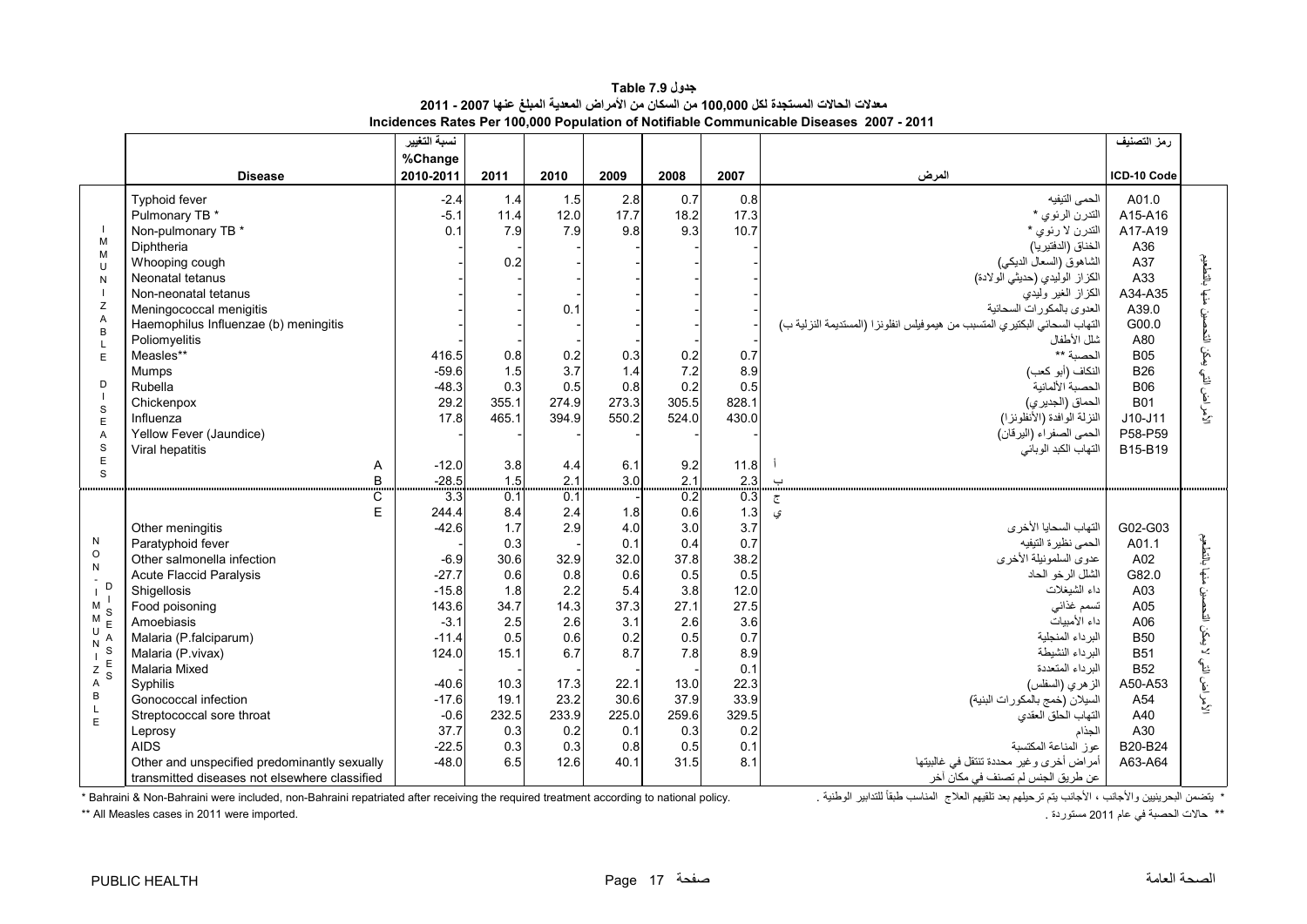# جدول Table 7.9

## معدلات الحالات المستجدة لكل 100,000 من السكان من الأمراض المعدية المبلغ عنها 2007 - 2011

## Incidences Rates Per 100,000 Population of Notifiable Communicable Diseases 2007 - 2011

| | Disease | نسبة التغيير %Change 2010-2011 | 2011 | 2010 | 2009 | 2008 | 2007 | المرض | رمز التصنيف ICD-10 Code | |
|---|---|---|---|---|---|---|---|---|---|---|
| IMMUNIZABLE DISEASES | Typhoid fever | -2.4 | 1.4 | 1.5 | 2.8 | 0.7 | 0.8 | الحمى التيفيه | A01.0 | الأمراض التي يمكن التحصين منها بالتطعيم |
| | Pulmonary TB * | -5.1 | 11.4 | 12.0 | 17.7 | 18.2 | 17.3 | التدرن الرئوي * | A15-A16 | |
| | Non-pulmonary TB * | 0.1 | 7.9 | 7.9 | 9.8 | 9.3 | 10.7 | التدرن لا رئوي * | A17-A19 | |
| | Diphtheria | - | - | - | - | - | - | الخناق (الدفتيريا) | A36 | |
| | Whooping cough | - | 0.2 | - | - | - | - | الشاهوق (السعال الديكي) | A37 | |
| | Neonatal tetanus | - | - | - | - | - | - | الكزاز الوليدي (حديثي الولادة) | A33 | |
| | Non-neonatal tetanus | - | - | - | - | - | - | الكزاز الغير وليدي | A34-A35 | |
| | Meningococcal menigitis | - | - | 0.1 | - | - | - | العدوى بالمكورات السحائية | A39.0 | |
| | Haemophilus Influenzae (b) meningitis | - | - | - | - | - | - | التهاب السحائي البكتيري المتسبب من هيموفيلس انفلونزا (المستديمة النزلية ب) | G00.0 | |
| | Poliomyelitis | - | - | - | - | - | - | شلل الأطفال | A80 | |
| | Measles** | 416.5 | 0.8 | 0.2 | 0.3 | 0.2 | 0.7 | الحصبة ** | B05 | |
| | Mumps | -59.6 | 1.5 | 3.7 | 1.4 | 7.2 | 8.9 | النكاف (أبو كعب) | B26 | |
| | Rubella | -48.3 | 0.3 | 0.5 | 0.8 | 0.2 | 0.5 | الحصبة الألمانية | B06 | |
| | Chickenpox | 29.2 | 355.1 | 274.9 | 273.3 | 305.5 | 828.1 | الحماق (الجديري) | B01 | |
| | Influenza | 17.8 | 465.1 | 394.9 | 550.2 | 524.0 | 430.0 | النزلة الوافدة (الأنفلونزا) | J10-J11 | |
| | Yellow Fever (Jaundice) | - | - | - | - | - | - | الحمى الصفراء (اليرقان) | P58-P59 | |
| | Viral hepatitis | | | | | | | التهاب الكبد الوبائي | B15-B19 | |
| | A | -12.0 | 3.8 | 4.4 | 6.1 | 9.2 | 11.8 | أ | | |
| | B | -28.5 | 1.5 | 2.1 | 3.0 | 2.1 | 2.3 | ب | | |
| NON-IMMUNIZABLE DISEASES | C | 3.3 | 0.1 | 0.1 | - | 0.2 | 0.3 | ج | | الأمراض التي لا يمكن التحصين منها بالتطعيم |
| | E | 244.4 | 8.4 | 2.4 | 1.8 | 0.6 | 1.3 | ي | | |
| | Other meningitis | -42.6 | 1.7 | 2.9 | 4.0 | 3.0 | 3.7 | التهاب السحايا الأخرى | G02-G03 | |
| | Paratyphoid fever | - | 0.3 | - | 0.1 | 0.4 | 0.7 | الحمى نظيرة التيفيه | A01.1 | |
| | Other salmonella infection | -6.9 | 30.6 | 32.9 | 32.0 | 37.8 | 38.2 | عدوى السلمونيلة الأخرى | A02 | |
| | Acute Flaccid Paralysis | -27.7 | 0.6 | 0.8 | 0.6 | 0.5 | 0.5 | الشلل الرخو الحاد | G82.0 | |
| | Shigellosis | -15.8 | 1.8 | 2.2 | 5.4 | 3.8 | 12.0 | داء الشيغلات | A03 | |
| | Food poisoning | 143.6 | 34.7 | 14.3 | 37.3 | 27.1 | 27.5 | تسمم غذائي | A05 | |
| | Amoebiasis | -3.1 | 2.5 | 2.6 | 3.1 | 2.6 | 3.6 | داء الأميبات | A06 | |
| | Malaria (P.falciparum) | -11.4 | 0.5 | 0.6 | 0.2 | 0.5 | 0.7 | البرداء المنجلية | B50 | |
| | Malaria (P.vivax) | 124.0 | 15.1 | 6.7 | 8.7 | 7.8 | 8.9 | البرداء النشيطة | B51 | |
| | Malaria Mixed | | | | | | 0.1 | البرداء المتعددة | B52 | |
| | Syphilis | -40.6 | 10.3 | 17.3 | 22.1 | 13.0 | 22.3 | الزهري (السفلس) | A50-A53 | |
| | Gonococcal infection | -17.6 | 19.1 | 23.2 | 30.6 | 37.9 | 33.9 | السيلان (خمج بالمكورات البنية) | A54 | |
| | Streptococcal sore throat | -0.6 | 232.5 | 233.9 | 225.0 | 259.6 | 329.5 | التهاب الحلق العقدي | A40 | |
| | Leprosy | 37.7 | 0.3 | 0.2 | 0.1 | 0.3 | 0.2 | الجذام | A30 | |
| | AIDS | -22.5 | 0.3 | 0.3 | 0.8 | 0.5 | 0.1 | عوز المناعة المكتسبة | B20-B24 | |
| | Other and unspecified predominantly sexually transmitted diseases not elsewhere classified | -48.0 | 6.5 | 12.6 | 40.1 | 31.5 | 8.1 | أمراض أخرى وغير محددة تنتقل في غالبيتها عن طريق الجنس لم تصنف في مكان آخر | A63-A64 | |

\* Bahraini & Non-Bahraini were included, non-Bahraini repatriated after receiving the required treatment according to national policy.

\* يتضمن البحرينيين والأجانب ، الأجانب يتم ترحيلهم بعد تلقيهم العلاج المناسب طبقاً للتدابير الوطنية .

\*\* All Measles cases in 2011 were imported.

\*\* حالات الحصبة في عام 2011 مستوردة .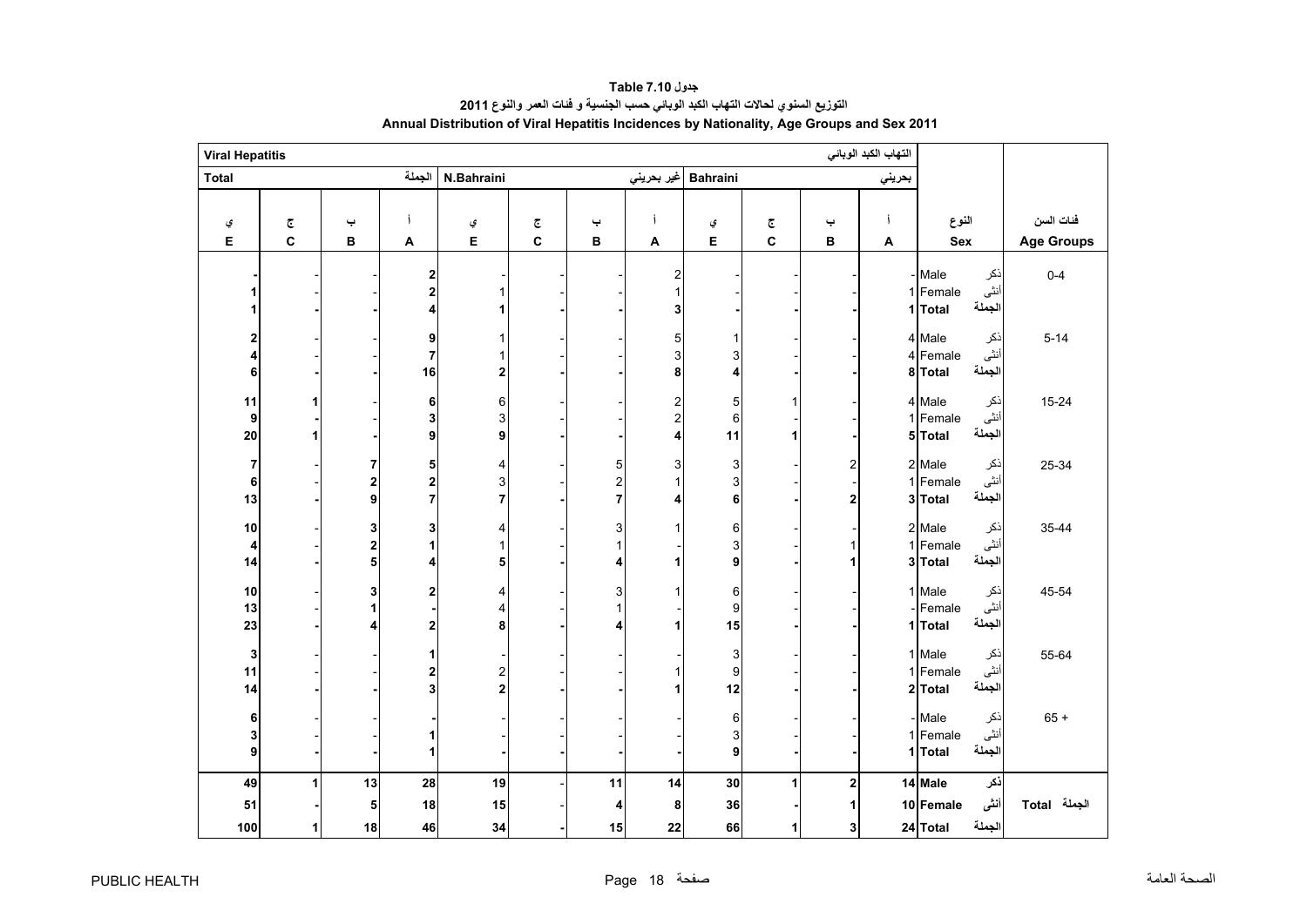# جدول Table 7.10

## التوزيع السنوي لحالات التهاب الكبد الوبائي حسب الجنسية و فئات العمر والنوع 2011

## Annual Distribution of Viral Hepatitis Incidences by Nationality, Age Groups and Sex 2011

| Viral Hepatitis | | | | | | | | | | | التهاب الكبد الوبائي | | |
|---|---|---|---|---|---|---|---|---|---|---|---|---|---|
| Total | | | الجملة | N.Bahraini | | | غير بحريني | Bahraini | | | بحريني | | |
| ي E | ج C | ب B | أ A | ي E | ج C | ب B | أ A | ي E | ج C | ب B | أ A | النوع Sex | فئات السن Age Groups |
| - | - | - | 2 | - | - | - | 2 | - | - | - | - | ذكر Male | 0-4 |
| 1 | - | - | 2 | 1 | - | - | 1 | - | - | - | 1 | أنثى Female | |
| **1** | **-** | **-** | **4** | **1** | **-** | **-** | **3** | **-** | **-** | **-** | **1** | **الجملة Total** | |
| 2 | - | - | 9 | 1 | - | - | 5 | 1 | - | - | 4 | ذكر Male | 5-14 |
| 4 | - | - | 7 | 1 | - | - | 3 | 3 | - | - | 4 | أنثى Female | |
| **6** | **-** | **-** | **16** | **2** | **-** | **-** | **8** | **4** | **-** | **-** | **8** | **الجملة Total** | |
| 11 | 1 | - | 6 | 6 | - | - | 2 | 5 | 1 | - | 4 | ذكر Male | 15-24 |
| 9 | - | - | 3 | 3 | - | - | 2 | 6 | - | - | 1 | أنثى Female | |
| **20** | **1** | **-** | **9** | **9** | **-** | **-** | **4** | **11** | **1** | **-** | **5** | **الجملة Total** | |
| 7 | - | 7 | 5 | 4 | - | 5 | 3 | 3 | - | 2 | 2 | ذكر Male | 25-34 |
| 6 | - | 2 | 2 | 3 | - | 2 | 1 | 3 | - | - | 1 | أنثى Female | |
| **13** | **-** | **9** | **7** | **7** | **-** | **7** | **4** | **6** | **-** | **2** | **3** | **الجملة Total** | |
| 10 | - | 3 | 3 | 4 | - | 3 | 1 | 6 | - | - | 2 | ذكر Male | 35-44 |
| 4 | - | 2 | 1 | 1 | - | 1 | - | 3 | - | 1 | 1 | أنثى Female | |
| **14** | **-** | **5** | **4** | **5** | **-** | **4** | **1** | **9** | **-** | **1** | **3** | **الجملة Total** | |
| 10 | - | 3 | 2 | 4 | - | 3 | 1 | 6 | - | - | 1 | ذكر Male | 45-54 |
| 13 | - | 1 | - | 4 | - | 1 | - | 9 | - | - | - | أنثى Female | |
| **23** | **-** | **4** | **2** | **8** | **-** | **4** | **1** | **15** | **-** | **-** | **1** | **الجملة Total** | |
| 3 | - | - | 1 | - | - | - | - | 3 | - | - | 1 | ذكر Male | 55-64 |
| 11 | - | - | 2 | 2 | - | - | 1 | 9 | - | - | 1 | أنثى Female | |
| **14** | **-** | **-** | **3** | **2** | **-** | **-** | **1** | **12** | **-** | **-** | **2** | **الجملة Total** | |
| 6 | - | - | - | - | - | - | - | 6 | - | - | - | ذكر Male | 65 + |
| 3 | - | - | 1 | - | - | - | - | 3 | - | - | 1 | أنثى Female | |
| **9** | **-** | **-** | **1** | **-** | **-** | **-** | **-** | **9** | **-** | **-** | **1** | **الجملة Total** | |
| **49** | **1** | **13** | **28** | **19** | **-** | **11** | **14** | **30** | **1** | **2** | **14** | **ذكر Male** | **الجملة Total** |
| **51** | **-** | **5** | **18** | **15** | **-** | **4** | **8** | **36** | **-** | **1** | **10** | **أنثى Female** | |
| **100** | **1** | **18** | **46** | **34** | **-** | **15** | **22** | **66** | **1** | **3** | **24** | **الجملة Total** | |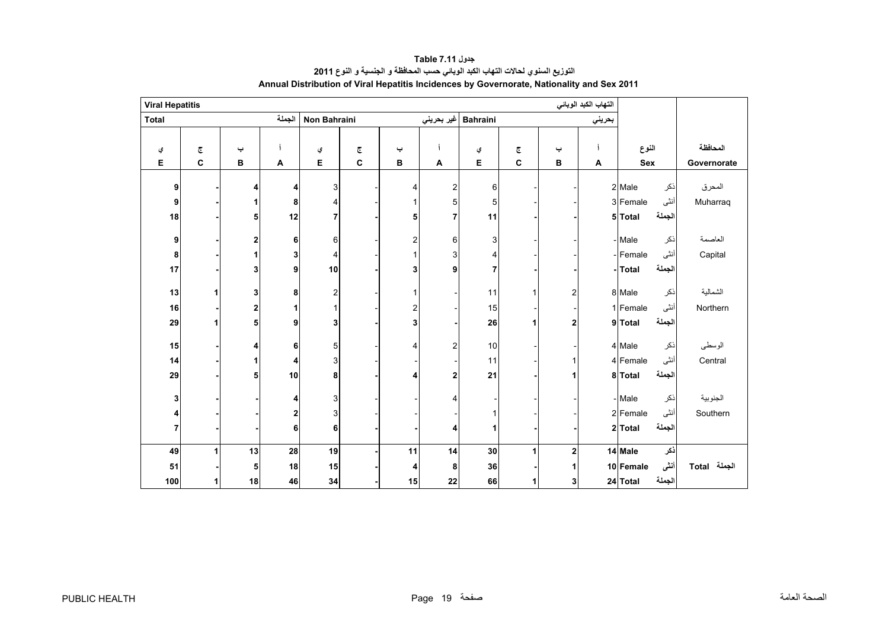# جدول Table 7.11

## التوزيع السنوي لحالات التهاب الكبد الوبائي حسب المحافظة و الجنسية و النوع 2011

## Annual Distribution of Viral Hepatitis Incidences by Governorate, Nationality and Sex 2011

| Viral Hepatitis التهاب الكبد الوبائي | | | | | | | | | | | | | |
|---|---|---|---|---|---|---|---|---|---|---|---|---|---|
| Total الجملة | | | | Non Bahraini غير بحريني | | | | Bahraini بحريني | | | | | |
| ي E | ج C | ب B | أ A | ي E | ج C | ب B | أ A | ي E | ج C | ب B | أ A | النوع Sex | المحافظة Governorate |
| 9 | - | 4 | 4 | 3 | - | 4 | 2 | 6 | - | - | 2 | Male ذكر | المحرق Muharraq |
| 9 | - | 1 | 8 | 4 | - | 1 | 5 | 5 | - | - | 3 | Female أنثى | |
| **18** | **-** | **5** | **12** | **7** | **-** | **5** | **7** | **11** | **-** | **-** | **5** | **Total الجملة** | |
| 9 | - | 2 | 6 | 6 | - | 2 | 6 | 3 | - | - | - | Male ذكر | العاصمة Capital |
| 8 | - | 1 | 3 | 4 | - | 1 | 3 | 4 | - | - | - | Female أنثى | |
| **17** | **-** | **3** | **9** | **10** | **-** | **3** | **9** | **7** | **-** | **-** | **-** | **Total الجملة** | |
| 13 | 1 | 3 | 8 | 2 | - | 1 | - | 11 | 1 | 2 | 8 | Male ذكر | الشمالية Northern |
| 16 | - | 2 | 1 | 1 | - | 2 | - | 15 | - | - | 1 | Female أنثى | |
| **29** | **1** | **5** | **9** | **3** | **-** | **3** | **-** | **26** | **1** | **2** | **9** | **Total الجملة** | |
| 15 | - | 4 | 6 | 5 | - | 4 | 2 | 10 | - | - | 4 | Male ذكر | الوسطى Central |
| 14 | - | 1 | 4 | 3 | - | - | - | 11 | - | 1 | 4 | Female أنثى | |
| **29** | **-** | **5** | **10** | **8** | **-** | **4** | **2** | **21** | **-** | **1** | **8** | **Total الجملة** | |
| 3 | - | - | 4 | 3 | - | - | 4 | - | - | - | - | Male ذكر | الجنوبية Southern |
| 4 | - | - | 2 | 3 | - | - | - | 1 | - | - | 2 | Female أنثى | |
| **7** | **-** | **-** | **6** | **6** | **-** | **-** | **4** | **1** | **-** | **-** | **2** | **Total الجملة** | |
| **49** | **1** | **13** | **28** | **19** | **-** | **11** | **14** | **30** | **1** | **2** | **14** | **Male ذكر** | **Total الجملة** |
| **51** | **-** | **5** | **18** | **15** | **-** | **4** | **8** | **36** | **-** | **1** | **10** | **Female أنثى** | |
| **100** | **1** | **18** | **46** | **34** | **-** | **15** | **22** | **66** | **1** | **3** | **24** | **Total الجملة** | |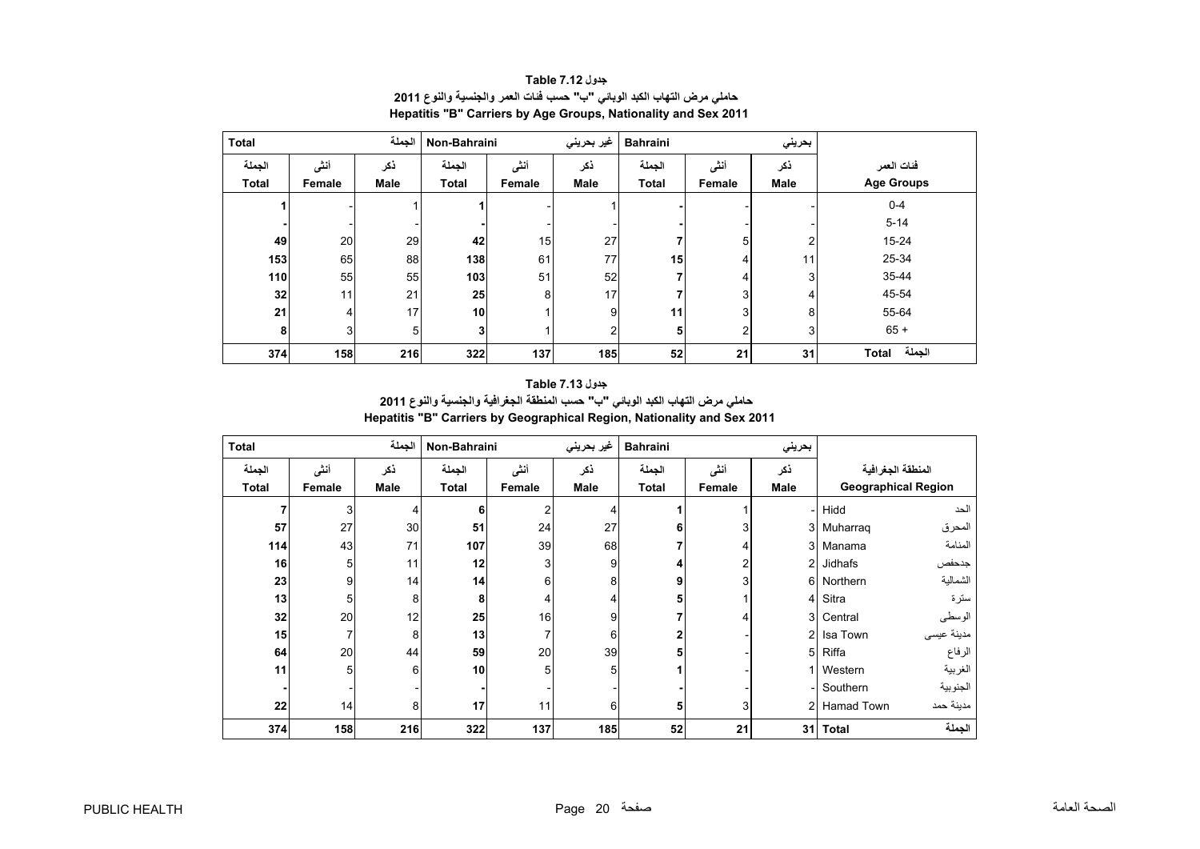**Table 7.12 جدول**

**حاملي مرض التهاب الكبد الوبائي "ب" حسب فئات العمر والجنسية والنوع 2011**

**Hepatitis "B" Carriers by Age Groups, Nationality and Sex 2011**

| Total | | الجملة | Non-Bahraini | | غير بحريني | Bahraini | | بحريني | |
|---|---|---|---|---|---|---|---|---|---|
| الجملة Total | أنثى Female | ذكر Male | الجملة Total | أنثى Female | ذكر Male | الجملة Total | أنثى Female | ذكر Male | فئات العمر Age Groups |
| **1** | - | 1 | **1** | - | 1 | **-** | - | - | 0-4 |
| **-** | - | - | **-** | - | - | **-** | - | - | 5-14 |
| **49** | 20 | 29 | **42** | 15 | 27 | **7** | 5 | 2 | 15-24 |
| **153** | 65 | 88 | **138** | 61 | 77 | **15** | 4 | 11 | 25-34 |
| **110** | 55 | 55 | **103** | 51 | 52 | **7** | 4 | 3 | 35-44 |
| **32** | 11 | 21 | **25** | 8 | 17 | **7** | 3 | 4 | 45-54 |
| **21** | 4 | 17 | **10** | 1 | 9 | **11** | 3 | 8 | 55-64 |
| **8** | 3 | 5 | **3** | 1 | 2 | **5** | 2 | 3 | 65 + |
| **374** | **158** | **216** | **322** | **137** | **185** | **52** | **21** | **31** | **Total الجملة** |

**Table 7.13 جدول**

**حاملي مرض التهاب الكبد الوبائي "ب" حسب المنطقة الجغرافية والجنسية والنوع 2011**

**Hepatitis "B" Carriers by Geographical Region, Nationality and Sex 2011**

| Total | | الجملة | Non-Bahraini | | غير بحريني | Bahraini | | بحريني | | |
|---|---|---|---|---|---|---|---|---|---|---|
| الجملة Total | أنثى Female | ذكر Male | الجملة Total | أنثى Female | ذكر Male | الجملة Total | أنثى Female | ذكر Male | Geographical Region | المنطقة الجغرافية |
| **7** | 3 | 4 | **6** | 2 | 4 | **1** | 1 | - | Hidd | الحد |
| **57** | 27 | 30 | **51** | 24 | 27 | **6** | 3 | 3 | Muharraq | المحرق |
| **114** | 43 | 71 | **107** | 39 | 68 | **7** | 4 | 3 | Manama | المنامة |
| **16** | 5 | 11 | **12** | 3 | 9 | **4** | 2 | 2 | Jidhafs | جدحفص |
| **23** | 9 | 14 | **14** | 6 | 8 | **9** | 3 | 6 | Northern | الشمالية |
| **13** | 5 | 8 | **8** | 4 | 4 | **5** | 1 | 4 | Sitra | سترة |
| **32** | 20 | 12 | **25** | 16 | 9 | **7** | 4 | 3 | Central | الوسطى |
| **15** | 7 | 8 | **13** | 7 | 6 | **2** | - | 2 | Isa Town | مدينة عيسى |
| **64** | 20 | 44 | **59** | 20 | 39 | **5** | - | 5 | Riffa | الرفاع |
| **11** | 5 | 6 | **10** | 5 | 5 | **1** | - | 1 | Western | الغربية |
| **-** | - | - | **-** | - | - | **-** | - | - | Southern | الجنوبية |
| **22** | 14 | 8 | **17** | 11 | 6 | **5** | 3 | 2 | Hamad Town | مدينة حمد |
| **374** | **158** | **216** | **322** | **137** | **185** | **52** | **21** | **31** | **Total** | **الجملة** |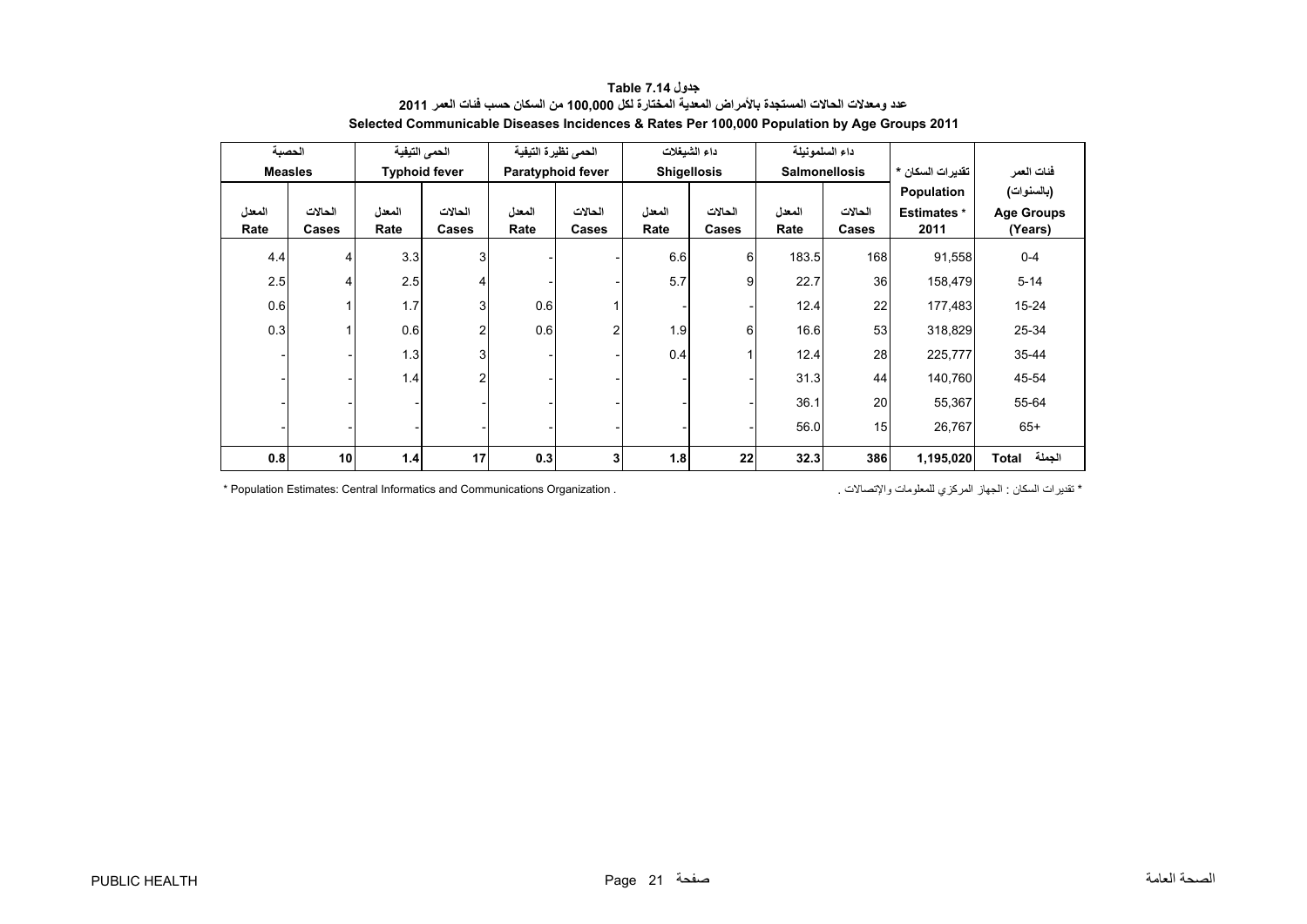# جدول Table 7.14

## عدد ومعدلات الحالات المستجدة بالأمراض المعدية المختارة لكل 100,000 من السكان حسب فئات العمر 2011

## Selected Communicable Diseases Incidences & Rates Per 100,000 Population by Age Groups 2011

| الحصبة Measles | | الحمى التيفية Typhoid fever | | الحمى نظيرة التيفية Paratyphoid fever | | داء الشيغلات Shigellosis | | داء السلمونيلة Salmonellosis | | تقديرات السكان * Population Estimates * 2011 | فئات العمر (بالسنوات) Age Groups (Years) |
|---|---|---|---|---|---|---|---|---|---|---|---|
| المعدل Rate | الحالات Cases | المعدل Rate | الحالات Cases | المعدل Rate | الحالات Cases | المعدل Rate | الحالات Cases | المعدل Rate | الحالات Cases | | |
| 4.4 | 4 | 3.3 | 3 | - | - | 6.6 | 6 | 183.5 | 168 | 91,558 | 0-4 |
| 2.5 | 4 | 2.5 | 4 | - | - | 5.7 | 9 | 22.7 | 36 | 158,479 | 5-14 |
| 0.6 | 1 | 1.7 | 3 | 0.6 | 1 | - | - | 12.4 | 22 | 177,483 | 15-24 |
| 0.3 | 1 | 0.6 | 2 | 0.6 | 2 | 1.9 | 6 | 16.6 | 53 | 318,829 | 25-34 |
| - | - | 1.3 | 3 | - | - | 0.4 | 1 | 12.4 | 28 | 225,777 | 35-44 |
| - | - | 1.4 | 2 | - | - | - | - | 31.3 | 44 | 140,760 | 45-54 |
| - | - | - | - | - | - | - | - | 36.1 | 20 | 55,367 | 55-64 |
| - | - | - | - | - | - | - | - | 56.0 | 15 | 26,767 | 65+ |
| **0.8** | **10** | **1.4** | **17** | **0.3** | **3** | **1.8** | **22** | **32.3** | **386** | **1,195,020** | **Total الجملة** |

* Population Estimates: Central Informatics and Communications Organization .

* تقديرات السكان : الجهاز المركزي للمعلومات والإتصالات .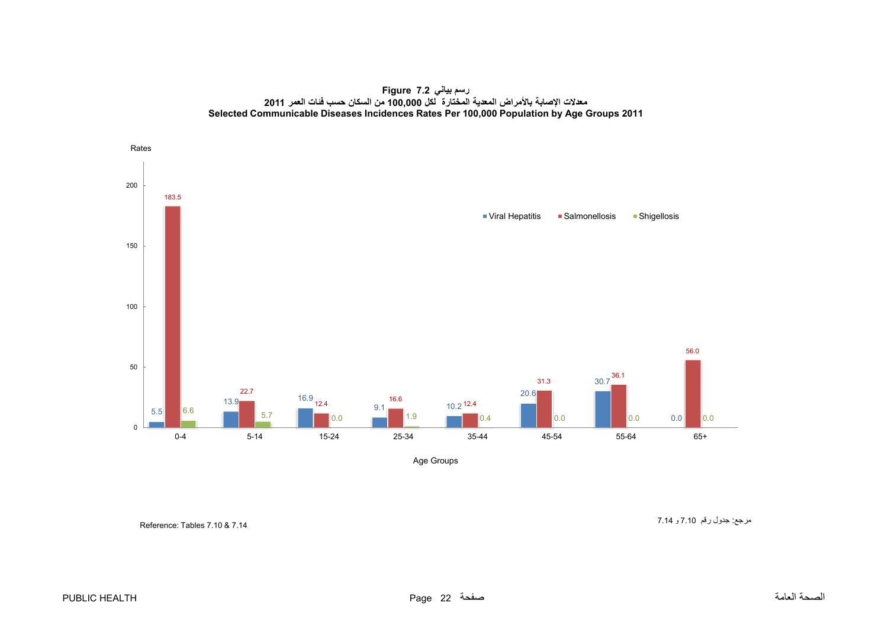**Figure 7.2 رسم بياني**

**معدلات الإصابة بالأمراض المعدية المختارة لكل 100,000 من السكان حسب فئات العمر 2011**

**Selected Communicable Diseases Incidences Rates Per 100,000 Population by Age Groups 2011**

| Age Groups | Viral Hepatitis | Salmonellosis | Shigellosis |
|---|---|---|---|
| 0-4 | 5.5 | 183.5 | 6.6 |
| 5-14 | 13.9 | 22.7 | 5.7 |
| 15-24 | 16.9 | 12.4 | 0.0 |
| 25-34 | 9.1 | 16.6 | 1.9 |
| 35-44 | 10.2 | 12.4 | 0.4 |
| 45-54 | 20.6 | 31.3 | 0.0 |
| 55-64 | 30.7 | 36.1 | 0.0 |
| 65+ | 0.0 | 56.0 | 0.0 |

Reference: Tables 7.10 & 7.14

مرجع: جدول رقم 7.10 و 7.14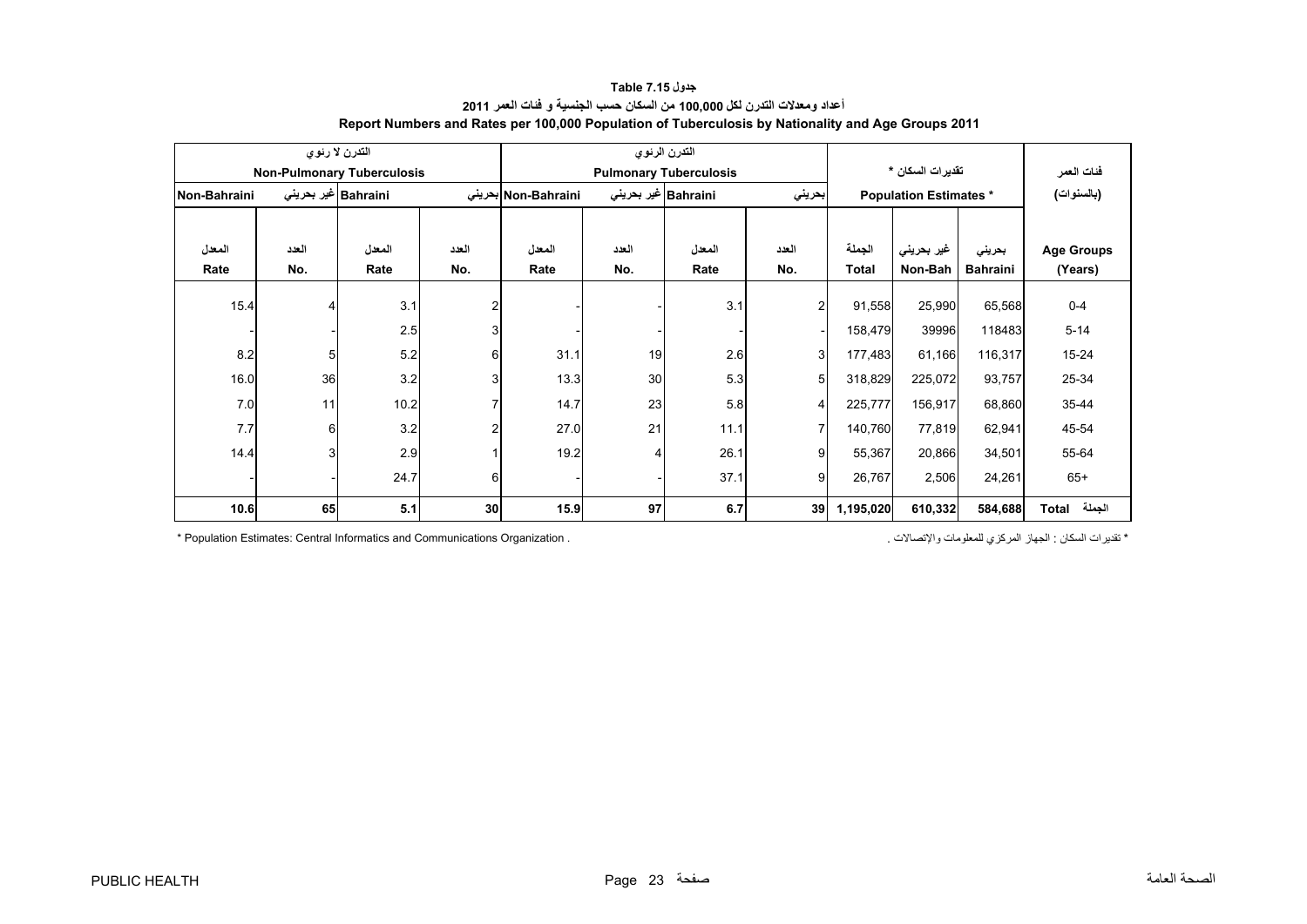# جدول Table 7.15

## أعداد ومعدلات التدرن لكل 100,000 من السكان حسب الجنسية و فئات العمر 2011

## Report Numbers and Rates per 100,000 Population of Tuberculosis by Nationality and Age Groups 2011

| التدرن لا رئوي Non-Pulmonary Tuberculosis | | | | التدرن الرئوي Pulmonary Tuberculosis | | | | تقديرات السكان * Population Estimates * | | | فئات العمر (بالسنوات) |
|---|---|---|---|---|---|---|---|---|---|---|---|
| غير بحريني Non-Bahraini | | بحريني Bahraini | | غير بحريني Non-Bahraini | | بحريني Bahraini | | | | | |
| المعدل Rate | العدد No. | المعدل Rate | العدد No. | المعدل Rate | العدد No. | المعدل Rate | العدد No. | الجملة Total | غير بحريني Non-Bah | بحريني Bahraini | Age Groups (Years) |
| 15.4 | 4 | 3.1 | 2 | - | - | 3.1 | 2 | 91,558 | 25,990 | 65,568 | 0-4 |
| - | - | 2.5 | 3 | - | - | - | - | 158,479 | 39996 | 118483 | 5-14 |
| 8.2 | 5 | 5.2 | 6 | 31.1 | 19 | 2.6 | 3 | 177,483 | 61,166 | 116,317 | 15-24 |
| 16.0 | 36 | 3.2 | 3 | 13.3 | 30 | 5.3 | 5 | 318,829 | 225,072 | 93,757 | 25-34 |
| 7.0 | 11 | 10.2 | 7 | 14.7 | 23 | 5.8 | 4 | 225,777 | 156,917 | 68,860 | 35-44 |
| 7.7 | 6 | 3.2 | 2 | 27.0 | 21 | 11.1 | 7 | 140,760 | 77,819 | 62,941 | 45-54 |
| 14.4 | 3 | 2.9 | 1 | 19.2 | 4 | 26.1 | 9 | 55,367 | 20,866 | 34,501 | 55-64 |
| - | - | 24.7 | 6 | - | - | 37.1 | 9 | 26,767 | 2,506 | 24,261 | 65+ |
| **10.6** | **65** | **5.1** | **30** | **15.9** | **97** | **6.7** | **39** | **1,195,020** | **610,332** | **584,688** | **Total الجملة** |

\* Population Estimates: Central Informatics and Communications Organization .

\* تقديرات السكان : الجهاز المركزي للمعلومات والإتصالات .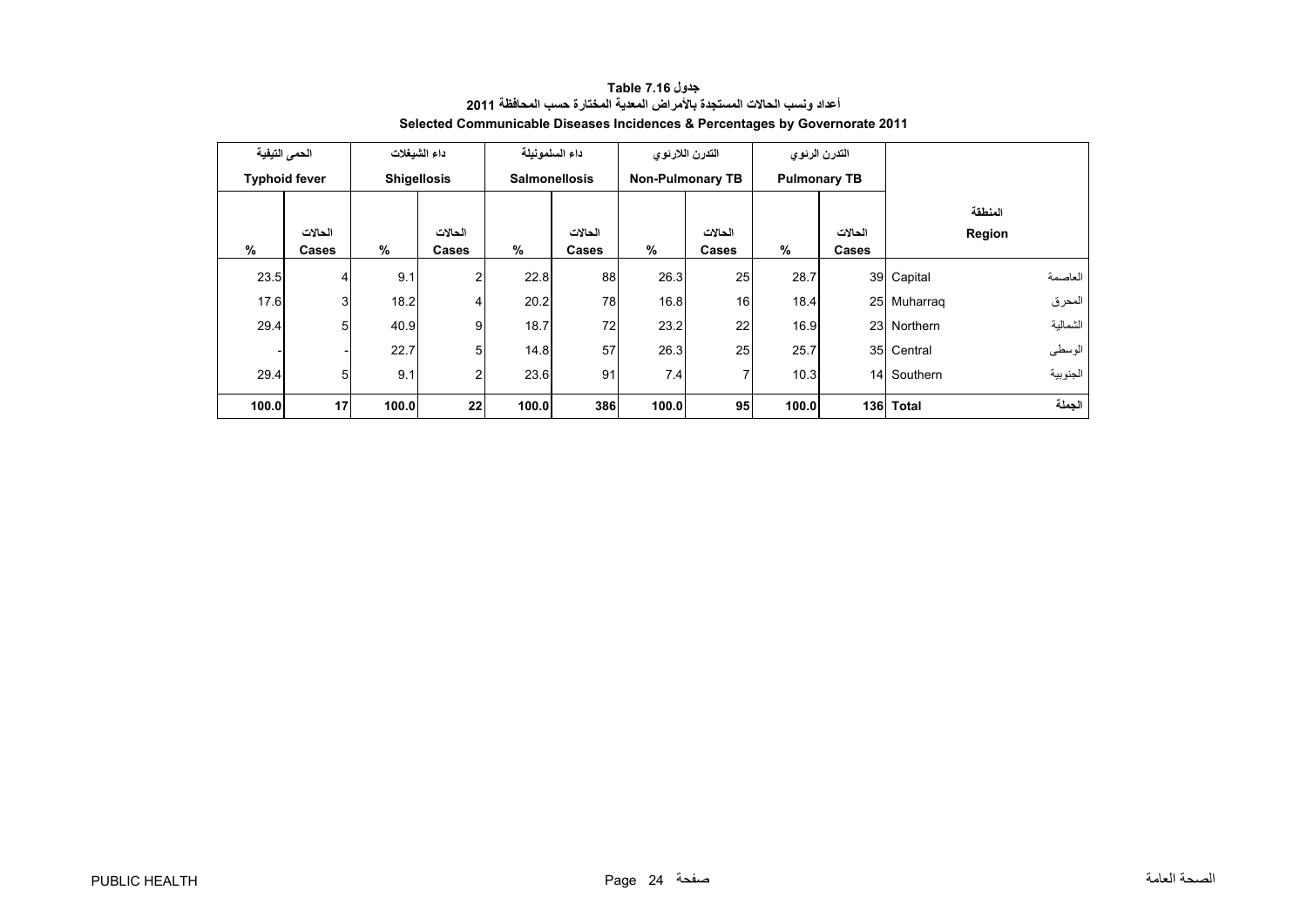**جدول Table 7.16**

**أعداد ونسب الحالات المستجدة بالأمراض المعدية المختارة حسب المحافظة 2011**

**Selected Communicable Diseases Incidences & Percentages by Governorate 2011**

| الحمى التيفية | | داء الشيغلات | | داء السلمونيلة | | التدرن اللارئوي | | التدرن الرئوي | | | |
|---|---|---|---|---|---|---|---|---|---|---|---|
| **Typhoid fever** | | **Shigellosis** | | **Salmonellosis** | | **Non-Pulmonary TB** | | **Pulmonary TB** | | | |
| **%** | **الحالات Cases** | **%** | **الحالات Cases** | **%** | **الحالات Cases** | **%** | **الحالات Cases** | **%** | **الحالات Cases** | **المنطقة Region** | |
| 23.5 | 4 | 9.1 | 2 | 22.8 | 88 | 26.3 | 25 | 28.7 | 39 | Capital | العاصمة |
| 17.6 | 3 | 18.2 | 4 | 20.2 | 78 | 16.8 | 16 | 18.4 | 25 | Muharraq | المحرق |
| 29.4 | 5 | 40.9 | 9 | 18.7 | 72 | 23.2 | 22 | 16.9 | 23 | Northern | الشمالية |
| - | - | 22.7 | 5 | 14.8 | 57 | 26.3 | 25 | 25.7 | 35 | Central | الوسطى |
| 29.4 | 5 | 9.1 | 2 | 23.6 | 91 | 7.4 | 7 | 10.3 | 14 | Southern | الجنوبية |
| **100.0** | **17** | **100.0** | **22** | **100.0** | **386** | **100.0** | **95** | **100.0** | **136** | **Total** | **الجملة** |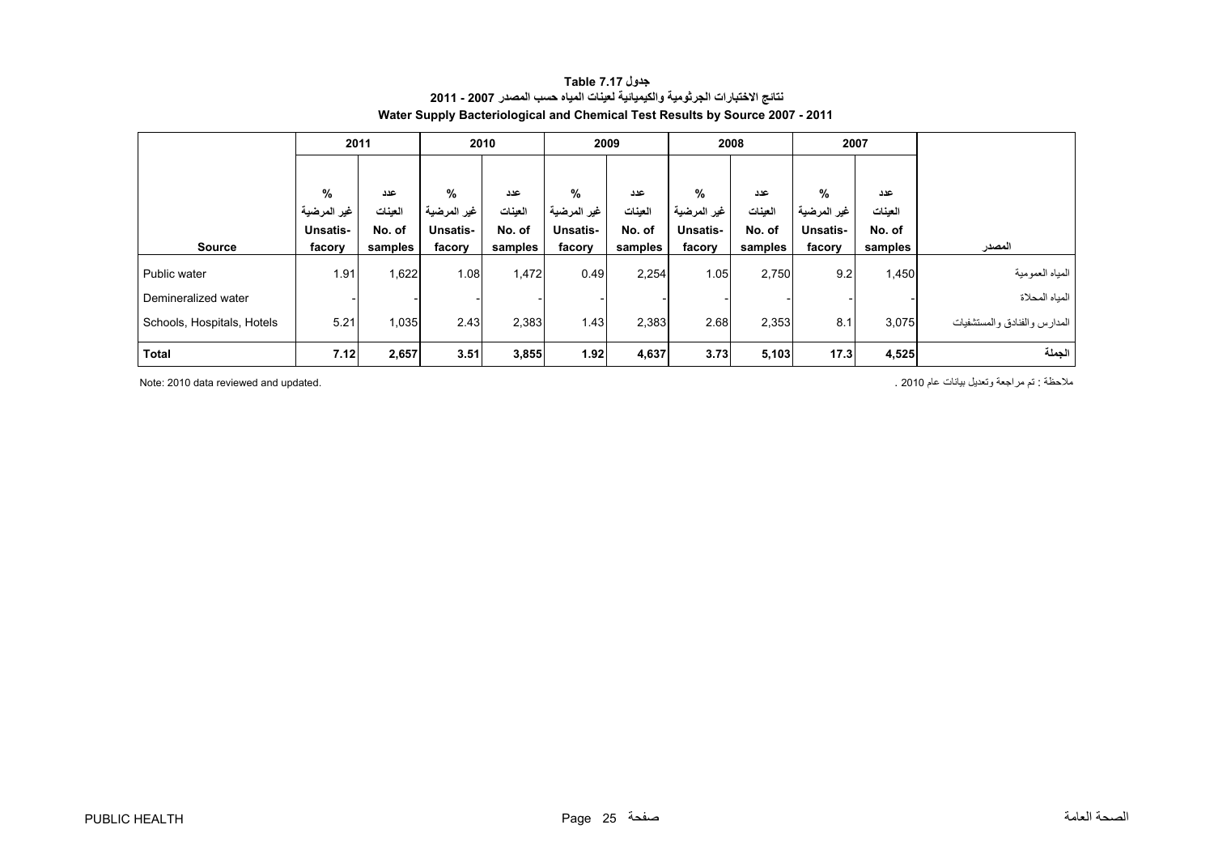# جدول Table 7.17

## نتائج الاختبارات الجرثومية والكيميائية لعينات المياه حسب المصدر 2007 - 2011

## Water Supply Bacteriological and Chemical Test Results by Source 2007 - 2011

| Source | 2011 | | 2010 | | 2009 | | 2008 | | 2007 | | المصدر |
|---|---|---|---|---|---|---|---|---|---|---|---|
| | % غير المرضية Unsatis-facory | عدد العينات No. of samples | % غير المرضية Unsatis-facory | عدد العينات No. of samples | % غير المرضية Unsatis-facory | عدد العينات No. of samples | % غير المرضية Unsatis-facory | عدد العينات No. of samples | % غير المرضية Unsatis-facory | عدد العينات No. of samples | |
| Public water | 1.91 | 1,622 | 1.08 | 1,472 | 0.49 | 2,254 | 1.05 | 2,750 | 9.2 | 1,450 | المياه العمومية |
| Demineralized water | - | - | - | - | - | - | - | - | - | - | المياه المحلاة |
| Schools, Hospitals, Hotels | 5.21 | 1,035 | 2.43 | 2,383 | 1.43 | 2,383 | 2.68 | 2,353 | 8.1 | 3,075 | المدارس والفنادق والمستشفيات |
| **Total** | **7.12** | **2,657** | **3.51** | **3,855** | **1.92** | **4,637** | **3.73** | **5,103** | **17.3** | **4,525** | **الجملة** |

Note: 2010 data reviewed and updated.

ملاحظة : تم مراجعة وتعديل بيانات عام 2010 .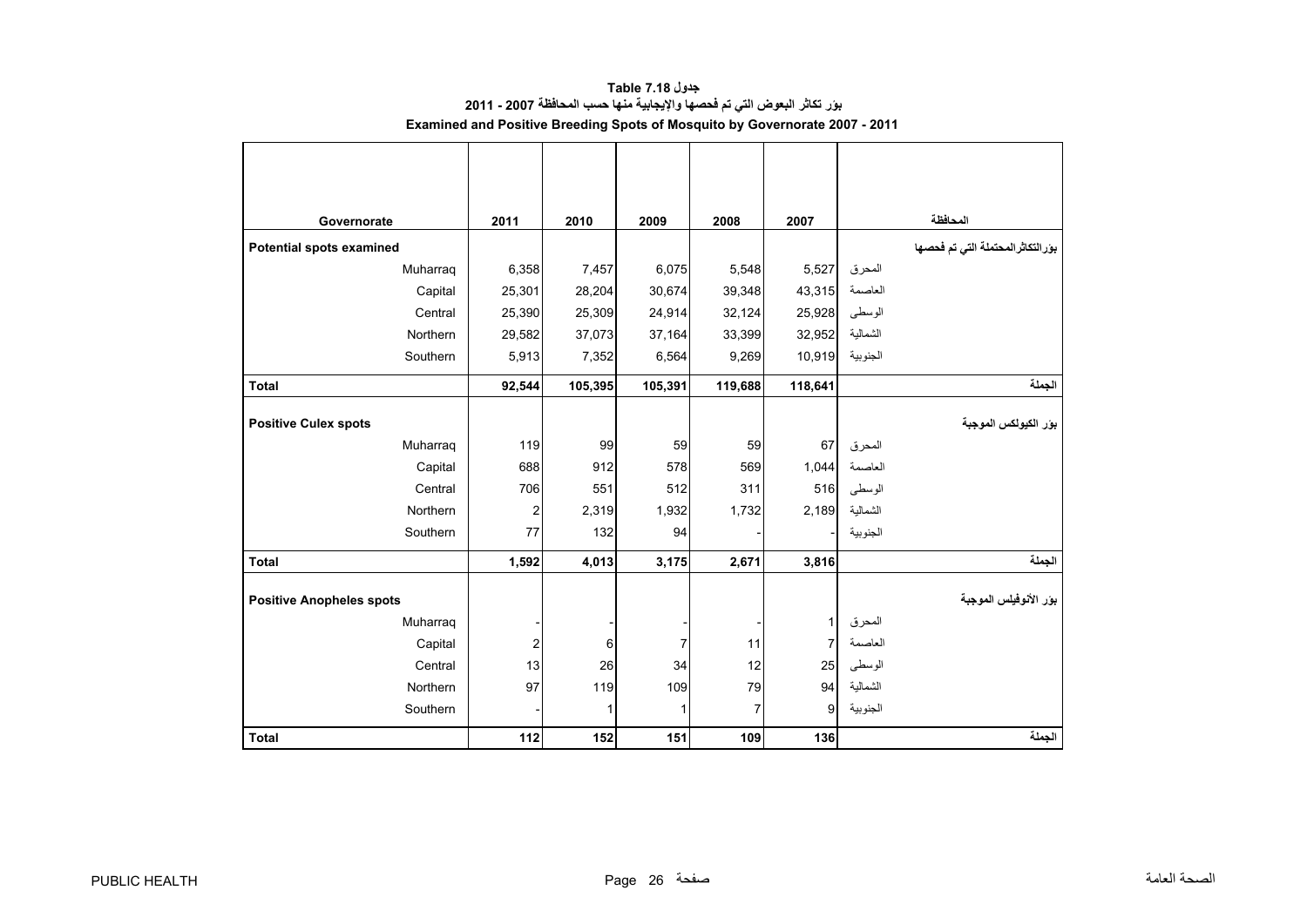# جدول Table 7.18

## بؤر تكاثر البعوض التي تم فحصها والإيجابية منها حسب المحافظة 2007 - 2011

## Examined and Positive Breeding Spots of Mosquito by Governorate 2007 - 2011

| Governorate | 2011 | 2010 | 2009 | 2008 | 2007 | المحافظة |
|---|---|---|---|---|---|---|
| **Potential spots examined** | | | | | | **بؤرالتكاثرالمحتملة التي تم فحصها** |
| Muharraq | 6,358 | 7,457 | 6,075 | 5,548 | 5,527 | المحرق |
| Capital | 25,301 | 28,204 | 30,674 | 39,348 | 43,315 | العاصمة |
| Central | 25,390 | 25,309 | 24,914 | 32,124 | 25,928 | الوسطى |
| Northern | 29,582 | 37,073 | 37,164 | 33,399 | 32,952 | الشمالية |
| Southern | 5,913 | 7,352 | 6,564 | 9,269 | 10,919 | الجنوبية |
| **Total** | **92,544** | **105,395** | **105,391** | **119,688** | **118,641** | **الجملة** |
| **Positive Culex spots** | | | | | | **بؤر الكيولكس الموجبة** |
| Muharraq | 119 | 99 | 59 | 59 | 67 | المحرق |
| Capital | 688 | 912 | 578 | 569 | 1,044 | العاصمة |
| Central | 706 | 551 | 512 | 311 | 516 | الوسطى |
| Northern | 2 | 2,319 | 1,932 | 1,732 | 2,189 | الشمالية |
| Southern | 77 | 132 | 94 | - | - | الجنوبية |
| **Total** | **1,592** | **4,013** | **3,175** | **2,671** | **3,816** | **الجملة** |
| **Positive Anopheles spots** | | | | | | **بؤر الأنوفيلس الموجبة** |
| Muharraq | - | - | - | - | 1 | المحرق |
| Capital | 2 | 6 | 7 | 11 | 7 | العاصمة |
| Central | 13 | 26 | 34 | 12 | 25 | الوسطى |
| Northern | 97 | 119 | 109 | 79 | 94 | الشمالية |
| Southern | - | 1 | 1 | 7 | 9 | الجنوبية |
| **Total** | **112** | **152** | **151** | **109** | **136** | **الجملة** |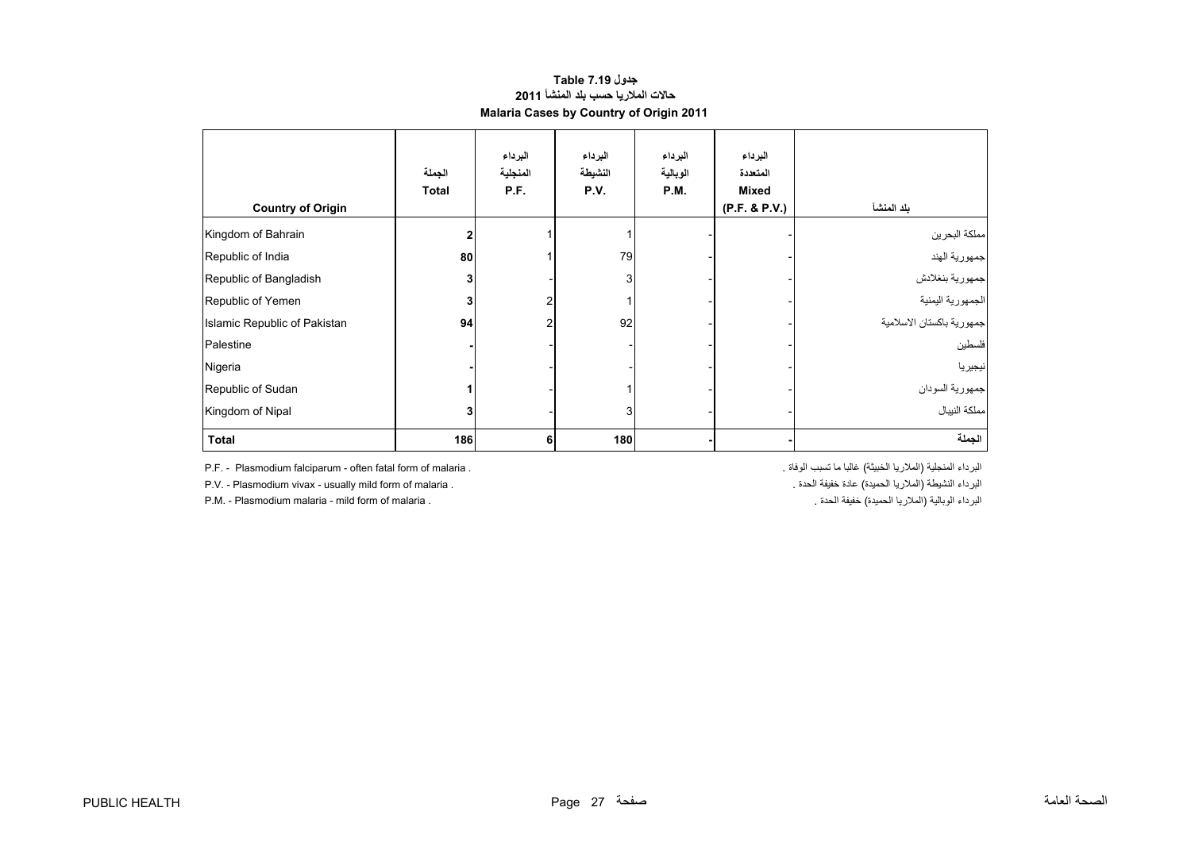# جدول 7.19 Table
## حالات الملاريا حسب بلد المنشأ 2011
## Malaria Cases by Country of Origin 2011

| Country of Origin | الجملة Total | البرداء المنجلية P.F. | البرداء النشيطة P.V. | البرداء الوبالية P.M. | البرداء المتعددة Mixed (P.F. & P.V.) | بلد المنشأ |
|---|---|---|---|---|---|---|
| Kingdom of Bahrain | **2** | 1 | 1 | - | - | مملكة البحرين |
| Republic of India | **80** | 1 | 79 | - | - | جمهورية الهند |
| Republic of Bangladish | **3** | - | 3 | - | - | جمهورية بنغلادش |
| Republic of Yemen | **3** | 2 | 1 | - | - | الجمهورية اليمنية |
| Islamic Republic of Pakistan | **94** | 2 | 92 | - | - | جمهورية باكستان الاسلامية |
| Palestine | **-** | - | - | - | - | فلسطين |
| Nigeria | **-** | - | - | - | - | نيجيريا |
| Republic of Sudan | **1** | - | 1 | - | - | جمهورية السودان |
| Kingdom of Nipal | **3** | - | 3 | - | - | مملكة النيبال |
| **Total** | **186** | **6** | **180** | **-** | **-** | **الجملة** |

P.F. - Plasmodium falciparum - often fatal form of malaria .

P.V. - Plasmodium vivax - usually mild form of malaria .

P.M. - Plasmodium malaria - mild form of malaria .

البرداء المنجلية (الملاريا الخبيثة) غالبا ما تسبب الوفاة .

البرداء النشيطة (الملاريا الحميدة) عادة خفيفة الحدة .

البرداء الوبالية (الملاريا الحميدة) خفيفة الحدة .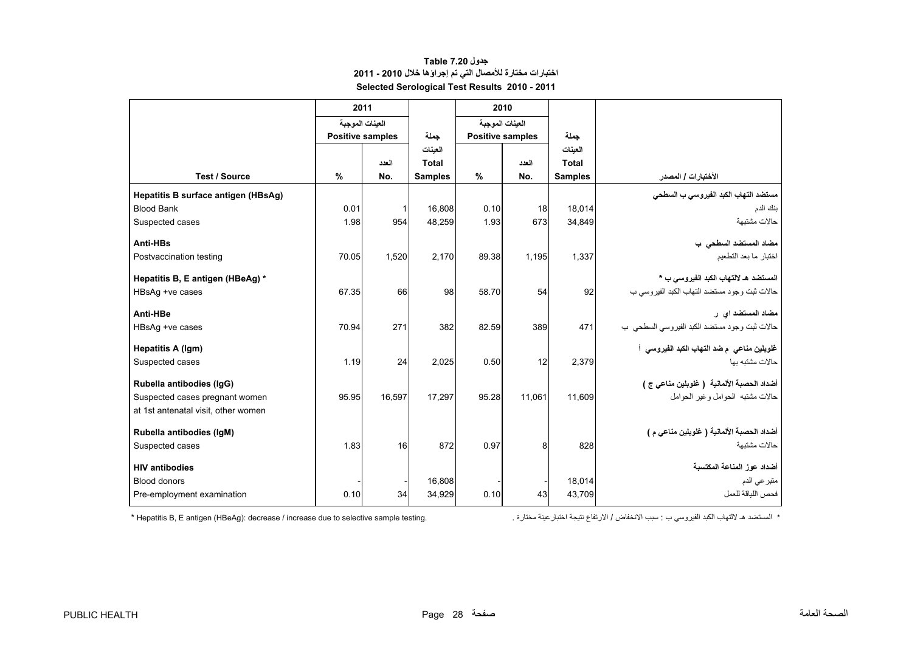# جدول Table 7.20
## اختبارات مختارة للأمصال التي تم إجراؤها خلال 2010 - 2011
## Selected Serological Test Results 2010 - 2011

| Test / Source | 2011 | | | 2010 | | | الأختبارات / المصدر |
|---|---|---|---|---|---|---|---|
| | العينات الموجبة Positive samples | | جملة العينات Total Samples | العينات الموجبة Positive samples | | جملة العينات Total Samples | |
| | % | العدد No. | | % | العدد No. | | |
| **Hepatitis B surface antigen (HBsAg)** | | | | | | | **مستضد التهاب الكبد الفيروسي ب السطحي** |
| Blood Bank | 0.01 | 1 | 16,808 | 0.10 | 18 | 18,014 | بنك الدم |
| Suspected cases | 1.98 | 954 | 48,259 | 1.93 | 673 | 34,849 | حالات مشتبهة |
| **Anti-HBs** | | | | | | | **مضاد المستضد السطحي ب** |
| Postvaccination testing | 70.05 | 1,520 | 2,170 | 89.38 | 1,195 | 1,337 | اختبار ما بعد التطعيم |
| **Hepatitis B, E antigen (HBeAg) *** | | | | | | | **المستضد هـ لالتهاب الكبد الفيروسي ب *** |
| HBsAg +ve cases | 67.35 | 66 | 98 | 58.70 | 54 | 92 | حالات ثبت وجود مستضد التهاب الكبد الفيروسي ب |
| **Anti-HBe** | | | | | | | **مضاد المستضد اي ر** |
| HBsAg +ve cases | 70.94 | 271 | 382 | 82.59 | 389 | 471 | حالات ثبت وجود مستضد الكبد الفيروسي السطحي ب |
| **Hepatitis A (Igm)** | | | | | | | **غلوبلين مناعي م ضد التهاب الكبد الفيروسي أ** |
| Suspected cases | 1.19 | 24 | 2,025 | 0.50 | 12 | 2,379 | حالات مشتبه بها |
| **Rubella antibodies (IgG)** | | | | | | | **أضداد الحصبة الألمانية ( غلوبلين مناعي ج )** |
| Suspected cases pregnant women at 1st antenatal visit, other women | 95.95 | 16,597 | 17,297 | 95.28 | 11,061 | 11,609 | حالات مشتبه الحوامل وغير الحوامل |
| **Rubella antibodies (IgM)** | | | | | | | **أضداد الحصبة الألمانية ( غلوبلين مناعي م )** |
| Suspected cases | 1.83 | 16 | 872 | 0.97 | 8 | 828 | حالات مشتبهة |
| **HIV antibodies** | | | | | | | **أضداد عوز المناعة المكتسبة** |
| Blood donors | - | - | 16,808 | - | - | 18,014 | متبرعي الدم |
| Pre-employment examination | 0.10 | 34 | 34,929 | 0.10 | 43 | 43,709 | فحص اللياقة للعمل |

* Hepatitis B, E antigen (HBeAg): decrease / increase due to selective sample testing.

* المستضد هـ لالتهاب الكبد الفيروسي ب : سبب الانخفاض / الارتفاع نتيجة اختبار عينة مختارة .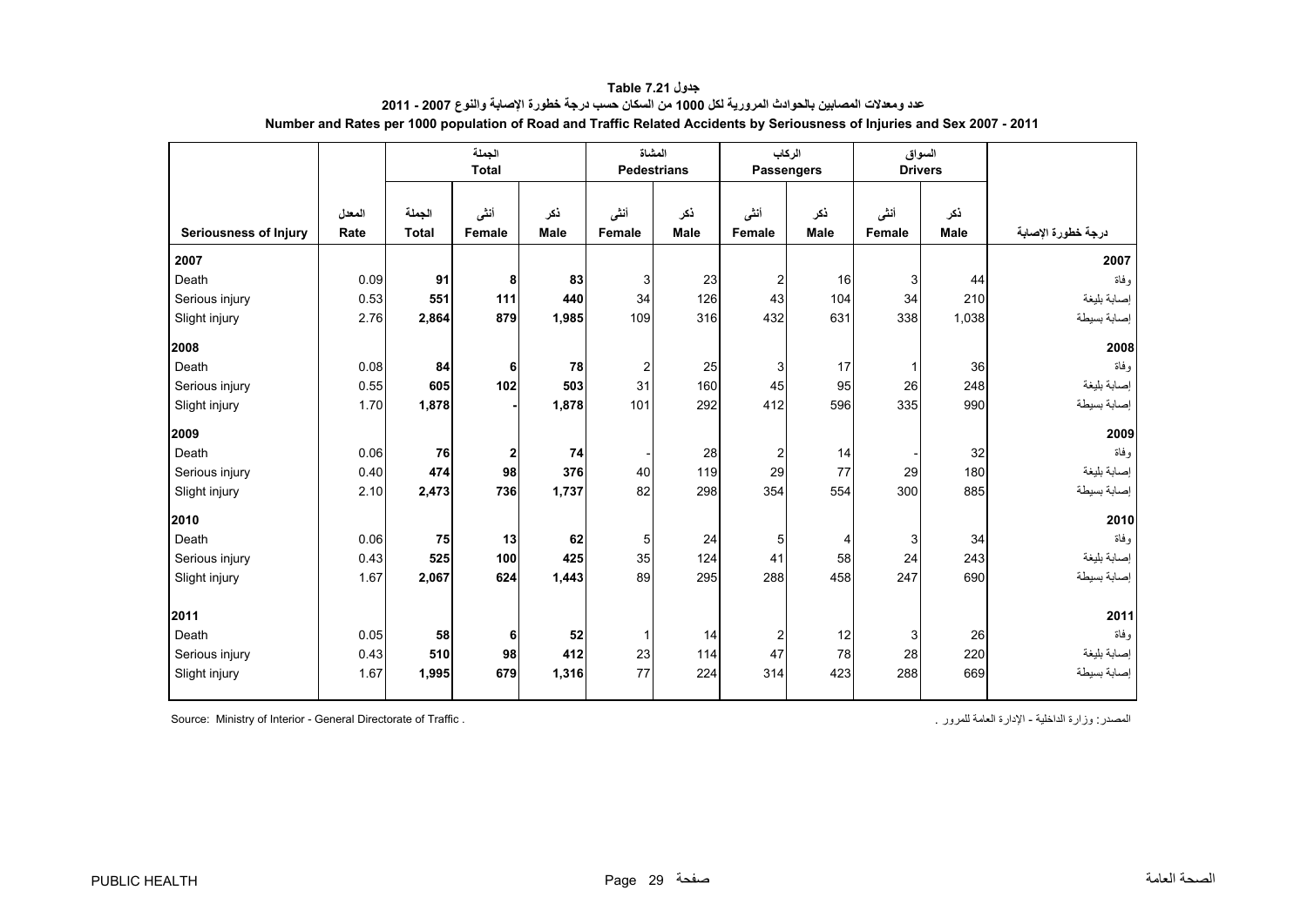**جدول 7.21 Table**

**عدد ومعدلات المصابين بالحوادث المرورية لكل 1000 من السكان حسب درجة خطورة الإصابة والنوع 2007 - 2011**

**Number and Rates per 1000 population of Road and Traffic Related Accidents by Seriousness of Injuries and Sex 2007 - 2011**

| | | الجملة Total | | | المشاة Pedestrians | | الركاب Passengers | | السواق Drivers | | |
|---|---|---|---|---|---|---|---|---|---|---|---|
| Seriousness of Injury | المعدل Rate | الجملة Total | أنثى Female | ذكر Male | أنثى Female | ذكر Male | أنثى Female | ذكر Male | أنثى Female | ذكر Male | درجة خطورة الإصابة |
| **2007** | | | | | | | | | | | **2007** |
| Death | 0.09 | **91** | **8** | **83** | 3 | 23 | 2 | 16 | 3 | 44 | وفاة |
| Serious injury | 0.53 | **551** | **111** | **440** | 34 | 126 | 43 | 104 | 34 | 210 | إصابة بليغة |
| Slight injury | 2.76 | **2,864** | **879** | **1,985** | 109 | 316 | 432 | 631 | 338 | 1,038 | إصابة بسيطة |
| **2008** | | | | | | | | | | | **2008** |
| Death | 0.08 | **84** | **6** | **78** | 2 | 25 | 3 | 17 | 1 | 36 | وفاة |
| Serious injury | 0.55 | **605** | **102** | **503** | 31 | 160 | 45 | 95 | 26 | 248 | إصابة بليغة |
| Slight injury | 1.70 | **1,878** | **-** | **1,878** | 101 | 292 | 412 | 596 | 335 | 990 | إصابة بسيطة |
| **2009** | | | | | | | | | | | **2009** |
| Death | 0.06 | **76** | **2** | **74** | - | 28 | 2 | 14 | - | 32 | وفاة |
| Serious injury | 0.40 | **474** | **98** | **376** | 40 | 119 | 29 | 77 | 29 | 180 | إصابة بليغة |
| Slight injury | 2.10 | **2,473** | **736** | **1,737** | 82 | 298 | 354 | 554 | 300 | 885 | إصابة بسيطة |
| **2010** | | | | | | | | | | | **2010** |
| Death | 0.06 | **75** | **13** | **62** | 5 | 24 | 5 | 4 | 3 | 34 | وفاة |
| Serious injury | 0.43 | **525** | **100** | **425** | 35 | 124 | 41 | 58 | 24 | 243 | إصابة بليغة |
| Slight injury | 1.67 | **2,067** | **624** | **1,443** | 89 | 295 | 288 | 458 | 247 | 690 | إصابة بسيطة |
| **2011** | | | | | | | | | | | **2011** |
| Death | 0.05 | **58** | **6** | **52** | 1 | 14 | 2 | 12 | 3 | 26 | وفاة |
| Serious injury | 0.43 | **510** | **98** | **412** | 23 | 114 | 47 | 78 | 28 | 220 | إصابة بليغة |
| Slight injury | 1.67 | **1,995** | **679** | **1,316** | 77 | 224 | 314 | 423 | 288 | 669 | إصابة بسيطة |

Source: Ministry of Interior - General Directorate of Traffic .

المصدر: وزارة الداخلية - الإدارة العامة للمرور .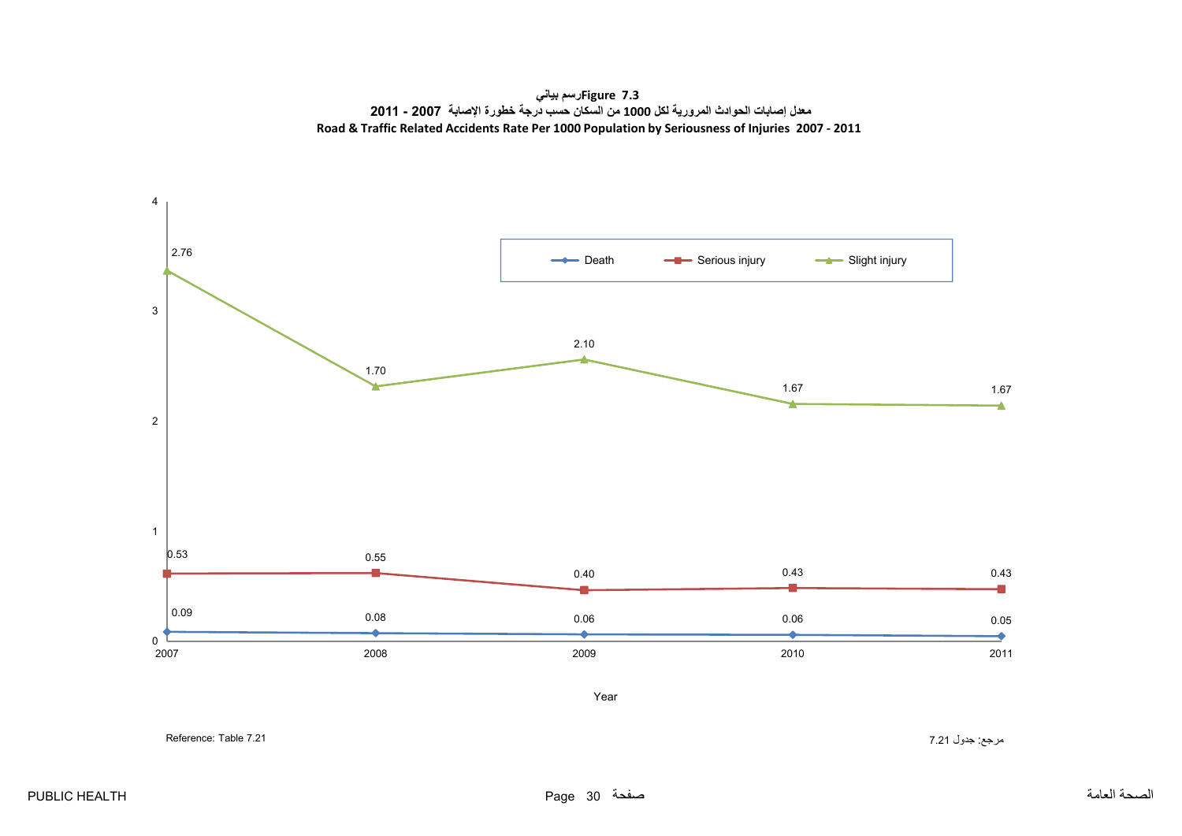**رسم بياني Figure 7.3**

**معدل إصابات الحوادث المرورية لكل 1000 من السكان حسب درجة خطورة الإصابة 2007 - 2011**

**Road & Traffic Related Accidents Rate Per 1000 Population by Seriousness of Injuries 2007 - 2011**

| Year | Death | Serious injury | Slight injury |
|---|---|---|---|
| 2007 | 0.09 | 0.53 | 2.76 |
| 2008 | 0.08 | 0.55 | 1.70 |
| 2009 | 0.06 | 0.40 | 2.10 |
| 2010 | 0.06 | 0.43 | 1.67 |
| 2011 | 0.05 | 0.43 | 1.67 |

Reference: Table 7.21

مرجع: جدول 7.21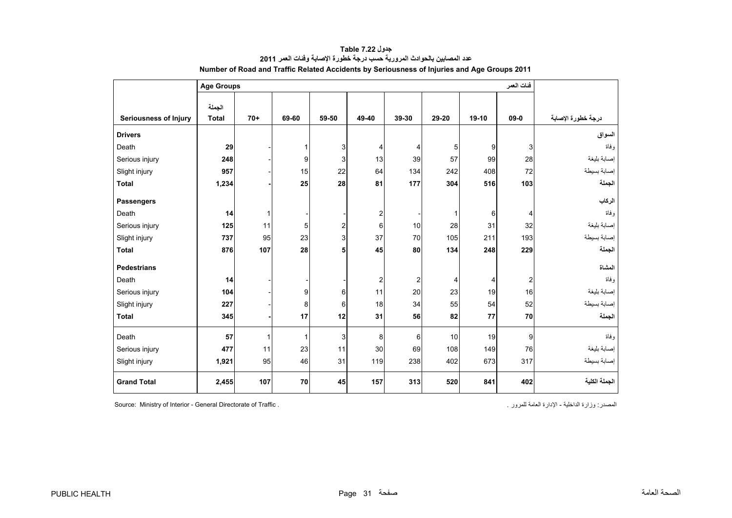**جدول Table 7.22**

**عدد المصابين بالحوادث المرورية حسب درجة خطورة الإصابة وفئات العمر 2011**

**Number of Road and Traffic Related Accidents by Seriousness of Injuries and Age Groups 2011**

| | Age Groups | | | | | | | | فئات العمر | |
|---|---|---|---|---|---|---|---|---|---|---|
| **Seriousness of Injury** | **الجملة Total** | **70+** | **69-60** | **59-50** | **49-40** | **39-30** | **29-20** | **19-10** | **09-0** | **درجة خطورة الإصابة** |
| **Drivers** | | | | | | | | | | **السواق** |
| Death | **29** | - | 1 | 3 | 4 | 4 | 5 | 9 | 3 | وفاة |
| Serious injury | **248** | - | 9 | 3 | 13 | 39 | 57 | 99 | 28 | إصابة بليغة |
| Slight injury | **957** | - | 15 | 22 | 64 | 134 | 242 | 408 | 72 | إصابة بسيطة |
| **Total** | **1,234** | **-** | **25** | **28** | **81** | **177** | **304** | **516** | **103** | **الجملة** |
| **Passengers** | | | | | | | | | | **الركاب** |
| Death | **14** | 1 | - | - | 2 | - | 1 | 6 | 4 | وفاة |
| Serious injury | **125** | 11 | 5 | 2 | 6 | 10 | 28 | 31 | 32 | إصابة بليغة |
| Slight injury | **737** | 95 | 23 | 3 | 37 | 70 | 105 | 211 | 193 | إصابة بسيطة |
| **Total** | **876** | **107** | **28** | **5** | **45** | **80** | **134** | **248** | **229** | **الجملة** |
| **Pedestrians** | | | | | | | | | | **المشاة** |
| Death | **14** | - | - | - | 2 | 2 | 4 | 4 | 2 | وفاة |
| Serious injury | **104** | - | 9 | 6 | 11 | 20 | 23 | 19 | 16 | إصابة بليغة |
| Slight injury | **227** | - | 8 | 6 | 18 | 34 | 55 | 54 | 52 | إصابة بسيطة |
| **Total** | **345** | **-** | **17** | **12** | **31** | **56** | **82** | **77** | **70** | **الجملة** |
| Death | **57** | 1 | 1 | 3 | 8 | 6 | 10 | 19 | 9 | وفاة |
| Serious injury | **477** | 11 | 23 | 11 | 30 | 69 | 108 | 149 | 76 | إصابة بليغة |
| Slight injury | **1,921** | 95 | 46 | 31 | 119 | 238 | 402 | 673 | 317 | إصابة بسيطة |
| **Grand Total** | **2,455** | **107** | **70** | **45** | **157** | **313** | **520** | **841** | **402** | **الجملة الكلية** |

Source: Ministry of Interior - General Directorate of Traffic .

المصدر: وزارة الداخلية - الإدارة العامة للمرور .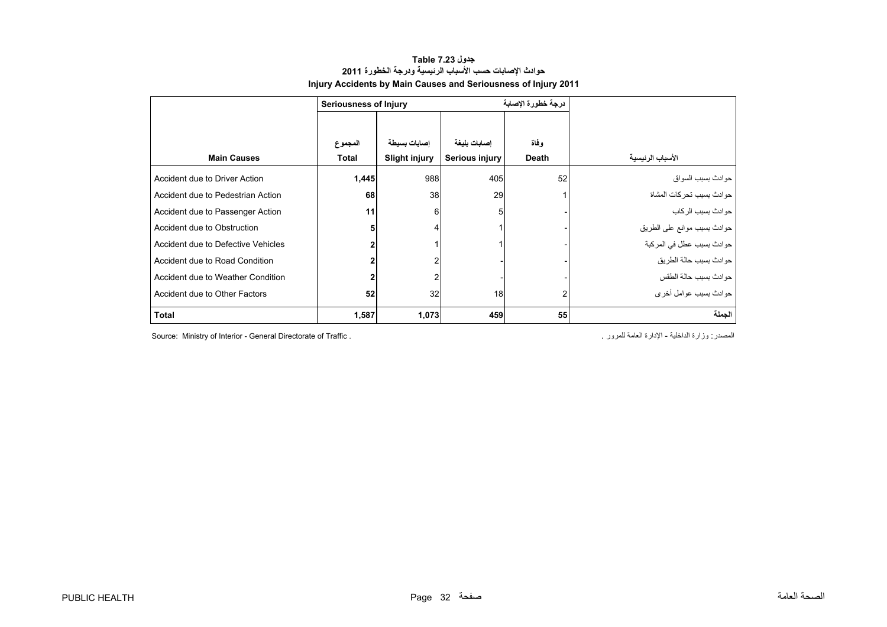# جدول Table 7.23
## حوادث الإصابات حسب الأسباب الرئيسية ودرجة الخطورة 2011
## Injury Accidents by Main Causes and Seriousness of Injury 2011

| | Seriousness of Injury | | درجة خطورة الإصابة | | |
|---|---|---|---|---|---|
| **Main Causes** | المجموع **Total** | إصابات بسيطة **Slight injury** | إصابات بليغة **Serious injury** | وفاة **Death** | الأسباب الرئيسية |
| Accident due to Driver Action | **1,445** | 988 | 405 | 52 | حوادث بسبب السواق |
| Accident due to Pedestrian Action | **68** | 38 | 29 | 1 | حوادث بسبب تحركات المشاة |
| Accident due to Passenger Action | **11** | 6 | 5 | - | حوادث بسبب الركاب |
| Accident due to Obstruction | **5** | 4 | 1 | - | حوادث بسبب موانع على الطريق |
| Accident due to Defective Vehicles | **2** | 1 | 1 | - | حوادث بسبب عطل في المركبة |
| Accident due to Road Condition | **2** | 2 | - | - | حوادث بسبب حالة الطريق |
| Accident due to Weather Condition | **2** | 2 | - | - | حوادث بسبب حالة الطقس |
| Accident due to Other Factors | **52** | 32 | 18 | 2 | حوادث بسبب عوامل أخرى |
| **Total** | **1,587** | **1,073** | **459** | **55** | **الجملة** |

Source: Ministry of Interior - General Directorate of Traffic .

المصدر: وزارة الداخلية - الإدارة العامة للمرور .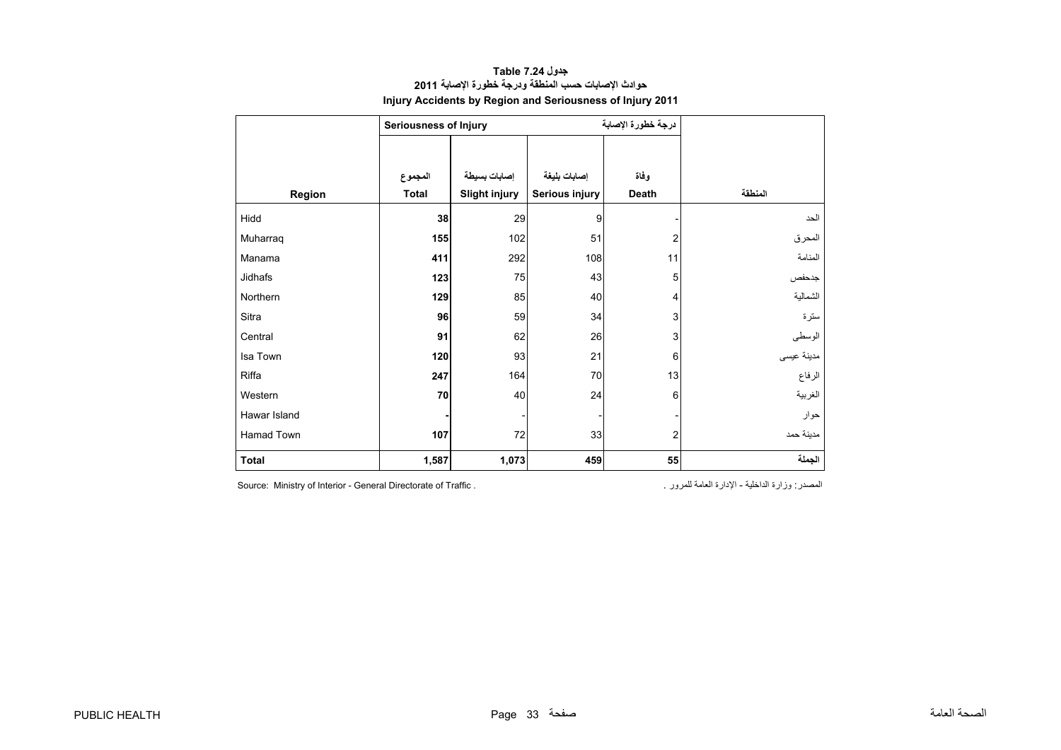**جدول Table 7.24**

**حوادث الإصابات حسب المنطقة ودرجة خطورة الإصابة 2011**

**Injury Accidents by Region and Seriousness of Injury 2011**

| | Seriousness of Injury | | | درجة خطورة الإصابة | |
|---|---|---|---|---|---|
| **Region** | المجموع **Total** | إصابات بسيطة **Slight injury** | إصابات بليغة **Serious injury** | وفاة **Death** | **المنطقة** |
| Hidd | **38** | 29 | 9 | - | الحد |
| Muharraq | **155** | 102 | 51 | 2 | المحرق |
| Manama | **411** | 292 | 108 | 11 | المنامة |
| Jidhafs | **123** | 75 | 43 | 5 | جدحفص |
| Northern | **129** | 85 | 40 | 4 | الشمالية |
| Sitra | **96** | 59 | 34 | 3 | سترة |
| Central | **91** | 62 | 26 | 3 | الوسطى |
| Isa Town | **120** | 93 | 21 | 6 | مدينة عيسى |
| Riffa | **247** | 164 | 70 | 13 | الرفاع |
| Western | **70** | 40 | 24 | 6 | الغربية |
| Hawar Island | **-** | - | - | - | حوار |
| Hamad Town | **107** | 72 | 33 | 2 | مدينة حمد |
| **Total** | **1,587** | **1,073** | **459** | **55** | **الجملة** |

Source: Ministry of Interior - General Directorate of Traffic .

المصدر: وزارة الداخلية - الإدارة العامة للمرور .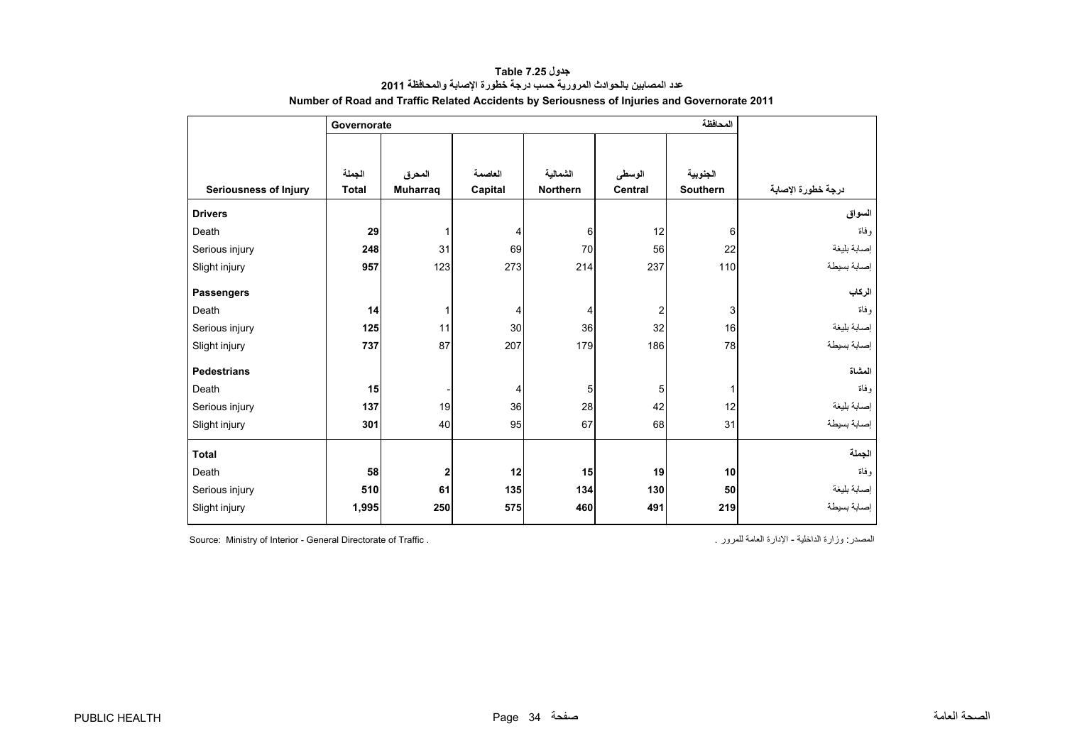# جدول 7.25 Table

## عدد المصابين بالحوادث المرورية حسب درجة خطورة الإصابة والمحافظة 2011

## Number of Road and Traffic Related Accidents by Seriousness of Injuries and Governorate 2011

| | Governorate | | | | | المحافظة | |
|---|---|---|---|---|---|---|---|
| **Seriousness of Injury** | الجملة **Total** | المحرق **Muharraq** | العاصمة **Capital** | الشمالية **Northern** | الوسطى **Central** | الجنوبية **Southern** | درجة خطورة الإصابة |
| **Drivers** | | | | | | | **السواق** |
| Death | **29** | 1 | 4 | 6 | 12 | 6 | وفاة |
| Serious injury | **248** | 31 | 69 | 70 | 56 | 22 | إصابة بليغة |
| Slight injury | **957** | 123 | 273 | 214 | 237 | 110 | إصابة بسيطة |
| **Passengers** | | | | | | | **الركاب** |
| Death | **14** | 1 | 4 | 4 | 2 | 3 | وفاة |
| Serious injury | **125** | 11 | 30 | 36 | 32 | 16 | إصابة بليغة |
| Slight injury | **737** | 87 | 207 | 179 | 186 | 78 | إصابة بسيطة |
| **Pedestrians** | | | | | | | **المشاة** |
| Death | **15** | - | 4 | 5 | 5 | 1 | وفاة |
| Serious injury | **137** | 19 | 36 | 28 | 42 | 12 | إصابة بليغة |
| Slight injury | **301** | 40 | 95 | 67 | 68 | 31 | إصابة بسيطة |
| **Total** | | | | | | | **الجملة** |
| Death | **58** | **2** | **12** | **15** | **19** | **10** | وفاة |
| Serious injury | **510** | **61** | **135** | **134** | **130** | **50** | إصابة بليغة |
| Slight injury | **1,995** | **250** | **575** | **460** | **491** | **219** | إصابة بسيطة |

Source: Ministry of Interior - General Directorate of Traffic .

المصدر: وزارة الداخلية - الإدارة العامة للمرور .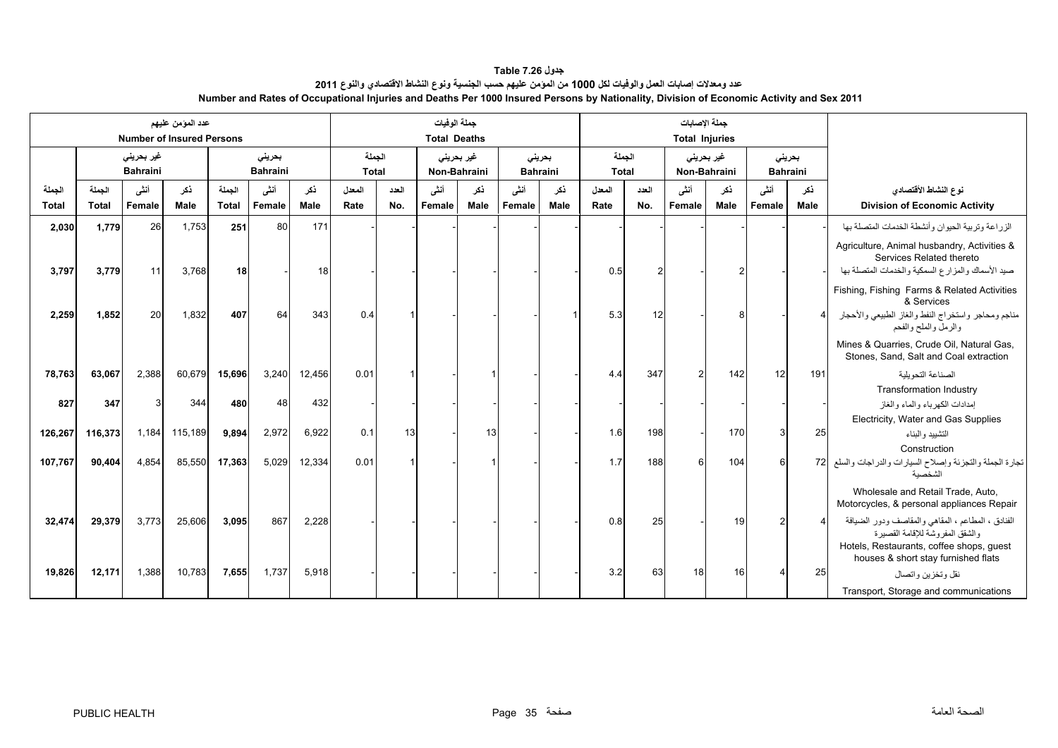# جدول Table 7.26

## عدد ومعدلات إصابات العمل والوفيات لكل 1000 من المؤمن عليهم حسب الجنسية ونوع النشاط الاقتصادي والنوع 2011

## Number and Rates of Occupational Injuries and Deaths Per 1000 Insured Persons by Nationality, Division of Economic Activity and Sex 2011

| عدد المؤمن عليهم Number of Insured Persons | | | | | | | جملة الوفيات Total Deaths | | | | | | | جملة الإصابات Total Injuries | | | | | | | |
|---|---|---|---|---|---|---|---|---|---|---|---|---|---|---|---|---|---|---|---|---|---|
| | غير بحريني Bahraini | | | بحريني Bahraini | | | الجملة Total | | غير بحريني Non-Bahraini | | بحريني Bahraini | | الجملة Total | | غير بحريني Non-Bahraini | | بحريني Bahraini | | |
| الجملة Total | الجملة Total | أنثى Female | ذكر Male | الجملة Total | أنثى Female | ذكر Male | المعدل Rate | العدد No. | أنثى Female | ذكر Male | أنثى Female | ذكر Male | المعدل Rate | العدد No. | أنثى Female | ذكر Male | أنثى Female | ذكر Male | نوع النشاط الأقتصادي Division of Economic Activity |
| 2,030 | 1,779 | 26 | 1,753 | 251 | 80 | 171 | - | - | - | - | - | - | - | - | - | - | - | - | الزراعة وتربية الحيوان وأنشطة الخدمات المتصلة بها Agriculture, Animal husbandry, Activities & Services Related thereto |
| 3,797 | 3,779 | 11 | 3,768 | 18 | - | 18 | - | - | - | - | - | - | 0.5 | 2 | - | 2 | - | - | صيد الأسماك والمزارع السمكية والخدمات المتصلة بها Fishing, Fishing Farms & Related Activities & Services |
| 2,259 | 1,852 | 20 | 1,832 | 407 | 64 | 343 | 0.4 | 1 | - | - | - | 1 | 5.3 | 12 | - | 8 | - | 4 | مناجم ومحاجر واستخراج النفط والغاز الطبيعي والأحجار والرمل والملح والفحم Mines & Quarries, Crude Oil, Natural Gas, Stones, Sand, Salt and Coal extraction |
| 78,763 | 63,067 | 2,388 | 60,679 | 15,696 | 3,240 | 12,456 | 0.01 | 1 | - | 1 | - | - | 4.4 | 347 | 2 | 142 | 12 | 191 | الصناعة التحويلية Transformation Industry |
| 827 | 347 | 3 | 344 | 480 | 48 | 432 | - | - | - | - | - | - | - | - | - | - | - | - | إمدادات الكهرباء والماء والغاز Electricity, Water and Gas Supplies |
| 126,267 | 116,373 | 1,184 | 115,189 | 9,894 | 2,972 | 6,922 | 0.1 | 13 | - | 13 | - | - | 1.6 | 198 | - | 170 | 3 | 25 | التشييد والبناء Construction |
| 107,767 | 90,404 | 4,854 | 85,550 | 17,363 | 5,029 | 12,334 | 0.01 | 1 | - | 1 | - | - | 1.7 | 188 | 6 | 104 | 6 | 72 | تجارة الجملة والتجزئة وإصلاح السيارات والدراجات والسلع الشخصية Wholesale and Retail Trade, Auto, Motorcycles, & personal appliances Repair |
| 32,474 | 29,379 | 3,773 | 25,606 | 3,095 | 867 | 2,228 | - | - | - | - | - | - | 0.8 | 25 | - | 19 | 2 | 4 | الفنادق ، المطاعم ، المقاهي والمقاصف ودور الضيافة والشقق المفروشة للإقامة القصيرة Hotels, Restaurants, coffee shops, guest houses & short stay furnished flats |
| 19,826 | 12,171 | 1,388 | 10,783 | 7,655 | 1,737 | 5,918 | - | - | - | - | - | - | 3.2 | 63 | 18 | 16 | 4 | 25 | نقل وتخزين واتصال Transport, Storage and communications |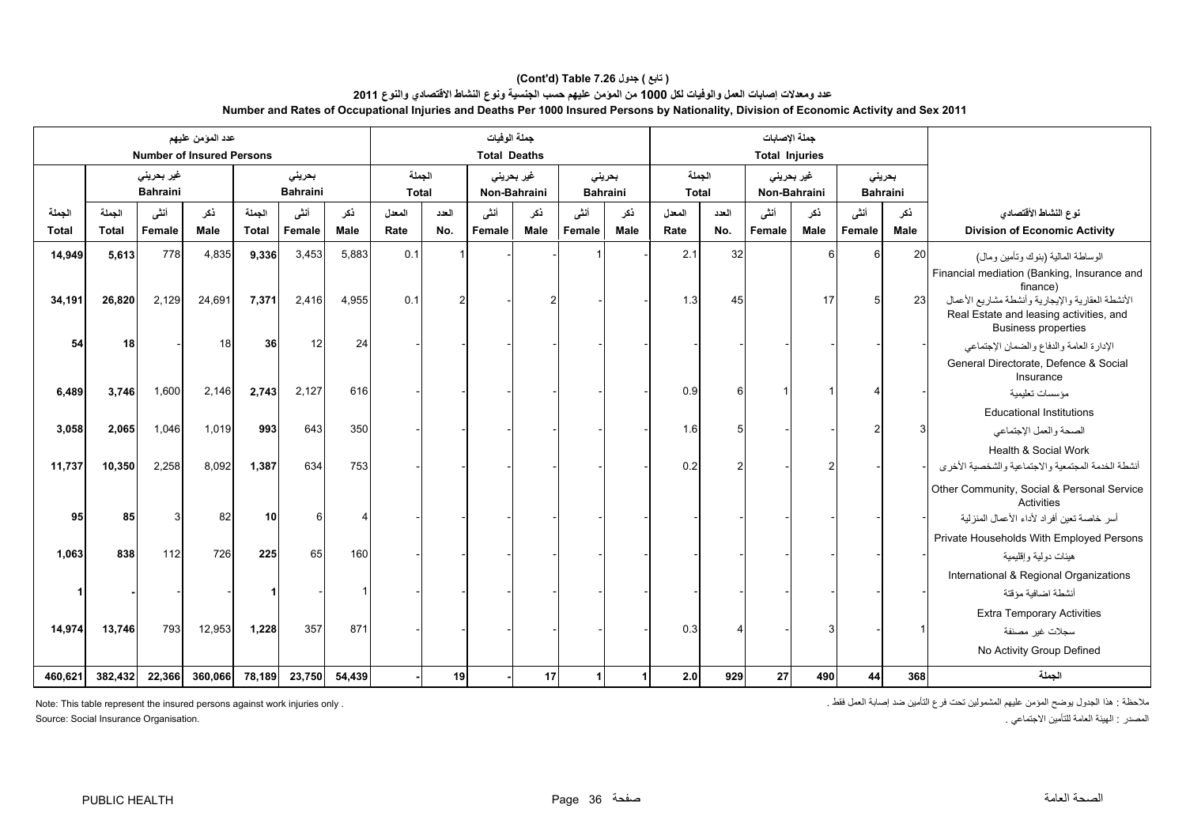**(Cont'd) Table 7.26 جدول ( تابع )**

**عدد ومعدلات إصابات العمل والوفيات لكل 1000 من المؤمن عليهم حسب الجنسية ونوع النشاط الاقتصادي والنوع 2011**

**Number and Rates of Occupational Injuries and Deaths Per 1000 Insured Persons by Nationality, Division of Economic Activity and Sex 2011**

| عدد المؤمن عليهم Number of Insured Persons | | | | | | | جملة الوفيات Total Deaths | | | | | | جملة الإصابات Total Injuries | | | | | | |
|---|---|---|---|---|---|---|---|---|---|---|---|---|---|---|---|---|---|---|---|
| | غير بحريني Bahraini | | | بحريني Bahraini | | | الجملة Total | | غير بحريني Non-Bahraini | | بحريني Bahraini | | الجملة Total | | غير بحريني Non-Bahraini | | بحريني Bahraini | | |
| الجملة Total | الجملة Total | أنثى Female | ذكر Male | الجملة Total | أنثى Female | ذكر Male | المعدل Rate | العدد No. | أنثى Female | ذكر Male | أنثى Female | ذكر Male | المعدل Rate | العدد No. | أنثى Female | ذكر Male | أنثى Female | ذكر Male | نوع النشاط الأقتصادي Division of Economic Activity |
| **14,949** | **5,613** | 778 | 4,835 | **9,336** | 3,453 | 5,883 | 0.1 | 1 | - | - | 1 | - | 2.1 | 32 | | 6 | 6 | 20 | الوساطة المالية (بنوك وتأمين ومال) Financial mediation (Banking, Insurance and finance) |
| **34,191** | **26,820** | 2,129 | 24,691 | **7,371** | 2,416 | 4,955 | 0.1 | 2 | - | 2 | - | - | 1.3 | 45 | | 17 | 5 | 23 | الأنشطة العقارية والإيجارية وأنشطة مشاريع الأعمال Real Estate and leasing activities, and Business properties |
| **54** | **18** | - | 18 | **36** | 12 | 24 | - | - | - | - | - | - | - | - | - | - | - | - | الإدارة العامة والدفاع والضمان الإجتماعي General Directorate, Defence & Social Insurance |
| **6,489** | **3,746** | 1,600 | 2,146 | **2,743** | 2,127 | 616 | - | - | - | - | - | - | 0.9 | 6 | 1 | 1 | 4 | - | مؤسسات تعليمية Educational Institutions |
| **3,058** | **2,065** | 1,046 | 1,019 | **993** | 643 | 350 | - | - | - | - | - | - | 1.6 | 5 | - | - | 2 | 3 | الصحة والعمل الإجتماعي Health & Social Work |
| **11,737** | **10,350** | 2,258 | 8,092 | **1,387** | 634 | 753 | - | - | - | - | - | - | 0.2 | 2 | - | 2 | - | - | أنشطة الخدمة المجتمعية والاجتماعية والشخصية الأخرى Other Community, Social & Personal Service Activities |
| **95** | **85** | 3 | 82 | **10** | 6 | 4 | - | - | - | - | - | - | - | - | - | - | - | - | أسر خاصة تعين أفراد لأداء الأعمال المنزلية Private Households With Employed Persons |
| **1,063** | **838** | 112 | 726 | **225** | 65 | 160 | - | - | - | - | - | - | - | - | - | - | - | - | هيئات دولية وإقليمية International & Regional Organizations |
| **1** | **-** | - | - | **1** | - | 1 | - | - | - | - | - | - | - | - | - | - | - | - | أنشطة اضافية مؤقتة Extra Temporary Activities |
| **14,974** | **13,746** | 793 | 12,953 | **1,228** | 357 | 871 | - | - | - | - | - | - | 0.3 | 4 | - | 3 | - | 1 | سجلات غير مصنفة No Activity Group Defined |
| **460,621** | **382,432** | **22,366** | **360,066** | **78,189** | **23,750** | **54,439** | **-** | **19** | **-** | **17** | **1** | **1** | **2.0** | **929** | **27** | **490** | **44** | **368** | **الجملة** |

Note: This table represent the insured persons against work injuries only .

ملاحظة : هذا الجدول يوضح المؤمن عليهم المشمولين تحت فرع التأمين ضد إصابة العمل فقط .

Source: Social Insurance Organisation.

المصدر : الهيئة العامة للتأمين الاجتماعي .